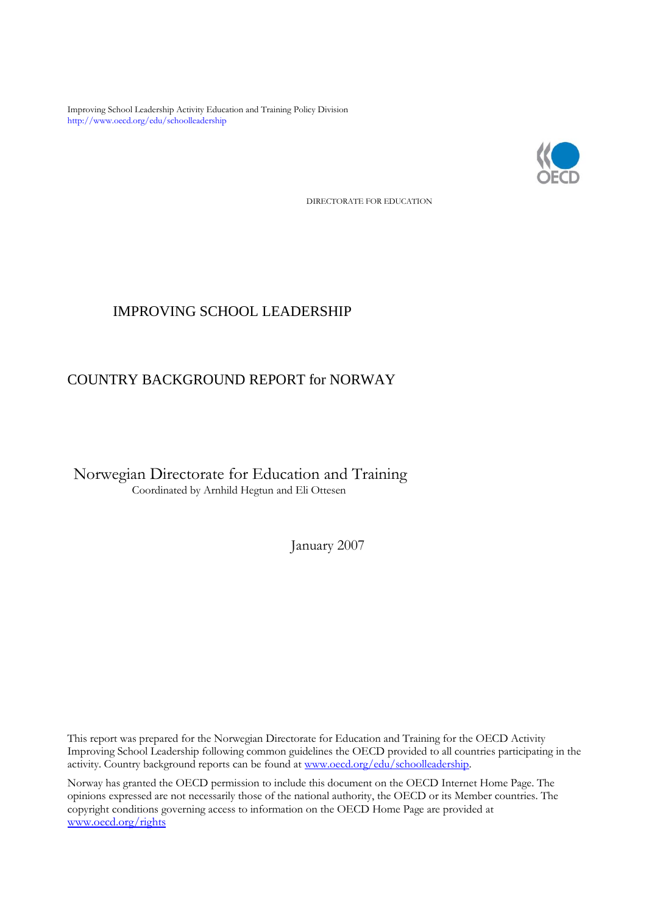Improving School Leadership Activity Education and Training Policy Division
http://www.oecd.org/edu/schoolleadership

DIRECTORATE FOR EDUCATION

# IMPROVING SCHOOL LEADERSHIP

# COUNTRY BACKGROUND REPORT for NORWAY

Norwegian Directorate for Education and Training
Coordinated by Arnhild Hegtun and Eli Ottesen

January 2007

This report was prepared for the Norwegian Directorate for Education and Training for the OECD Activity Improving School Leadership following common guidelines the OECD provided to all countries participating in the activity. Country background reports can be found at www.oecd.org/edu/schoolleadership.

Norway has granted the OECD permission to include this document on the OECD Internet Home Page. The opinions expressed are not necessarily those of the national authority, the OECD or its Member countries. The copyright conditions governing access to information on the OECD Home Page are provided at www.oecd.org/rights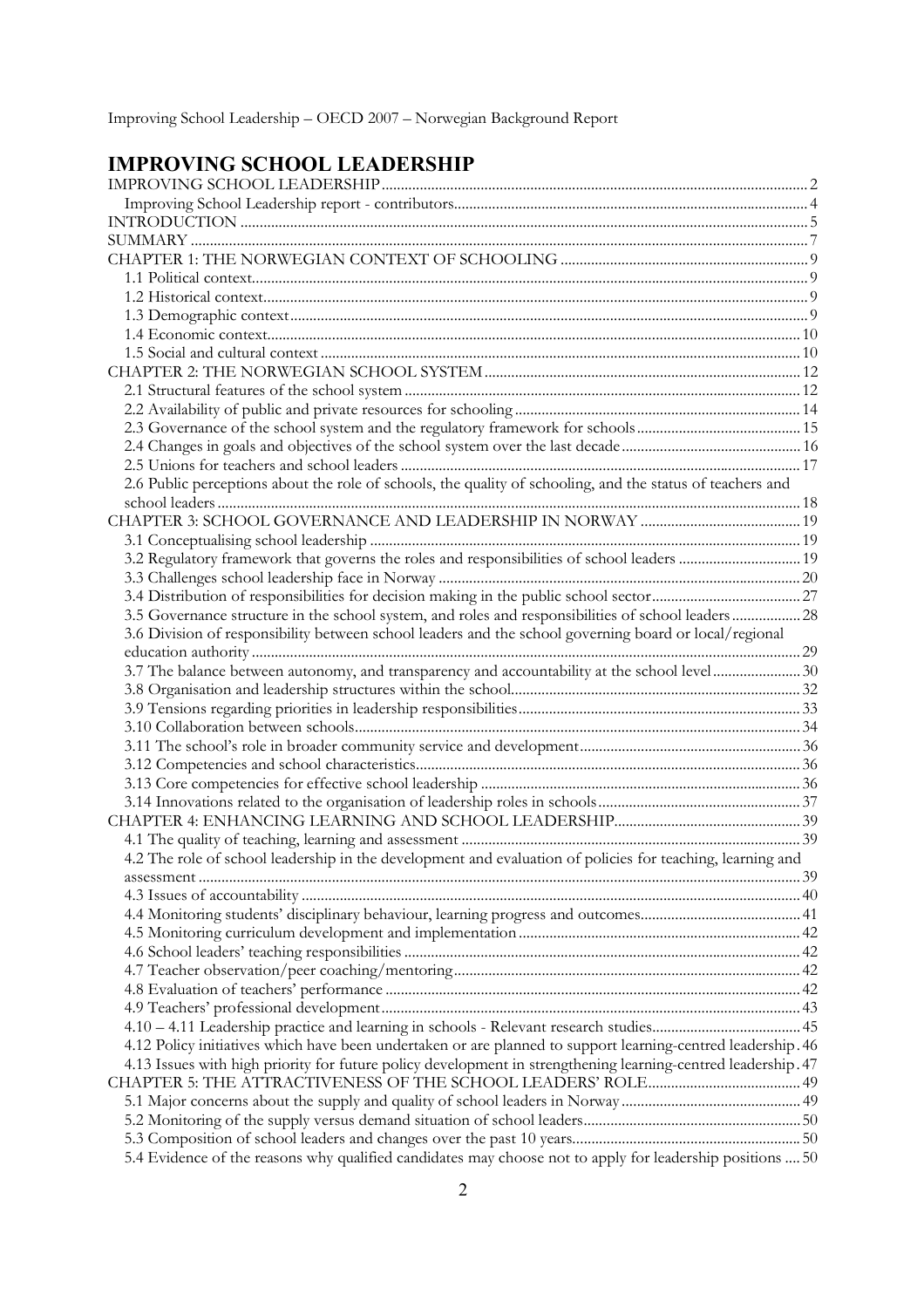# IMPROVING SCHOOL LEADERSHIP

IMPROVING SCHOOL LEADERSHIP ..... 2
Improving School Leadership report - contributors ..... 4
INTRODUCTION ..... 5
SUMMARY ..... 7
CHAPTER 1: THE NORWEGIAN CONTEXT OF SCHOOLING ..... 9
1.1 Political context ..... 9
1.2 Historical context ..... 9
1.3 Demographic context ..... 9
1.4 Economic context ..... 10
1.5 Social and cultural context ..... 10
CHAPTER 2: THE NORWEGIAN SCHOOL SYSTEM ..... 12
2.1 Structural features of the school system ..... 12
2.2 Availability of public and private resources for schooling ..... 14
2.3 Governance of the school system and the regulatory framework for schools ..... 15
2.4 Changes in goals and objectives of the school system over the last decade ..... 16
2.5 Unions for teachers and school leaders ..... 17
2.6 Public perceptions about the role of schools, the quality of schooling, and the status of teachers and school leaders ..... 18
CHAPTER 3: SCHOOL GOVERNANCE AND LEADERSHIP IN NORWAY ..... 19
3.1 Conceptualising school leadership ..... 19
3.2 Regulatory framework that governs the roles and responsibilities of school leaders ..... 19
3.3 Challenges school leadership face in Norway ..... 20
3.4 Distribution of responsibilities for decision making in the public school sector ..... 27
3.5 Governance structure in the school system, and roles and responsibilities of school leaders ..... 28
3.6 Division of responsibility between school leaders and the school governing board or local/regional education authority ..... 29
3.7 The balance between autonomy, and transparency and accountability at the school level ..... 30
3.8 Organisation and leadership structures within the school ..... 32
3.9 Tensions regarding priorities in leadership responsibilities ..... 33
3.10 Collaboration between schools ..... 34
3.11 The school's role in broader community service and development ..... 36
3.12 Competencies and school characteristics ..... 36
3.13 Core competencies for effective school leadership ..... 36
3.14 Innovations related to the organisation of leadership roles in schools ..... 37
CHAPTER 4: ENHANCING LEARNING AND SCHOOL LEADERSHIP ..... 39
4.1 The quality of teaching, learning and assessment ..... 39
4.2 The role of school leadership in the development and evaluation of policies for teaching, learning and assessment ..... 39
4.3 Issues of accountability ..... 40
4.4 Monitoring students' disciplinary behaviour, learning progress and outcomes ..... 41
4.5 Monitoring curriculum development and implementation ..... 42
4.6 School leaders' teaching responsibilities ..... 42
4.7 Teacher observation/peer coaching/mentoring ..... 42
4.8 Evaluation of teachers' performance ..... 42
4.9 Teachers' professional development ..... 43
4.10 – 4.11 Leadership practice and learning in schools - Relevant research studies ..... 45
4.12 Policy initiatives which have been undertaken or are planned to support learning-centred leadership ..... 46
4.13 Issues with high priority for future policy development in strengthening learning-centred leadership ..... 47
CHAPTER 5: THE ATTRACTIVENESS OF THE SCHOOL LEADERS' ROLE ..... 49
5.1 Major concerns about the supply and quality of school leaders in Norway ..... 49
5.2 Monitoring of the supply versus demand situation of school leaders ..... 50
5.3 Composition of school leaders and changes over the past 10 years ..... 50
5.4 Evidence of the reasons why qualified candidates may choose not to apply for leadership positions ..... 50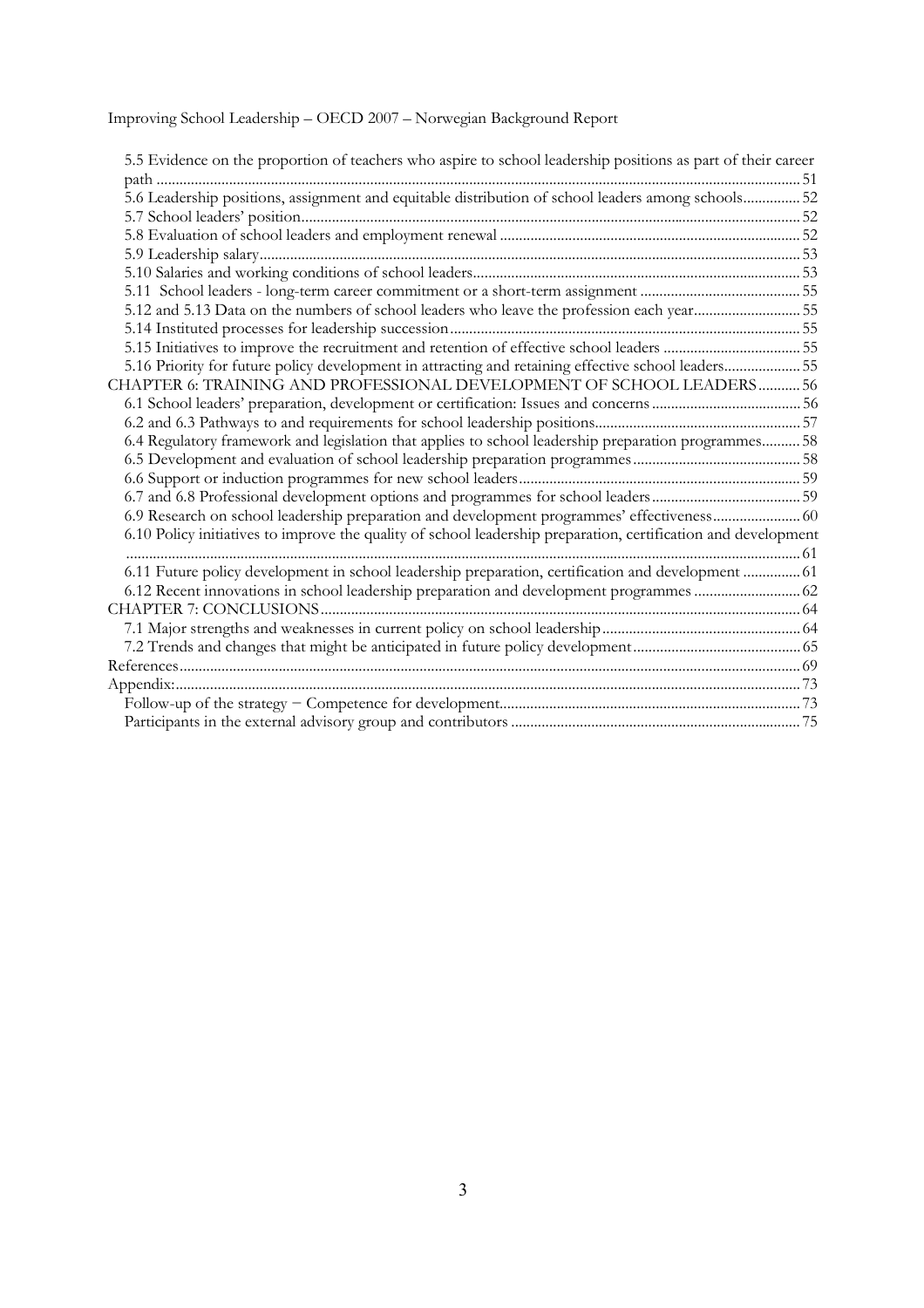5.5 Evidence on the proportion of teachers who aspire to school leadership positions as part of their career path ..... 51
5.6 Leadership positions, assignment and equitable distribution of school leaders among schools..... 52
5.7 School leaders' position..... 52
5.8 Evaluation of school leaders and employment renewal ..... 52
5.9 Leadership salary..... 53
5.10 Salaries and working conditions of school leaders..... 53
5.11 School leaders - long-term career commitment or a short-term assignment ..... 55
5.12 and 5.13 Data on the numbers of school leaders who leave the profession each year..... 55
5.14 Instituted processes for leadership succession..... 55
5.15 Initiatives to improve the recruitment and retention of effective school leaders ..... 55
5.16 Priority for future policy development in attracting and retaining effective school leaders..... 55

CHAPTER 6: TRAINING AND PROFESSIONAL DEVELOPMENT OF SCHOOL LEADERS..... 56
6.1 School leaders' preparation, development or certification: Issues and concerns..... 56
6.2 and 6.3 Pathways to and requirements for school leadership positions..... 57
6.4 Regulatory framework and legislation that applies to school leadership preparation programmes..... 58
6.5 Development and evaluation of school leadership preparation programmes..... 58
6.6 Support or induction programmes for new school leaders..... 59
6.7 and 6.8 Professional development options and programmes for school leaders..... 59
6.9 Research on school leadership preparation and development programmes' effectiveness..... 60
6.10 Policy initiatives to improve the quality of school leadership preparation, certification and development ..... 61
6.11 Future policy development in school leadership preparation, certification and development ..... 61
6.12 Recent innovations in school leadership preparation and development programmes ..... 62

CHAPTER 7: CONCLUSIONS..... 64
7.1 Major strengths and weaknesses in current policy on school leadership..... 64
7.2 Trends and changes that might be anticipated in future policy development..... 65

References..... 69

Appendix:..... 73
Follow-up of the strategy − Competence for development..... 73
Participants in the external advisory group and contributors ..... 75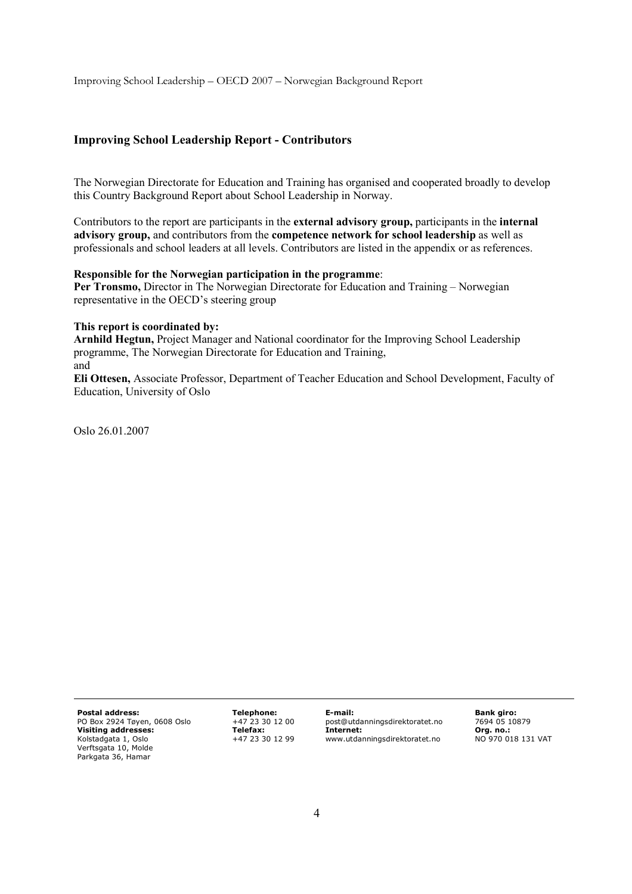## Improving School Leadership Report - Contributors

The Norwegian Directorate for Education and Training has organised and cooperated broadly to develop this Country Background Report about School Leadership in Norway.

Contributors to the report are participants in the **external advisory group,** participants in the **internal advisory group,** and contributors from the **competence network for school leadership** as well as professionals and school leaders at all levels. Contributors are listed in the appendix or as references.

**Responsible for the Norwegian participation in the programme**:
**Per Tronsmo,** Director in The Norwegian Directorate for Education and Training – Norwegian representative in the OECD's steering group

**This report is coordinated by:**
**Arnhild Hegtun,** Project Manager and National coordinator for the Improving School Leadership programme, The Norwegian Directorate for Education and Training,
and
**Eli Ottesen,** Associate Professor, Department of Teacher Education and School Development, Faculty of Education, University of Oslo

Oslo 26.01.2007

**Postal address:**
PO Box 2924 Tøyen, 0608 Oslo
**Visiting addresses:**
Kolstadgata 1, Oslo
Verftsgata 10, Molde
Parkgata 36, Hamar

**Telephone:**
+47 23 30 12 00
**Telefax:**
+47 23 30 12 99

**E-mail:**
post@utdanningsdirektoratet.no
**Internet:**
www.utdanningsdirektoratet.no

**Bank giro:**
7694 05 10879
**Org. no.:**
NO 970 018 131 VAT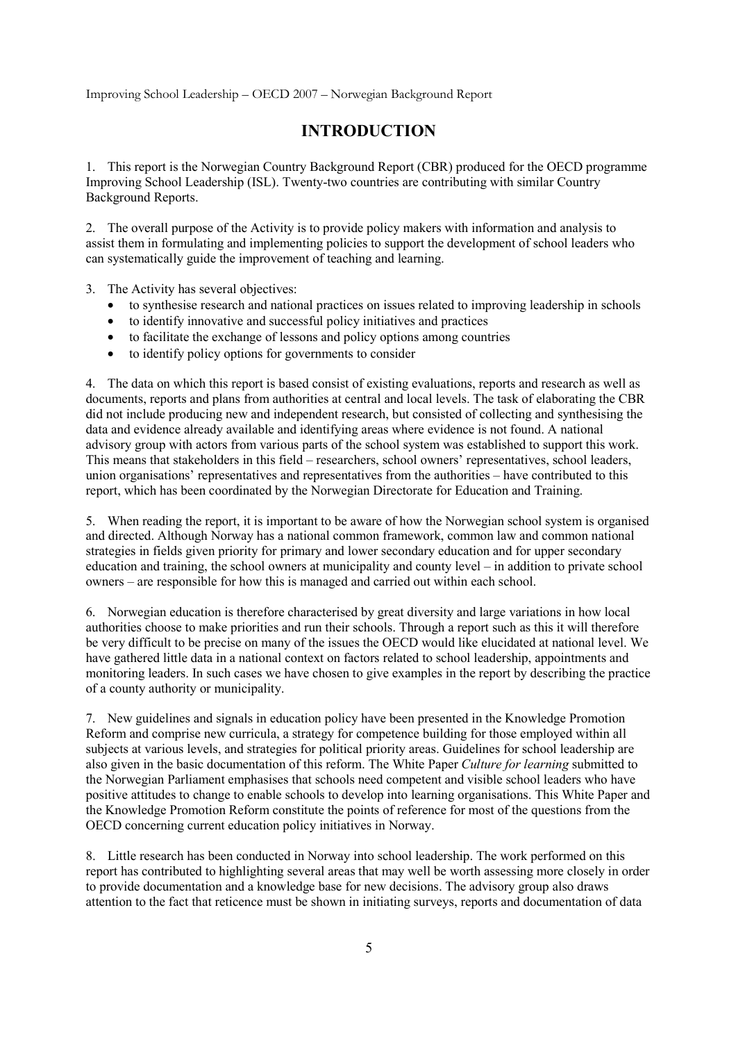# INTRODUCTION

1. This report is the Norwegian Country Background Report (CBR) produced for the OECD programme Improving School Leadership (ISL). Twenty-two countries are contributing with similar Country Background Reports.

2. The overall purpose of the Activity is to provide policy makers with information and analysis to assist them in formulating and implementing policies to support the development of school leaders who can systematically guide the improvement of teaching and learning.

3. The Activity has several objectives:
   - to synthesise research and national practices on issues related to improving leadership in schools
   - to identify innovative and successful policy initiatives and practices
   - to facilitate the exchange of lessons and policy options among countries
   - to identify policy options for governments to consider

4. The data on which this report is based consist of existing evaluations, reports and research as well as documents, reports and plans from authorities at central and local levels. The task of elaborating the CBR did not include producing new and independent research, but consisted of collecting and synthesising the data and evidence already available and identifying areas where evidence is not found. A national advisory group with actors from various parts of the school system was established to support this work. This means that stakeholders in this field – researchers, school owners' representatives, school leaders, union organisations' representatives and representatives from the authorities – have contributed to this report, which has been coordinated by the Norwegian Directorate for Education and Training.

5. When reading the report, it is important to be aware of how the Norwegian school system is organised and directed. Although Norway has a national common framework, common law and common national strategies in fields given priority for primary and lower secondary education and for upper secondary education and training, the school owners at municipality and county level – in addition to private school owners – are responsible for how this is managed and carried out within each school.

6. Norwegian education is therefore characterised by great diversity and large variations in how local authorities choose to make priorities and run their schools. Through a report such as this it will therefore be very difficult to be precise on many of the issues the OECD would like elucidated at national level. We have gathered little data in a national context on factors related to school leadership, appointments and monitoring leaders. In such cases we have chosen to give examples in the report by describing the practice of a county authority or municipality.

7. New guidelines and signals in education policy have been presented in the Knowledge Promotion Reform and comprise new curricula, a strategy for competence building for those employed within all subjects at various levels, and strategies for political priority areas. Guidelines for school leadership are also given in the basic documentation of this reform. The White Paper *Culture for learning* submitted to the Norwegian Parliament emphasises that schools need competent and visible school leaders who have positive attitudes to change to enable schools to develop into learning organisations. This White Paper and the Knowledge Promotion Reform constitute the points of reference for most of the questions from the OECD concerning current education policy initiatives in Norway.

8. Little research has been conducted in Norway into school leadership. The work performed on this report has contributed to highlighting several areas that may well be worth assessing more closely in order to provide documentation and a knowledge base for new decisions. The advisory group also draws attention to the fact that reticence must be shown in initiating surveys, reports and documentation of data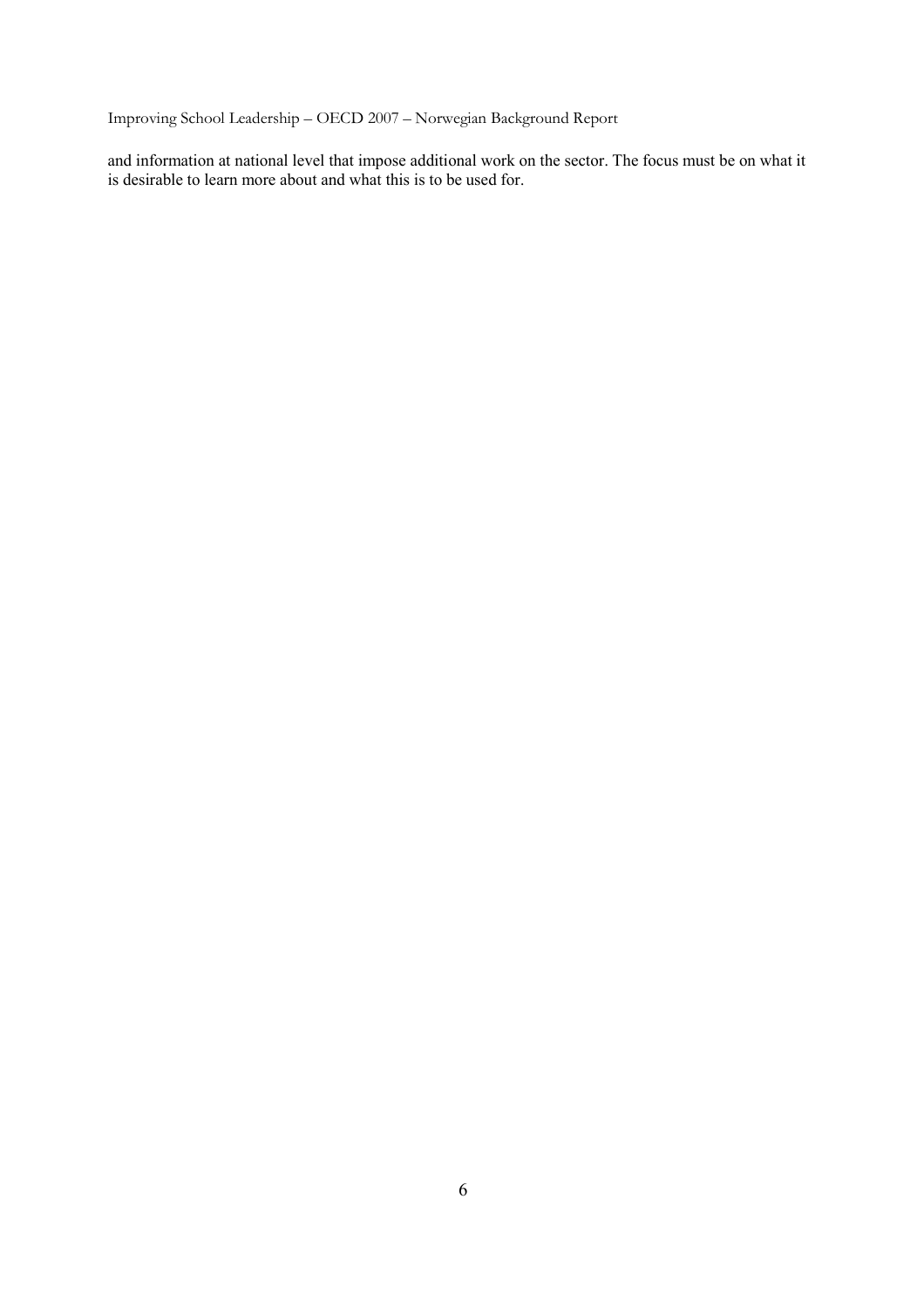and information at national level that impose additional work on the sector. The focus must be on what it is desirable to learn more about and what this is to be used for.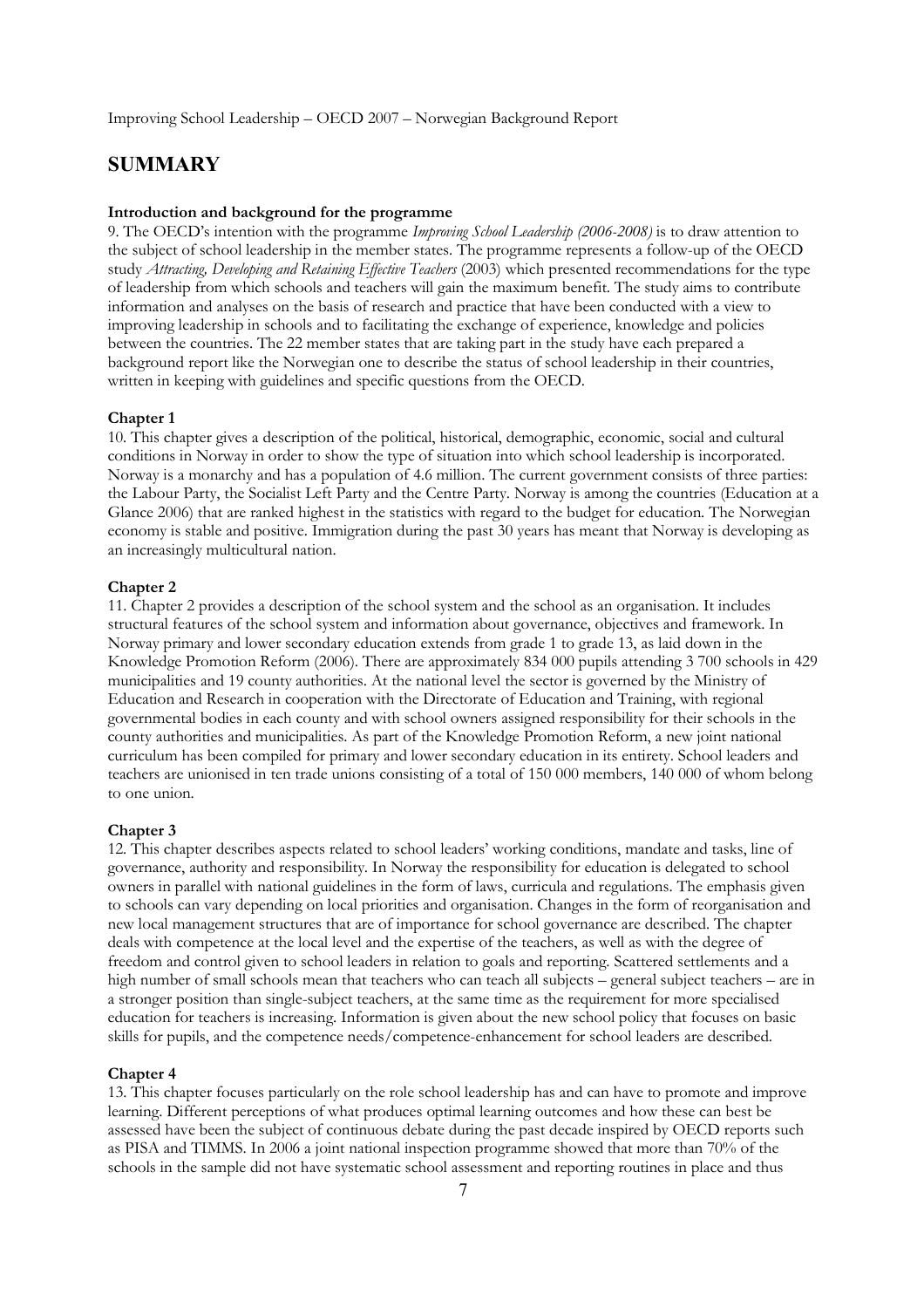# SUMMARY

**Introduction and background for the programme**

9. The OECD's intention with the programme *Improving School Leadership (2006-2008)* is to draw attention to the subject of school leadership in the member states. The programme represents a follow-up of the OECD study *Attracting, Developing and Retaining Effective Teachers* (2003) which presented recommendations for the type of leadership from which schools and teachers will gain the maximum benefit. The study aims to contribute information and analyses on the basis of research and practice that have been conducted with a view to improving leadership in schools and to facilitating the exchange of experience, knowledge and policies between the countries. The 22 member states that are taking part in the study have each prepared a background report like the Norwegian one to describe the status of school leadership in their countries, written in keeping with guidelines and specific questions from the OECD.

**Chapter 1**

10. This chapter gives a description of the political, historical, demographic, economic, social and cultural conditions in Norway in order to show the type of situation into which school leadership is incorporated. Norway is a monarchy and has a population of 4.6 million. The current government consists of three parties: the Labour Party, the Socialist Left Party and the Centre Party. Norway is among the countries (Education at a Glance 2006) that are ranked highest in the statistics with regard to the budget for education. The Norwegian economy is stable and positive. Immigration during the past 30 years has meant that Norway is developing as an increasingly multicultural nation.

**Chapter 2**

11. Chapter 2 provides a description of the school system and the school as an organisation. It includes structural features of the school system and information about governance, objectives and framework. In Norway primary and lower secondary education extends from grade 1 to grade 13, as laid down in the Knowledge Promotion Reform (2006). There are approximately 834 000 pupils attending 3 700 schools in 429 municipalities and 19 county authorities. At the national level the sector is governed by the Ministry of Education and Research in cooperation with the Directorate of Education and Training, with regional governmental bodies in each county and with school owners assigned responsibility for their schools in the county authorities and municipalities. As part of the Knowledge Promotion Reform, a new joint national curriculum has been compiled for primary and lower secondary education in its entirety. School leaders and teachers are unionised in ten trade unions consisting of a total of 150 000 members, 140 000 of whom belong to one union.

**Chapter 3**

12. This chapter describes aspects related to school leaders' working conditions, mandate and tasks, line of governance, authority and responsibility. In Norway the responsibility for education is delegated to school owners in parallel with national guidelines in the form of laws, curricula and regulations. The emphasis given to schools can vary depending on local priorities and organisation. Changes in the form of reorganisation and new local management structures that are of importance for school governance are described. The chapter deals with competence at the local level and the expertise of the teachers, as well as with the degree of freedom and control given to school leaders in relation to goals and reporting. Scattered settlements and a high number of small schools mean that teachers who can teach all subjects – general subject teachers – are in a stronger position than single-subject teachers, at the same time as the requirement for more specialised education for teachers is increasing. Information is given about the new school policy that focuses on basic skills for pupils, and the competence needs/competence-enhancement for school leaders are described.

**Chapter 4**

13. This chapter focuses particularly on the role school leadership has and can have to promote and improve learning. Different perceptions of what produces optimal learning outcomes and how these can best be assessed have been the subject of continuous debate during the past decade inspired by OECD reports such as PISA and TIMMS. In 2006 a joint national inspection programme showed that more than 70% of the schools in the sample did not have systematic school assessment and reporting routines in place and thus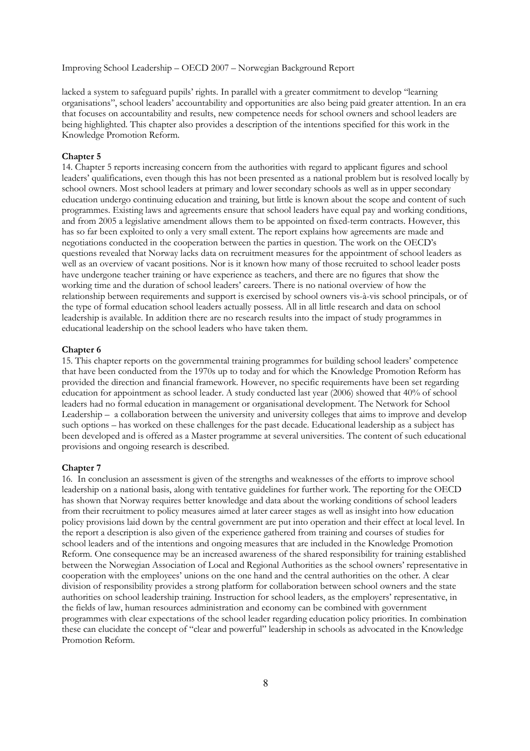lacked a system to safeguard pupils' rights. In parallel with a greater commitment to develop "learning organisations", school leaders' accountability and opportunities are also being paid greater attention. In an era that focuses on accountability and results, new competence needs for school owners and school leaders are being highlighted. This chapter also provides a description of the intentions specified for this work in the Knowledge Promotion Reform.

**Chapter 5**

14. Chapter 5 reports increasing concern from the authorities with regard to applicant figures and school leaders' qualifications, even though this has not been presented as a national problem but is resolved locally by school owners. Most school leaders at primary and lower secondary schools as well as in upper secondary education undergo continuing education and training, but little is known about the scope and content of such programmes. Existing laws and agreements ensure that school leaders have equal pay and working conditions, and from 2005 a legislative amendment allows them to be appointed on fixed-term contracts. However, this has so far been exploited to only a very small extent. The report explains how agreements are made and negotiations conducted in the cooperation between the parties in question. The work on the OECD's questions revealed that Norway lacks data on recruitment measures for the appointment of school leaders as well as an overview of vacant positions. Nor is it known how many of those recruited to school leader posts have undergone teacher training or have experience as teachers, and there are no figures that show the working time and the duration of school leaders' careers. There is no national overview of how the relationship between requirements and support is exercised by school owners vis-à-vis school principals, or of the type of formal education school leaders actually possess. All in all little research and data on school leadership is available. In addition there are no research results into the impact of study programmes in educational leadership on the school leaders who have taken them.

**Chapter 6**

15. This chapter reports on the governmental training programmes for building school leaders' competence that have been conducted from the 1970s up to today and for which the Knowledge Promotion Reform has provided the direction and financial framework. However, no specific requirements have been set regarding education for appointment as school leader. A study conducted last year (2006) showed that 40% of school leaders had no formal education in management or organisational development. The Network for School Leadership – a collaboration between the university and university colleges that aims to improve and develop such options – has worked on these challenges for the past decade. Educational leadership as a subject has been developed and is offered as a Master programme at several universities. The content of such educational provisions and ongoing research is described.

**Chapter 7**

16. In conclusion an assessment is given of the strengths and weaknesses of the efforts to improve school leadership on a national basis, along with tentative guidelines for further work. The reporting for the OECD has shown that Norway requires better knowledge and data about the working conditions of school leaders from their recruitment to policy measures aimed at later career stages as well as insight into how education policy provisions laid down by the central government are put into operation and their effect at local level. In the report a description is also given of the experience gathered from training and courses of studies for school leaders and of the intentions and ongoing measures that are included in the Knowledge Promotion Reform. One consequence may be an increased awareness of the shared responsibility for training established between the Norwegian Association of Local and Regional Authorities as the school owners' representative in cooperation with the employees' unions on the one hand and the central authorities on the other. A clear division of responsibility provides a strong platform for collaboration between school owners and the state authorities on school leadership training. Instruction for school leaders, as the employers' representative, in the fields of law, human resources administration and economy can be combined with government programmes with clear expectations of the school leader regarding education policy priorities. In combination these can elucidate the concept of "clear and powerful" leadership in schools as advocated in the Knowledge Promotion Reform.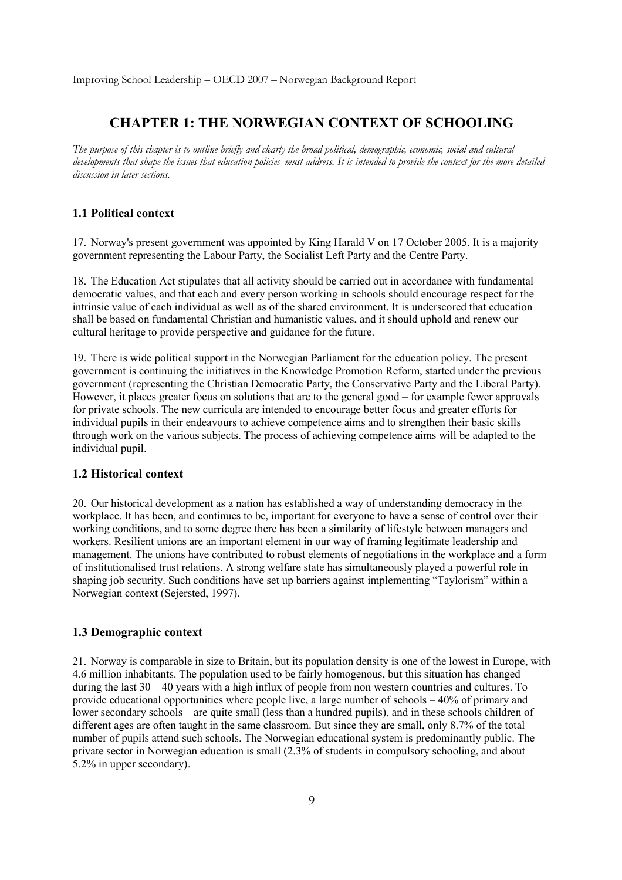# CHAPTER 1: THE NORWEGIAN CONTEXT OF SCHOOLING

*The purpose of this chapter is to outline briefly and clearly the broad political, demographic, economic, social and cultural developments that shape the issues that education policies must address. It is intended to provide the context for the more detailed discussion in later sections.*

## 1.1 Political context

17. Norway's present government was appointed by King Harald V on 17 October 2005. It is a majority government representing the Labour Party, the Socialist Left Party and the Centre Party.

18. The Education Act stipulates that all activity should be carried out in accordance with fundamental democratic values, and that each and every person working in schools should encourage respect for the intrinsic value of each individual as well as of the shared environment. It is underscored that education shall be based on fundamental Christian and humanistic values, and it should uphold and renew our cultural heritage to provide perspective and guidance for the future.

19. There is wide political support in the Norwegian Parliament for the education policy. The present government is continuing the initiatives in the Knowledge Promotion Reform, started under the previous government (representing the Christian Democratic Party, the Conservative Party and the Liberal Party). However, it places greater focus on solutions that are to the general good – for example fewer approvals for private schools. The new curricula are intended to encourage better focus and greater efforts for individual pupils in their endeavours to achieve competence aims and to strengthen their basic skills through work on the various subjects. The process of achieving competence aims will be adapted to the individual pupil.

## 1.2 Historical context

20. Our historical development as a nation has established a way of understanding democracy in the workplace. It has been, and continues to be, important for everyone to have a sense of control over their working conditions, and to some degree there has been a similarity of lifestyle between managers and workers. Resilient unions are an important element in our way of framing legitimate leadership and management. The unions have contributed to robust elements of negotiations in the workplace and a form of institutionalised trust relations. A strong welfare state has simultaneously played a powerful role in shaping job security. Such conditions have set up barriers against implementing "Taylorism" within a Norwegian context (Sejersted, 1997).

## 1.3 Demographic context

21. Norway is comparable in size to Britain, but its population density is one of the lowest in Europe, with 4.6 million inhabitants. The population used to be fairly homogenous, but this situation has changed during the last 30 – 40 years with a high influx of people from non western countries and cultures. To provide educational opportunities where people live, a large number of schools – 40% of primary and lower secondary schools – are quite small (less than a hundred pupils), and in these schools children of different ages are often taught in the same classroom. But since they are small, only 8.7% of the total number of pupils attend such schools. The Norwegian educational system is predominantly public. The private sector in Norwegian education is small (2.3% of students in compulsory schooling, and about 5.2% in upper secondary).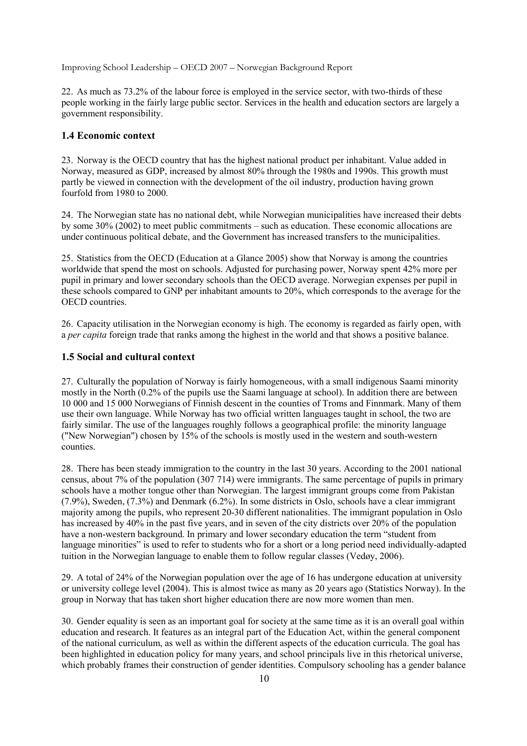22. As much as 73.2% of the labour force is employed in the service sector, with two-thirds of these people working in the fairly large public sector. Services in the health and education sectors are largely a government responsibility.

### 1.4 Economic context

23. Norway is the OECD country that has the highest national product per inhabitant. Value added in Norway, measured as GDP, increased by almost 80% through the 1980s and 1990s. This growth must partly be viewed in connection with the development of the oil industry, production having grown fourfold from 1980 to 2000.

24. The Norwegian state has no national debt, while Norwegian municipalities have increased their debts by some 30% (2002) to meet public commitments – such as education. These economic allocations are under continuous political debate, and the Government has increased transfers to the municipalities.

25. Statistics from the OECD (Education at a Glance 2005) show that Norway is among the countries worldwide that spend the most on schools. Adjusted for purchasing power, Norway spent 42% more per pupil in primary and lower secondary schools than the OECD average. Norwegian expenses per pupil in these schools compared to GNP per inhabitant amounts to 20%, which corresponds to the average for the OECD countries.

26. Capacity utilisation in the Norwegian economy is high. The economy is regarded as fairly open, with a *per capita* foreign trade that ranks among the highest in the world and that shows a positive balance.

### 1.5 Social and cultural context

27. Culturally the population of Norway is fairly homogeneous, with a small indigenous Saami minority mostly in the North (0.2% of the pupils use the Saami language at school). In addition there are between 10 000 and 15 000 Norwegians of Finnish descent in the counties of Troms and Finnmark. Many of them use their own language. While Norway has two official written languages taught in school, the two are fairly similar. The use of the languages roughly follows a geographical profile: the minority language ("New Norwegian") chosen by 15% of the schools is mostly used in the western and south-western counties.

28. There has been steady immigration to the country in the last 30 years. According to the 2001 national census, about 7% of the population (307 714) were immigrants. The same percentage of pupils in primary schools have a mother tongue other than Norwegian. The largest immigrant groups come from Pakistan (7.9%), Sweden, (7.3%) and Denmark (6.2%). In some districts in Oslo, schools have a clear immigrant majority among the pupils, who represent 20-30 different nationalities. The immigrant population in Oslo has increased by 40% in the past five years, and in seven of the city districts over 20% of the population have a non-western background. In primary and lower secondary education the term "student from language minorities" is used to refer to students who for a short or a long period need individually-adapted tuition in the Norwegian language to enable them to follow regular classes (Vedøy, 2006).

29. A total of 24% of the Norwegian population over the age of 16 has undergone education at university or university college level (2004). This is almost twice as many as 20 years ago (Statistics Norway). In the group in Norway that has taken short higher education there are now more women than men.

30. Gender equality is seen as an important goal for society at the same time as it is an overall goal within education and research. It features as an integral part of the Education Act, within the general component of the national curriculum, as well as within the different aspects of the education curricula. The goal has been highlighted in education policy for many years, and school principals live in this rhetorical universe, which probably frames their construction of gender identities. Compulsory schooling has a gender balance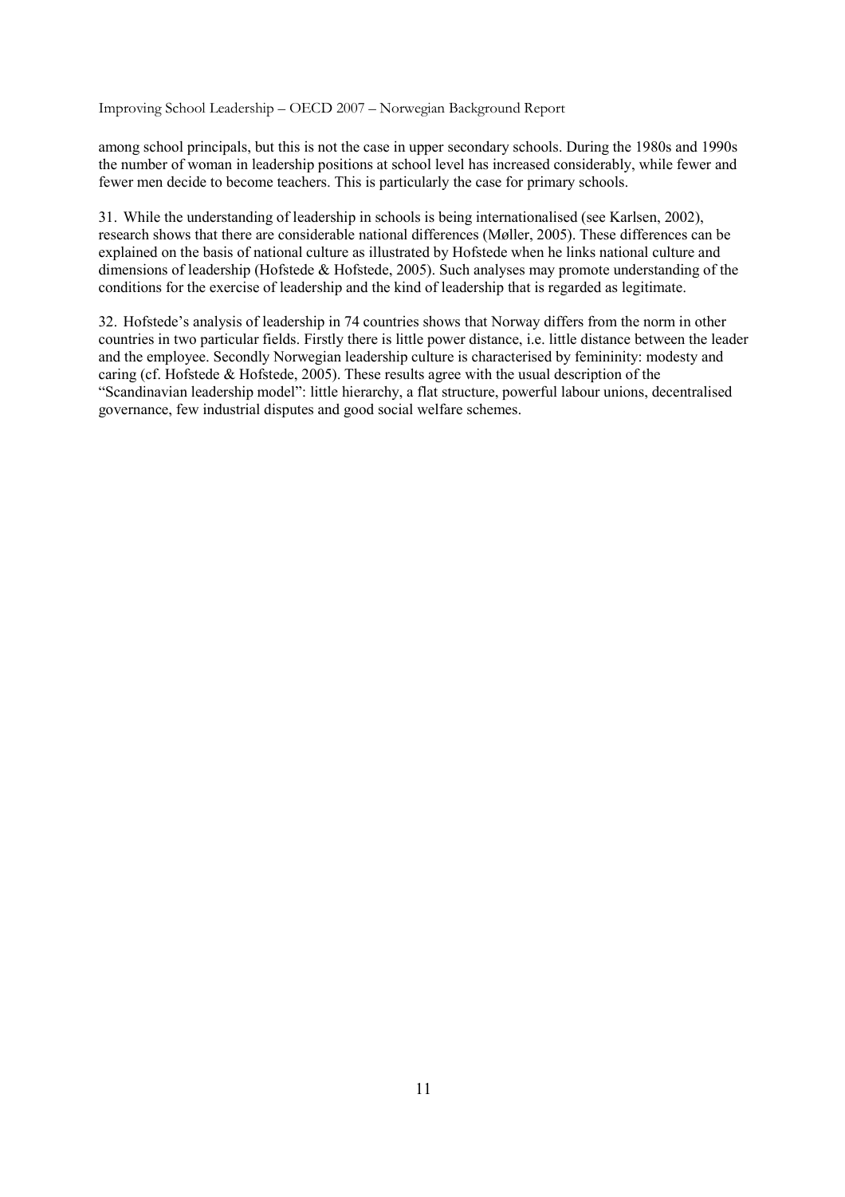among school principals, but this is not the case in upper secondary schools. During the 1980s and 1990s the number of woman in leadership positions at school level has increased considerably, while fewer and fewer men decide to become teachers. This is particularly the case for primary schools.

31. While the understanding of leadership in schools is being internationalised (see Karlsen, 2002), research shows that there are considerable national differences (Møller, 2005). These differences can be explained on the basis of national culture as illustrated by Hofstede when he links national culture and dimensions of leadership (Hofstede & Hofstede, 2005). Such analyses may promote understanding of the conditions for the exercise of leadership and the kind of leadership that is regarded as legitimate.

32. Hofstede's analysis of leadership in 74 countries shows that Norway differs from the norm in other countries in two particular fields. Firstly there is little power distance, i.e. little distance between the leader and the employee. Secondly Norwegian leadership culture is characterised by femininity: modesty and caring (cf. Hofstede & Hofstede, 2005). These results agree with the usual description of the "Scandinavian leadership model": little hierarchy, a flat structure, powerful labour unions, decentralised governance, few industrial disputes and good social welfare schemes.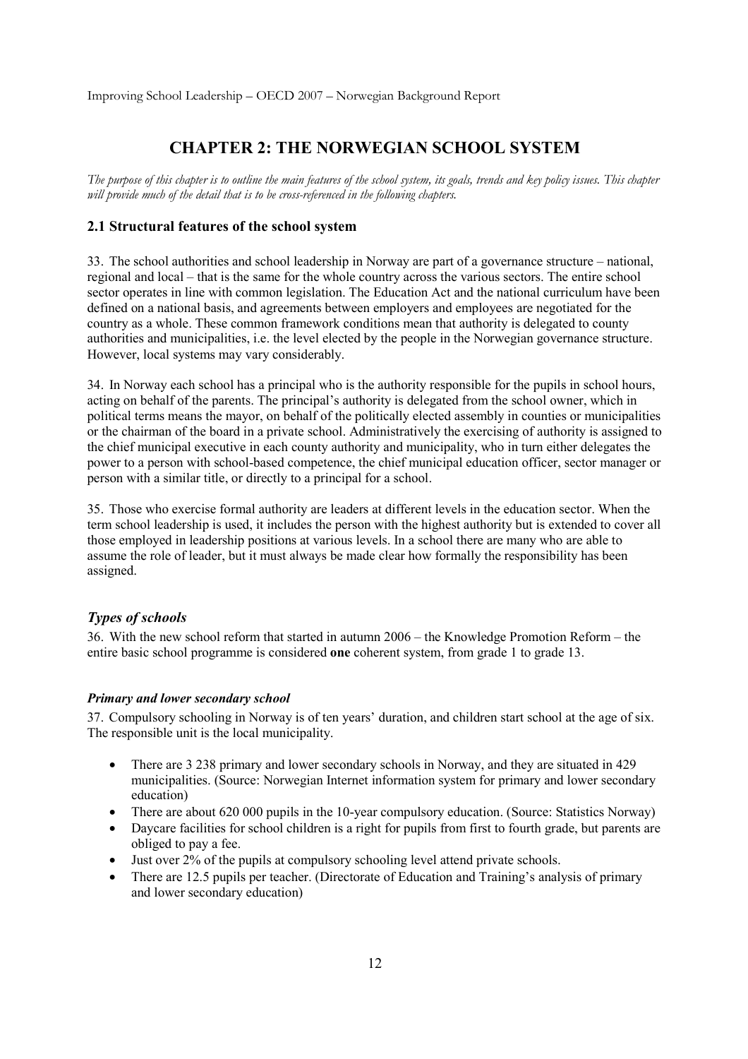# CHAPTER 2: THE NORWEGIAN SCHOOL SYSTEM

*The purpose of this chapter is to outline the main features of the school system, its goals, trends and key policy issues. This chapter will provide much of the detail that is to be cross-referenced in the following chapters.*

## 2.1 Structural features of the school system

33. The school authorities and school leadership in Norway are part of a governance structure – national, regional and local – that is the same for the whole country across the various sectors. The entire school sector operates in line with common legislation. The Education Act and the national curriculum have been defined on a national basis, and agreements between employers and employees are negotiated for the country as a whole. These common framework conditions mean that authority is delegated to county authorities and municipalities, i.e. the level elected by the people in the Norwegian governance structure. However, local systems may vary considerably.

34. In Norway each school has a principal who is the authority responsible for the pupils in school hours, acting on behalf of the parents. The principal's authority is delegated from the school owner, which in political terms means the mayor, on behalf of the politically elected assembly in counties or municipalities or the chairman of the board in a private school. Administratively the exercising of authority is assigned to the chief municipal executive in each county authority and municipality, who in turn either delegates the power to a person with school-based competence, the chief municipal education officer, sector manager or person with a similar title, or directly to a principal for a school.

35. Those who exercise formal authority are leaders at different levels in the education sector. When the term school leadership is used, it includes the person with the highest authority but is extended to cover all those employed in leadership positions at various levels. In a school there are many who are able to assume the role of leader, but it must always be made clear how formally the responsibility has been assigned.

### *Types of schools*

36. With the new school reform that started in autumn 2006 – the Knowledge Promotion Reform – the entire basic school programme is considered **one** coherent system, from grade 1 to grade 13.

#### *Primary and lower secondary school*

37. Compulsory schooling in Norway is of ten years' duration, and children start school at the age of six. The responsible unit is the local municipality.

- There are 3 238 primary and lower secondary schools in Norway, and they are situated in 429 municipalities. (Source: Norwegian Internet information system for primary and lower secondary education)
- There are about 620 000 pupils in the 10-year compulsory education. (Source: Statistics Norway)
- Daycare facilities for school children is a right for pupils from first to fourth grade, but parents are obliged to pay a fee.
- Just over 2% of the pupils at compulsory schooling level attend private schools.
- There are 12.5 pupils per teacher. (Directorate of Education and Training's analysis of primary and lower secondary education)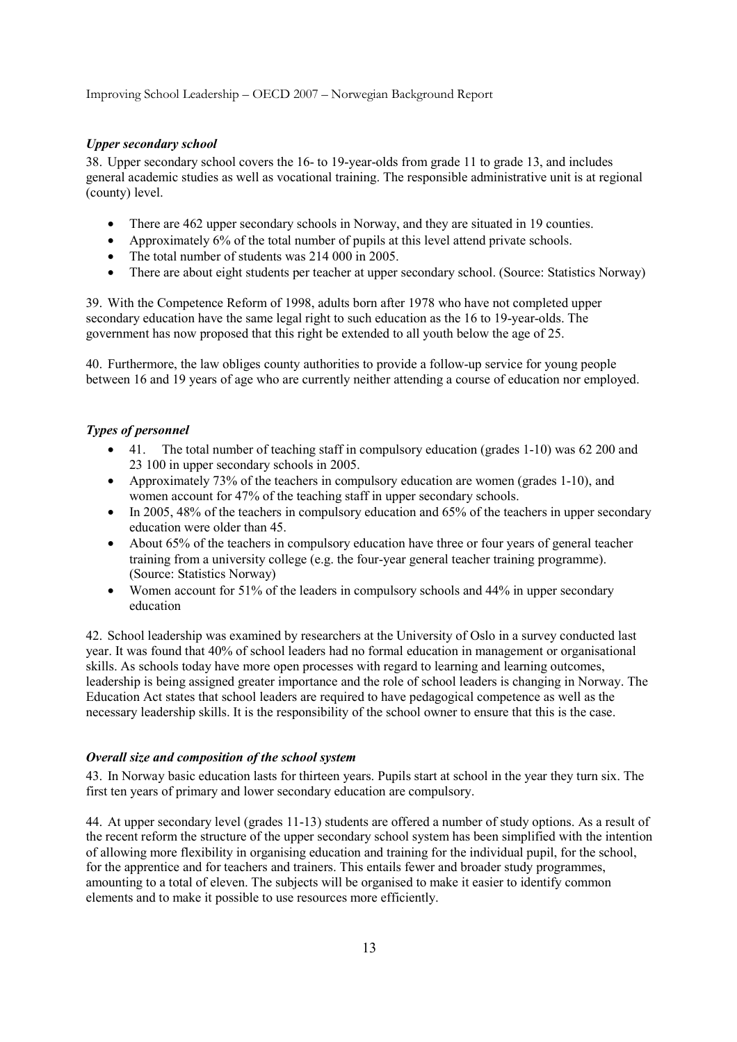### *Upper secondary school*

38. Upper secondary school covers the 16- to 19-year-olds from grade 11 to grade 13, and includes general academic studies as well as vocational training. The responsible administrative unit is at regional (county) level.

- There are 462 upper secondary schools in Norway, and they are situated in 19 counties.
- Approximately 6% of the total number of pupils at this level attend private schools.
- The total number of students was 214 000 in 2005.
- There are about eight students per teacher at upper secondary school. (Source: Statistics Norway)

39. With the Competence Reform of 1998, adults born after 1978 who have not completed upper secondary education have the same legal right to such education as the 16 to 19-year-olds. The government has now proposed that this right be extended to all youth below the age of 25.

40. Furthermore, the law obliges county authorities to provide a follow-up service for young people between 16 and 19 years of age who are currently neither attending a course of education nor employed.

### *Types of personnel*

- 41. The total number of teaching staff in compulsory education (grades 1-10) was 62 200 and 23 100 in upper secondary schools in 2005.
- Approximately 73% of the teachers in compulsory education are women (grades 1-10), and women account for 47% of the teaching staff in upper secondary schools.
- In 2005, 48% of the teachers in compulsory education and 65% of the teachers in upper secondary education were older than 45.
- About 65% of the teachers in compulsory education have three or four years of general teacher training from a university college (e.g. the four-year general teacher training programme). (Source: Statistics Norway)
- Women account for 51% of the leaders in compulsory schools and 44% in upper secondary education

42. School leadership was examined by researchers at the University of Oslo in a survey conducted last year. It was found that 40% of school leaders had no formal education in management or organisational skills. As schools today have more open processes with regard to learning and learning outcomes, leadership is being assigned greater importance and the role of school leaders is changing in Norway. The Education Act states that school leaders are required to have pedagogical competence as well as the necessary leadership skills. It is the responsibility of the school owner to ensure that this is the case.

### *Overall size and composition of the school system*

43. In Norway basic education lasts for thirteen years. Pupils start at school in the year they turn six. The first ten years of primary and lower secondary education are compulsory.

44. At upper secondary level (grades 11-13) students are offered a number of study options. As a result of the recent reform the structure of the upper secondary school system has been simplified with the intention of allowing more flexibility in organising education and training for the individual pupil, for the school, for the apprentice and for teachers and trainers. This entails fewer and broader study programmes, amounting to a total of eleven. The subjects will be organised to make it easier to identify common elements and to make it possible to use resources more efficiently.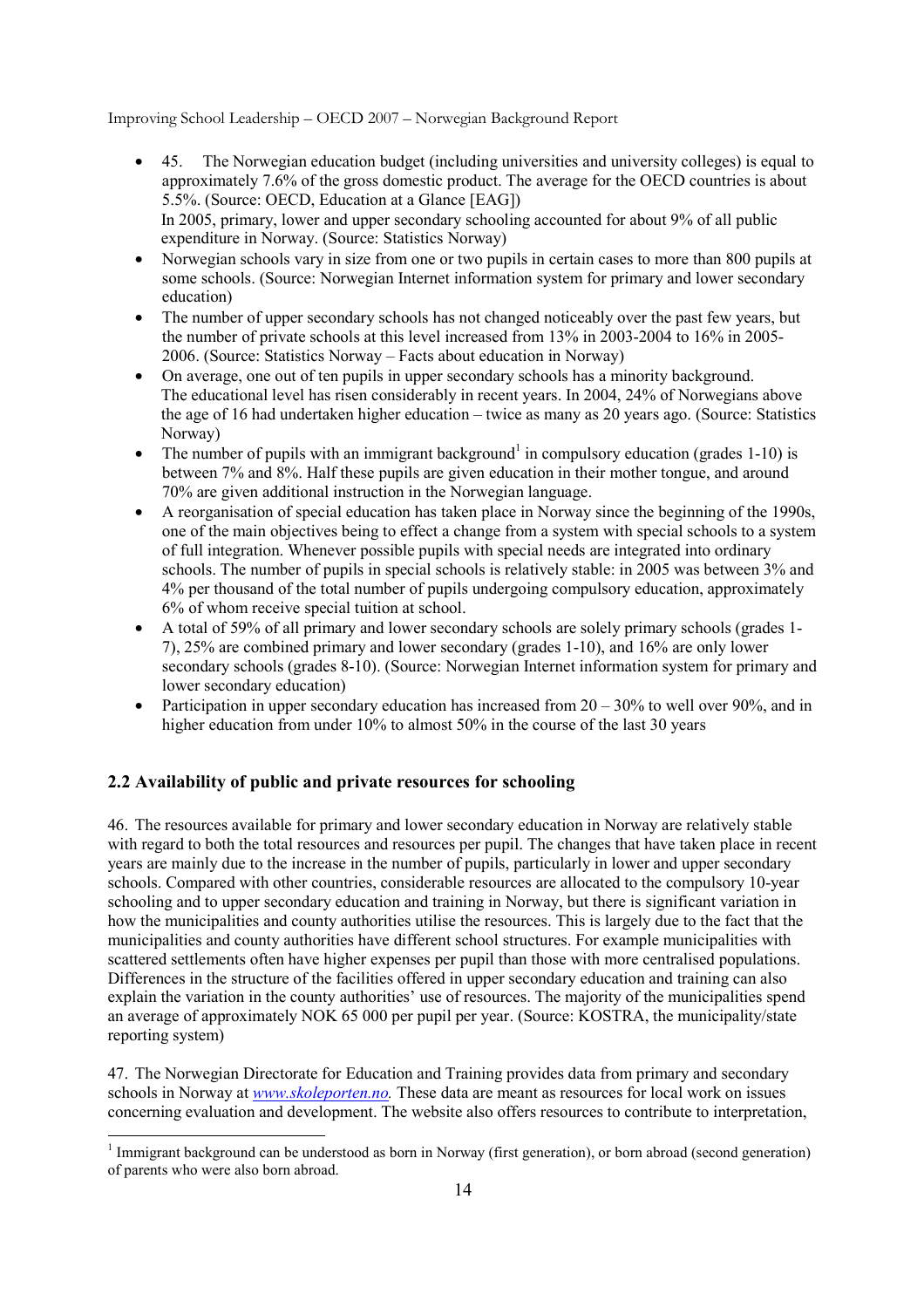- 45. The Norwegian education budget (including universities and university colleges) is equal to approximately 7.6% of the gross domestic product. The average for the OECD countries is about 5.5%. (Source: OECD, Education at a Glance [EAG])
  In 2005, primary, lower and upper secondary schooling accounted for about 9% of all public expenditure in Norway. (Source: Statistics Norway)
- Norwegian schools vary in size from one or two pupils in certain cases to more than 800 pupils at some schools. (Source: Norwegian Internet information system for primary and lower secondary education)
- The number of upper secondary schools has not changed noticeably over the past few years, but the number of private schools at this level increased from 13% in 2003-2004 to 16% in 2005-2006. (Source: Statistics Norway – Facts about education in Norway)
- On average, one out of ten pupils in upper secondary schools has a minority background.
  The educational level has risen considerably in recent years. In 2004, 24% of Norwegians above the age of 16 had undertaken higher education – twice as many as 20 years ago. (Source: Statistics Norway)
- The number of pupils with an immigrant background[1] in compulsory education (grades 1-10) is between 7% and 8%. Half these pupils are given education in their mother tongue, and around 70% are given additional instruction in the Norwegian language.
- A reorganisation of special education has taken place in Norway since the beginning of the 1990s, one of the main objectives being to effect a change from a system with special schools to a system of full integration. Whenever possible pupils with special needs are integrated into ordinary schools. The number of pupils in special schools is relatively stable: in 2005 was between 3% and 4% per thousand of the total number of pupils undergoing compulsory education, approximately 6% of whom receive special tuition at school.
- A total of 59% of all primary and lower secondary schools are solely primary schools (grades 1-7), 25% are combined primary and lower secondary (grades 1-10), and 16% are only lower secondary schools (grades 8-10). (Source: Norwegian Internet information system for primary and lower secondary education)
- Participation in upper secondary education has increased from 20 – 30% to well over 90%, and in higher education from under 10% to almost 50% in the course of the last 30 years

## 2.2 Availability of public and private resources for schooling

46. The resources available for primary and lower secondary education in Norway are relatively stable with regard to both the total resources and resources per pupil. The changes that have taken place in recent years are mainly due to the increase in the number of pupils, particularly in lower and upper secondary schools. Compared with other countries, considerable resources are allocated to the compulsory 10-year schooling and to upper secondary education and training in Norway, but there is significant variation in how the municipalities and county authorities utilise the resources. This is largely due to the fact that the municipalities and county authorities have different school structures. For example municipalities with scattered settlements often have higher expenses per pupil than those with more centralised populations. Differences in the structure of the facilities offered in upper secondary education and training can also explain the variation in the county authorities' use of resources. The majority of the municipalities spend an average of approximately NOK 65 000 per pupil per year. (Source: KOSTRA, the municipality/state reporting system)

47. The Norwegian Directorate for Education and Training provides data from primary and secondary schools in Norway at *www.skoleporten.no.* These data are meant as resources for local work on issues concerning evaluation and development. The website also offers resources to contribute to interpretation,

[1] Immigrant background can be understood as born in Norway (first generation), or born abroad (second generation) of parents who were also born abroad.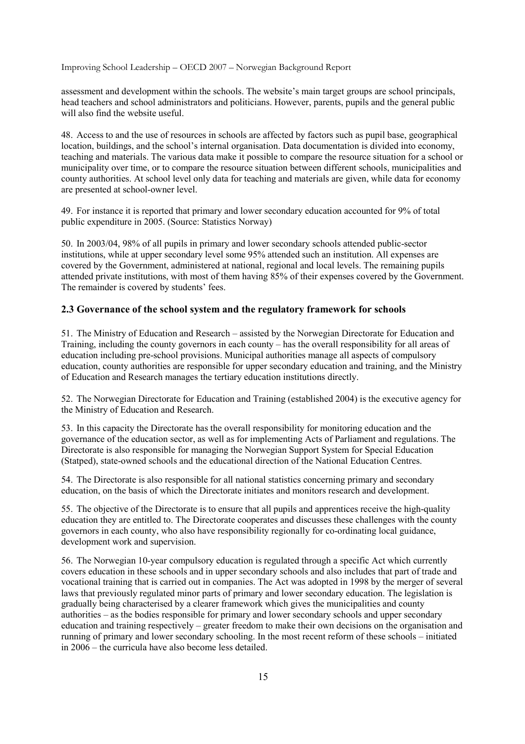assessment and development within the schools. The website's main target groups are school principals, head teachers and school administrators and politicians. However, parents, pupils and the general public will also find the website useful.

48. Access to and the use of resources in schools are affected by factors such as pupil base, geographical location, buildings, and the school's internal organisation. Data documentation is divided into economy, teaching and materials. The various data make it possible to compare the resource situation for a school or municipality over time, or to compare the resource situation between different schools, municipalities and county authorities. At school level only data for teaching and materials are given, while data for economy are presented at school-owner level.

49. For instance it is reported that primary and lower secondary education accounted for 9% of total public expenditure in 2005. (Source: Statistics Norway)

50. In 2003/04, 98% of all pupils in primary and lower secondary schools attended public-sector institutions, while at upper secondary level some 95% attended such an institution. All expenses are covered by the Government, administered at national, regional and local levels. The remaining pupils attended private institutions, with most of them having 85% of their expenses covered by the Government. The remainder is covered by students' fees.

## 2.3 Governance of the school system and the regulatory framework for schools

51. The Ministry of Education and Research – assisted by the Norwegian Directorate for Education and Training, including the county governors in each county – has the overall responsibility for all areas of education including pre-school provisions. Municipal authorities manage all aspects of compulsory education, county authorities are responsible for upper secondary education and training, and the Ministry of Education and Research manages the tertiary education institutions directly.

52. The Norwegian Directorate for Education and Training (established 2004) is the executive agency for the Ministry of Education and Research.

53. In this capacity the Directorate has the overall responsibility for monitoring education and the governance of the education sector, as well as for implementing Acts of Parliament and regulations. The Directorate is also responsible for managing the Norwegian Support System for Special Education (Statped), state-owned schools and the educational direction of the National Education Centres.

54. The Directorate is also responsible for all national statistics concerning primary and secondary education, on the basis of which the Directorate initiates and monitors research and development.

55. The objective of the Directorate is to ensure that all pupils and apprentices receive the high-quality education they are entitled to. The Directorate cooperates and discusses these challenges with the county governors in each county, who also have responsibility regionally for co-ordinating local guidance, development work and supervision.

56. The Norwegian 10-year compulsory education is regulated through a specific Act which currently covers education in these schools and in upper secondary schools and also includes that part of trade and vocational training that is carried out in companies. The Act was adopted in 1998 by the merger of several laws that previously regulated minor parts of primary and lower secondary education. The legislation is gradually being characterised by a clearer framework which gives the municipalities and county authorities – as the bodies responsible for primary and lower secondary schools and upper secondary education and training respectively – greater freedom to make their own decisions on the organisation and running of primary and lower secondary schooling. In the most recent reform of these schools – initiated in 2006 – the curricula have also become less detailed.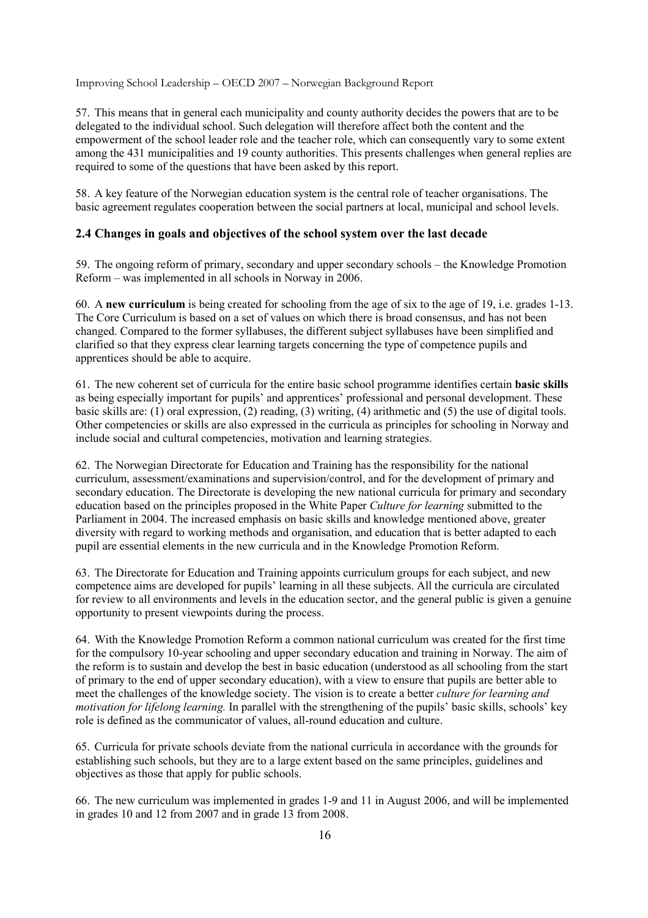57. This means that in general each municipality and county authority decides the powers that are to be delegated to the individual school. Such delegation will therefore affect both the content and the empowerment of the school leader role and the teacher role, which can consequently vary to some extent among the 431 municipalities and 19 county authorities. This presents challenges when general replies are required to some of the questions that have been asked by this report.

58. A key feature of the Norwegian education system is the central role of teacher organisations. The basic agreement regulates cooperation between the social partners at local, municipal and school levels.

### 2.4 Changes in goals and objectives of the school system over the last decade

59. The ongoing reform of primary, secondary and upper secondary schools – the Knowledge Promotion Reform – was implemented in all schools in Norway in 2006.

60. A **new curriculum** is being created for schooling from the age of six to the age of 19, i.e. grades 1-13. The Core Curriculum is based on a set of values on which there is broad consensus, and has not been changed. Compared to the former syllabuses, the different subject syllabuses have been simplified and clarified so that they express clear learning targets concerning the type of competence pupils and apprentices should be able to acquire.

61. The new coherent set of curricula for the entire basic school programme identifies certain **basic skills** as being especially important for pupils' and apprentices' professional and personal development. These basic skills are: (1) oral expression, (2) reading, (3) writing, (4) arithmetic and (5) the use of digital tools. Other competencies or skills are also expressed in the curricula as principles for schooling in Norway and include social and cultural competencies, motivation and learning strategies.

62. The Norwegian Directorate for Education and Training has the responsibility for the national curriculum, assessment/examinations and supervision/control, and for the development of primary and secondary education. The Directorate is developing the new national curricula for primary and secondary education based on the principles proposed in the White Paper *Culture for learning* submitted to the Parliament in 2004. The increased emphasis on basic skills and knowledge mentioned above, greater diversity with regard to working methods and organisation, and education that is better adapted to each pupil are essential elements in the new curricula and in the Knowledge Promotion Reform.

63. The Directorate for Education and Training appoints curriculum groups for each subject, and new competence aims are developed for pupils' learning in all these subjects. All the curricula are circulated for review to all environments and levels in the education sector, and the general public is given a genuine opportunity to present viewpoints during the process.

64. With the Knowledge Promotion Reform a common national curriculum was created for the first time for the compulsory 10-year schooling and upper secondary education and training in Norway. The aim of the reform is to sustain and develop the best in basic education (understood as all schooling from the start of primary to the end of upper secondary education), with a view to ensure that pupils are better able to meet the challenges of the knowledge society. The vision is to create a better *culture for learning and motivation for lifelong learning.* In parallel with the strengthening of the pupils' basic skills, schools' key role is defined as the communicator of values, all-round education and culture.

65. Curricula for private schools deviate from the national curricula in accordance with the grounds for establishing such schools, but they are to a large extent based on the same principles, guidelines and objectives as those that apply for public schools.

66. The new curriculum was implemented in grades 1-9 and 11 in August 2006, and will be implemented in grades 10 and 12 from 2007 and in grade 13 from 2008.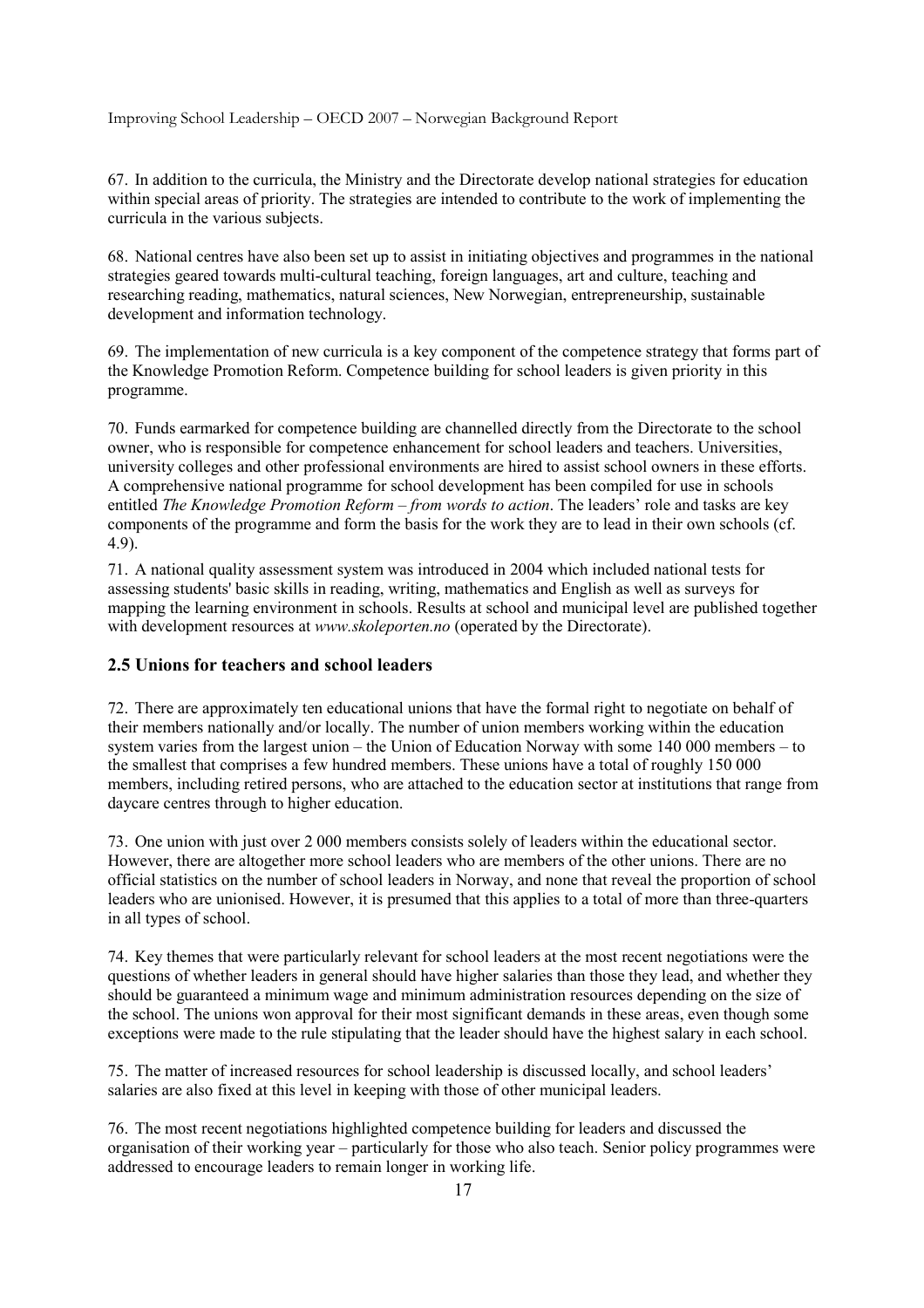67. In addition to the curricula, the Ministry and the Directorate develop national strategies for education within special areas of priority. The strategies are intended to contribute to the work of implementing the curricula in the various subjects.

68. National centres have also been set up to assist in initiating objectives and programmes in the national strategies geared towards multi-cultural teaching, foreign languages, art and culture, teaching and researching reading, mathematics, natural sciences, New Norwegian, entrepreneurship, sustainable development and information technology.

69. The implementation of new curricula is a key component of the competence strategy that forms part of the Knowledge Promotion Reform. Competence building for school leaders is given priority in this programme.

70. Funds earmarked for competence building are channelled directly from the Directorate to the school owner, who is responsible for competence enhancement for school leaders and teachers. Universities, university colleges and other professional environments are hired to assist school owners in these efforts. A comprehensive national programme for school development has been compiled for use in schools entitled *The Knowledge Promotion Reform – from words to action*. The leaders' role and tasks are key components of the programme and form the basis for the work they are to lead in their own schools (cf. 4.9).

71. A national quality assessment system was introduced in 2004 which included national tests for assessing students' basic skills in reading, writing, mathematics and English as well as surveys for mapping the learning environment in schools. Results at school and municipal level are published together with development resources at *www.skoleporten.no* (operated by the Directorate).

## 2.5 Unions for teachers and school leaders

72. There are approximately ten educational unions that have the formal right to negotiate on behalf of their members nationally and/or locally. The number of union members working within the education system varies from the largest union – the Union of Education Norway with some 140 000 members – to the smallest that comprises a few hundred members. These unions have a total of roughly 150 000 members, including retired persons, who are attached to the education sector at institutions that range from daycare centres through to higher education.

73. One union with just over 2 000 members consists solely of leaders within the educational sector. However, there are altogether more school leaders who are members of the other unions. There are no official statistics on the number of school leaders in Norway, and none that reveal the proportion of school leaders who are unionised. However, it is presumed that this applies to a total of more than three-quarters in all types of school.

74. Key themes that were particularly relevant for school leaders at the most recent negotiations were the questions of whether leaders in general should have higher salaries than those they lead, and whether they should be guaranteed a minimum wage and minimum administration resources depending on the size of the school. The unions won approval for their most significant demands in these areas, even though some exceptions were made to the rule stipulating that the leader should have the highest salary in each school.

75. The matter of increased resources for school leadership is discussed locally, and school leaders' salaries are also fixed at this level in keeping with those of other municipal leaders.

76. The most recent negotiations highlighted competence building for leaders and discussed the organisation of their working year – particularly for those who also teach. Senior policy programmes were addressed to encourage leaders to remain longer in working life.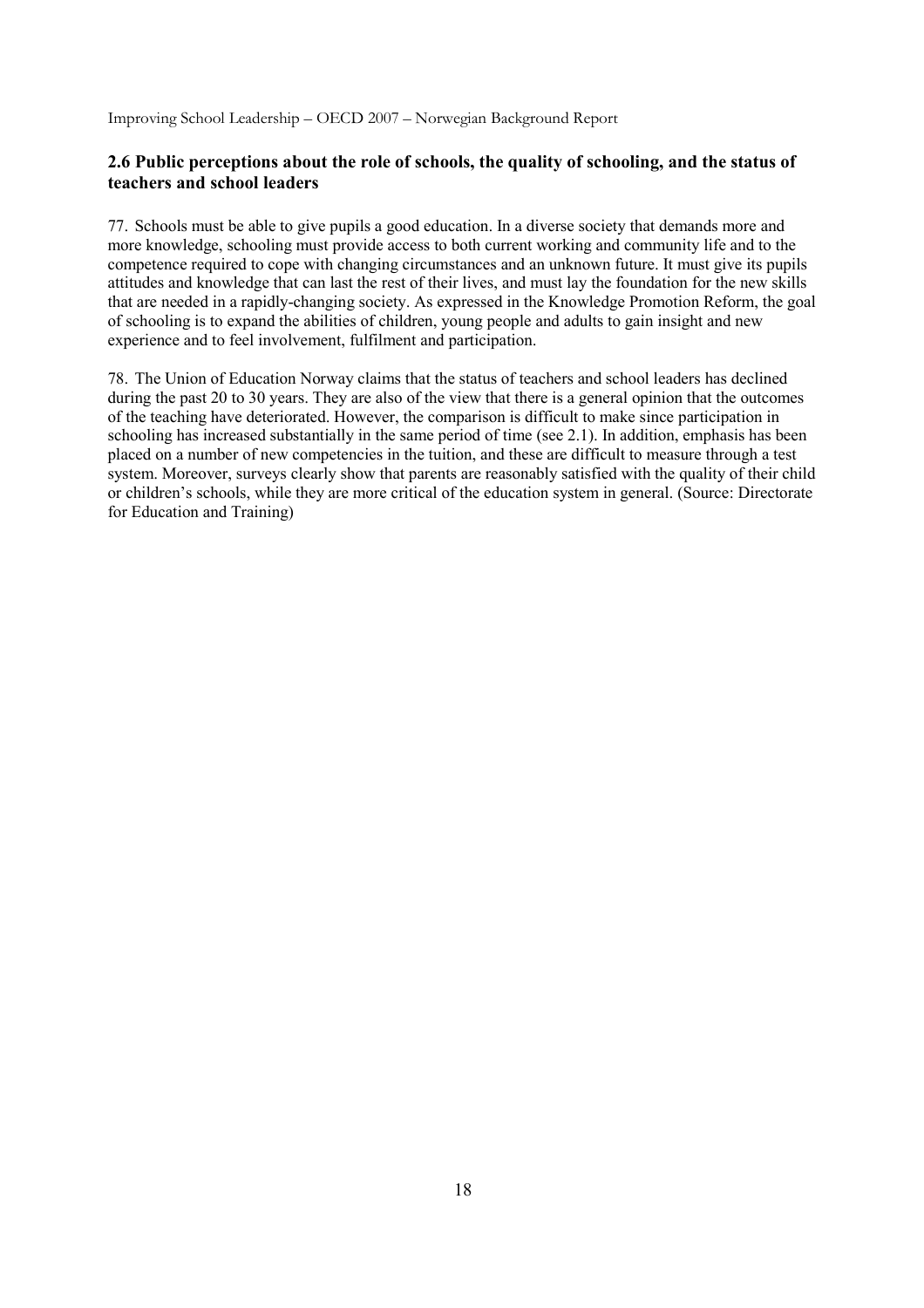## 2.6 Public perceptions about the role of schools, the quality of schooling, and the status of teachers and school leaders

77. Schools must be able to give pupils a good education. In a diverse society that demands more and more knowledge, schooling must provide access to both current working and community life and to the competence required to cope with changing circumstances and an unknown future. It must give its pupils attitudes and knowledge that can last the rest of their lives, and must lay the foundation for the new skills that are needed in a rapidly-changing society. As expressed in the Knowledge Promotion Reform, the goal of schooling is to expand the abilities of children, young people and adults to gain insight and new experience and to feel involvement, fulfilment and participation.

78. The Union of Education Norway claims that the status of teachers and school leaders has declined during the past 20 to 30 years. They are also of the view that there is a general opinion that the outcomes of the teaching have deteriorated. However, the comparison is difficult to make since participation in schooling has increased substantially in the same period of time (see 2.1). In addition, emphasis has been placed on a number of new competencies in the tuition, and these are difficult to measure through a test system. Moreover, surveys clearly show that parents are reasonably satisfied with the quality of their child or children's schools, while they are more critical of the education system in general. (Source: Directorate for Education and Training)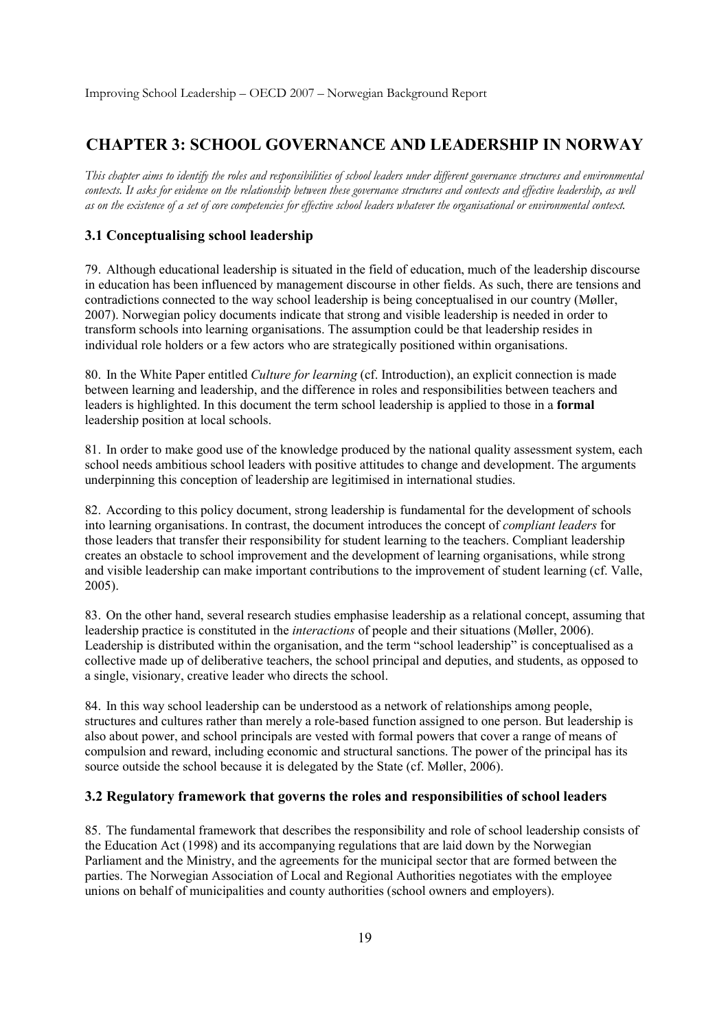# CHAPTER 3: SCHOOL GOVERNANCE AND LEADERSHIP IN NORWAY

*This chapter aims to identify the roles and responsibilities of school leaders under different governance structures and environmental contexts. It asks for evidence on the relationship between these governance structures and contexts and effective leadership, as well as on the existence of a set of core competencies for effective school leaders whatever the organisational or environmental context.*

## 3.1 Conceptualising school leadership

79. Although educational leadership is situated in the field of education, much of the leadership discourse in education has been influenced by management discourse in other fields. As such, there are tensions and contradictions connected to the way school leadership is being conceptualised in our country (Møller, 2007). Norwegian policy documents indicate that strong and visible leadership is needed in order to transform schools into learning organisations. The assumption could be that leadership resides in individual role holders or a few actors who are strategically positioned within organisations.

80. In the White Paper entitled *Culture for learning* (cf. Introduction), an explicit connection is made between learning and leadership, and the difference in roles and responsibilities between teachers and leaders is highlighted. In this document the term school leadership is applied to those in a **formal** leadership position at local schools.

81. In order to make good use of the knowledge produced by the national quality assessment system, each school needs ambitious school leaders with positive attitudes to change and development. The arguments underpinning this conception of leadership are legitimised in international studies.

82. According to this policy document, strong leadership is fundamental for the development of schools into learning organisations. In contrast, the document introduces the concept of *compliant leaders* for those leaders that transfer their responsibility for student learning to the teachers. Compliant leadership creates an obstacle to school improvement and the development of learning organisations, while strong and visible leadership can make important contributions to the improvement of student learning (cf. Valle, 2005).

83. On the other hand, several research studies emphasise leadership as a relational concept, assuming that leadership practice is constituted in the *interactions* of people and their situations (Møller, 2006). Leadership is distributed within the organisation, and the term "school leadership" is conceptualised as a collective made up of deliberative teachers, the school principal and deputies, and students, as opposed to a single, visionary, creative leader who directs the school.

84. In this way school leadership can be understood as a network of relationships among people, structures and cultures rather than merely a role-based function assigned to one person. But leadership is also about power, and school principals are vested with formal powers that cover a range of means of compulsion and reward, including economic and structural sanctions. The power of the principal has its source outside the school because it is delegated by the State (cf. Møller, 2006).

## 3.2 Regulatory framework that governs the roles and responsibilities of school leaders

85. The fundamental framework that describes the responsibility and role of school leadership consists of the Education Act (1998) and its accompanying regulations that are laid down by the Norwegian Parliament and the Ministry, and the agreements for the municipal sector that are formed between the parties. The Norwegian Association of Local and Regional Authorities negotiates with the employee unions on behalf of municipalities and county authorities (school owners and employers).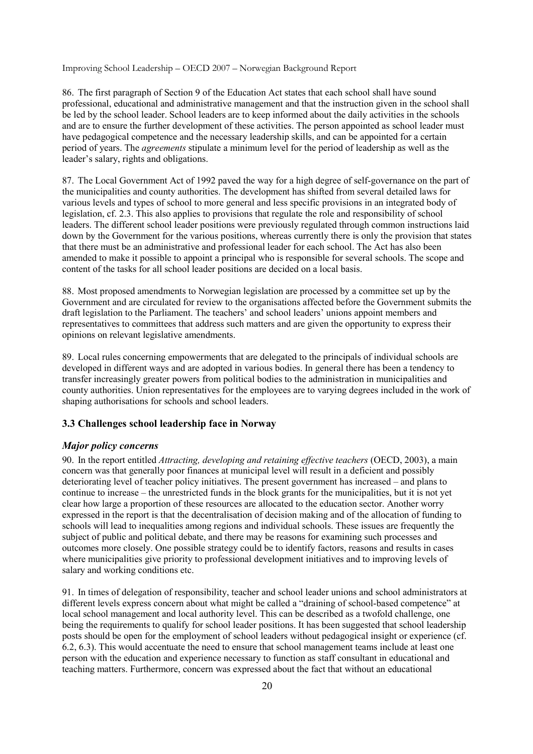86. The first paragraph of Section 9 of the Education Act states that each school shall have sound professional, educational and administrative management and that the instruction given in the school shall be led by the school leader. School leaders are to keep informed about the daily activities in the schools and are to ensure the further development of these activities. The person appointed as school leader must have pedagogical competence and the necessary leadership skills, and can be appointed for a certain period of years. The *agreements* stipulate a minimum level for the period of leadership as well as the leader's salary, rights and obligations.

87. The Local Government Act of 1992 paved the way for a high degree of self-governance on the part of the municipalities and county authorities. The development has shifted from several detailed laws for various levels and types of school to more general and less specific provisions in an integrated body of legislation, cf. 2.3. This also applies to provisions that regulate the role and responsibility of school leaders. The different school leader positions were previously regulated through common instructions laid down by the Government for the various positions, whereas currently there is only the provision that states that there must be an administrative and professional leader for each school. The Act has also been amended to make it possible to appoint a principal who is responsible for several schools. The scope and content of the tasks for all school leader positions are decided on a local basis.

88. Most proposed amendments to Norwegian legislation are processed by a committee set up by the Government and are circulated for review to the organisations affected before the Government submits the draft legislation to the Parliament. The teachers' and school leaders' unions appoint members and representatives to committees that address such matters and are given the opportunity to express their opinions on relevant legislative amendments.

89. Local rules concerning empowerments that are delegated to the principals of individual schools are developed in different ways and are adopted in various bodies. In general there has been a tendency to transfer increasingly greater powers from political bodies to the administration in municipalities and county authorities. Union representatives for the employees are to varying degrees included in the work of shaping authorisations for schools and school leaders.

### 3.3 Challenges school leadership face in Norway

#### *Major policy concerns*

90. In the report entitled *Attracting, developing and retaining effective teachers* (OECD, 2003), a main concern was that generally poor finances at municipal level will result in a deficient and possibly deteriorating level of teacher policy initiatives. The present government has increased – and plans to continue to increase – the unrestricted funds in the block grants for the municipalities, but it is not yet clear how large a proportion of these resources are allocated to the education sector. Another worry expressed in the report is that the decentralisation of decision making and of the allocation of funding to schools will lead to inequalities among regions and individual schools. These issues are frequently the subject of public and political debate, and there may be reasons for examining such processes and outcomes more closely. One possible strategy could be to identify factors, reasons and results in cases where municipalities give priority to professional development initiatives and to improving levels of salary and working conditions etc.

91. In times of delegation of responsibility, teacher and school leader unions and school administrators at different levels express concern about what might be called a "draining of school-based competence" at local school management and local authority level. This can be described as a twofold challenge, one being the requirements to qualify for school leader positions. It has been suggested that school leadership posts should be open for the employment of school leaders without pedagogical insight or experience (cf. 6.2, 6.3). This would accentuate the need to ensure that school management teams include at least one person with the education and experience necessary to function as staff consultant in educational and teaching matters. Furthermore, concern was expressed about the fact that without an educational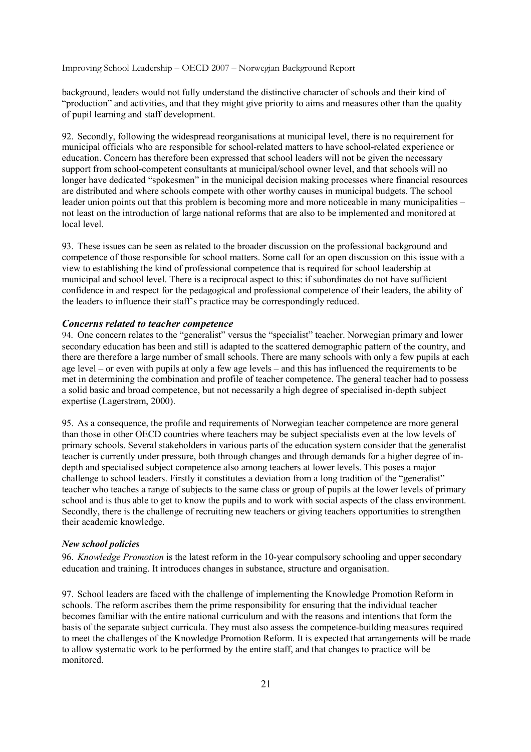background, leaders would not fully understand the distinctive character of schools and their kind of "production" and activities, and that they might give priority to aims and measures other than the quality of pupil learning and staff development.

92. Secondly, following the widespread reorganisations at municipal level, there is no requirement for municipal officials who are responsible for school-related matters to have school-related experience or education. Concern has therefore been expressed that school leaders will not be given the necessary support from school-competent consultants at municipal/school owner level, and that schools will no longer have dedicated "spokesmen" in the municipal decision making processes where financial resources are distributed and where schools compete with other worthy causes in municipal budgets. The school leader union points out that this problem is becoming more and more noticeable in many municipalities – not least on the introduction of large national reforms that are also to be implemented and monitored at local level.

93. These issues can be seen as related to the broader discussion on the professional background and competence of those responsible for school matters. Some call for an open discussion on this issue with a view to establishing the kind of professional competence that is required for school leadership at municipal and school level. There is a reciprocal aspect to this: if subordinates do not have sufficient confidence in and respect for the pedagogical and professional competence of their leaders, the ability of the leaders to influence their staff's practice may be correspondingly reduced.

### *Concerns related to teacher competence*

94. One concern relates to the "generalist" versus the "specialist" teacher. Norwegian primary and lower secondary education has been and still is adapted to the scattered demographic pattern of the country, and there are therefore a large number of small schools. There are many schools with only a few pupils at each age level – or even with pupils at only a few age levels – and this has influenced the requirements to be met in determining the combination and profile of teacher competence. The general teacher had to possess a solid basic and broad competence, but not necessarily a high degree of specialised in-depth subject expertise (Lagerstrøm, 2000).

95. As a consequence, the profile and requirements of Norwegian teacher competence are more general than those in other OECD countries where teachers may be subject specialists even at the low levels of primary schools. Several stakeholders in various parts of the education system consider that the generalist teacher is currently under pressure, both through changes and through demands for a higher degree of in-depth and specialised subject competence also among teachers at lower levels. This poses a major challenge to school leaders. Firstly it constitutes a deviation from a long tradition of the "generalist" teacher who teaches a range of subjects to the same class or group of pupils at the lower levels of primary school and is thus able to get to know the pupils and to work with social aspects of the class environment. Secondly, there is the challenge of recruiting new teachers or giving teachers opportunities to strengthen their academic knowledge.

#### *New school policies*

96. *Knowledge Promotion* is the latest reform in the 10-year compulsory schooling and upper secondary education and training. It introduces changes in substance, structure and organisation.

97. School leaders are faced with the challenge of implementing the Knowledge Promotion Reform in schools. The reform ascribes them the prime responsibility for ensuring that the individual teacher becomes familiar with the entire national curriculum and with the reasons and intentions that form the basis of the separate subject curricula. They must also assess the competence-building measures required to meet the challenges of the Knowledge Promotion Reform. It is expected that arrangements will be made to allow systematic work to be performed by the entire staff, and that changes to practice will be monitored.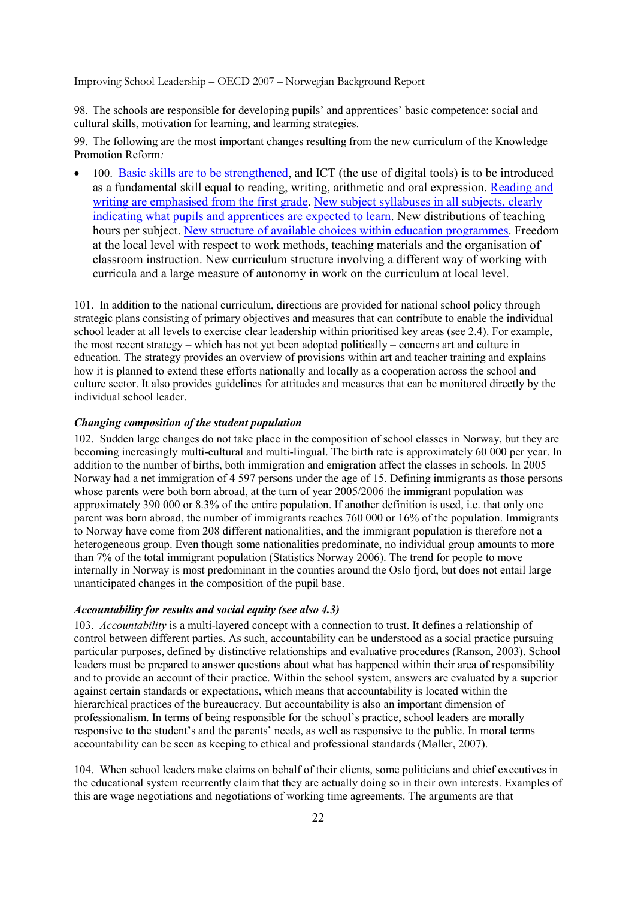98. The schools are responsible for developing pupils' and apprentices' basic competence: social and cultural skills, motivation for learning, and learning strategies.

99. The following are the most important changes resulting from the new curriculum of the Knowledge Promotion Reform*:*

- 100. Basic skills are to be strengthened, and ICT (the use of digital tools) is to be introduced as a fundamental skill equal to reading, writing, arithmetic and oral expression. Reading and writing are emphasised from the first grade. New subject syllabuses in all subjects, clearly indicating what pupils and apprentices are expected to learn. New distributions of teaching hours per subject. New structure of available choices within education programmes. Freedom at the local level with respect to work methods, teaching materials and the organisation of classroom instruction. New curriculum structure involving a different way of working with curricula and a large measure of autonomy in work on the curriculum at local level.

101. In addition to the national curriculum, directions are provided for national school policy through strategic plans consisting of primary objectives and measures that can contribute to enable the individual school leader at all levels to exercise clear leadership within prioritised key areas (see 2.4). For example, the most recent strategy – which has not yet been adopted politically – concerns art and culture in education. The strategy provides an overview of provisions within art and teacher training and explains how it is planned to extend these efforts nationally and locally as a cooperation across the school and culture sector. It also provides guidelines for attitudes and measures that can be monitored directly by the individual school leader.

***Changing composition of the student population***

102. Sudden large changes do not take place in the composition of school classes in Norway, but they are becoming increasingly multi-cultural and multi-lingual. The birth rate is approximately 60 000 per year. In addition to the number of births, both immigration and emigration affect the classes in schools. In 2005 Norway had a net immigration of 4 597 persons under the age of 15. Defining immigrants as those persons whose parents were both born abroad, at the turn of year 2005/2006 the immigrant population was approximately 390 000 or 8.3% of the entire population. If another definition is used, i.e. that only one parent was born abroad, the number of immigrants reaches 760 000 or 16% of the population. Immigrants to Norway have come from 208 different nationalities, and the immigrant population is therefore not a heterogeneous group. Even though some nationalities predominate, no individual group amounts to more than 7% of the total immigrant population (Statistics Norway 2006). The trend for people to move internally in Norway is most predominant in the counties around the Oslo fjord, but does not entail large unanticipated changes in the composition of the pupil base.

***Accountability for results and social equity (see also 4.3)***

103. *Accountability* is a multi-layered concept with a connection to trust. It defines a relationship of control between different parties. As such, accountability can be understood as a social practice pursuing particular purposes, defined by distinctive relationships and evaluative procedures (Ranson, 2003). School leaders must be prepared to answer questions about what has happened within their area of responsibility and to provide an account of their practice. Within the school system, answers are evaluated by a superior against certain standards or expectations, which means that accountability is located within the hierarchical practices of the bureaucracy. But accountability is also an important dimension of professionalism. In terms of being responsible for the school's practice, school leaders are morally responsive to the student's and the parents' needs, as well as responsive to the public. In moral terms accountability can be seen as keeping to ethical and professional standards (Møller, 2007).

104. When school leaders make claims on behalf of their clients, some politicians and chief executives in the educational system recurrently claim that they are actually doing so in their own interests. Examples of this are wage negotiations and negotiations of working time agreements. The arguments are that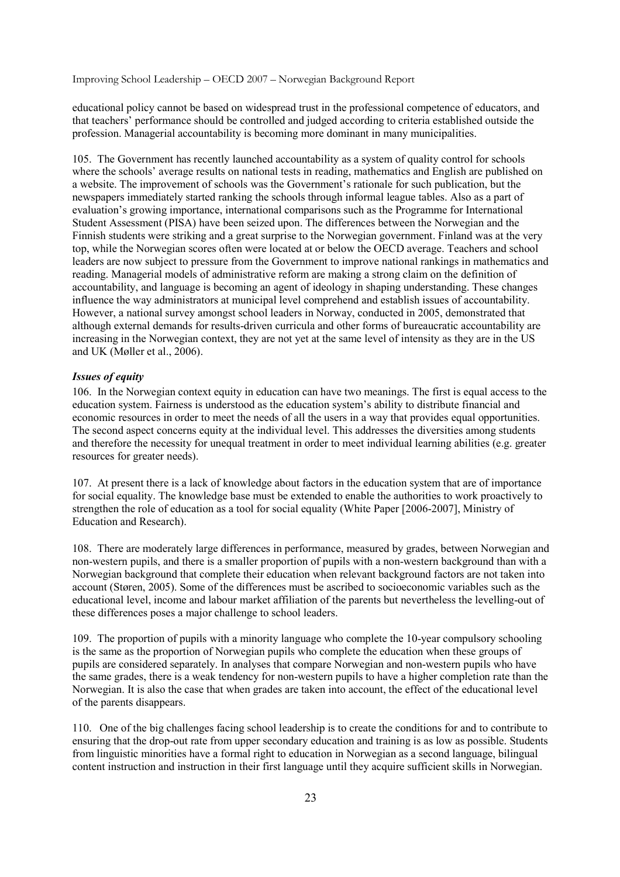educational policy cannot be based on widespread trust in the professional competence of educators, and that teachers' performance should be controlled and judged according to criteria established outside the profession. Managerial accountability is becoming more dominant in many municipalities.

105. The Government has recently launched accountability as a system of quality control for schools where the schools' average results on national tests in reading, mathematics and English are published on a website. The improvement of schools was the Government's rationale for such publication, but the newspapers immediately started ranking the schools through informal league tables. Also as a part of evaluation's growing importance, international comparisons such as the Programme for International Student Assessment (PISA) have been seized upon. The differences between the Norwegian and the Finnish students were striking and a great surprise to the Norwegian government. Finland was at the very top, while the Norwegian scores often were located at or below the OECD average. Teachers and school leaders are now subject to pressure from the Government to improve national rankings in mathematics and reading. Managerial models of administrative reform are making a strong claim on the definition of accountability, and language is becoming an agent of ideology in shaping understanding. These changes influence the way administrators at municipal level comprehend and establish issues of accountability. However, a national survey amongst school leaders in Norway, conducted in 2005, demonstrated that although external demands for results-driven curricula and other forms of bureaucratic accountability are increasing in the Norwegian context, they are not yet at the same level of intensity as they are in the US and UK (Møller et al., 2006).

### *Issues of equity*

106. In the Norwegian context equity in education can have two meanings. The first is equal access to the education system. Fairness is understood as the education system's ability to distribute financial and economic resources in order to meet the needs of all the users in a way that provides equal opportunities. The second aspect concerns equity at the individual level. This addresses the diversities among students and therefore the necessity for unequal treatment in order to meet individual learning abilities (e.g. greater resources for greater needs).

107. At present there is a lack of knowledge about factors in the education system that are of importance for social equality. The knowledge base must be extended to enable the authorities to work proactively to strengthen the role of education as a tool for social equality (White Paper [2006-2007], Ministry of Education and Research).

108. There are moderately large differences in performance, measured by grades, between Norwegian and non-western pupils, and there is a smaller proportion of pupils with a non-western background than with a Norwegian background that complete their education when relevant background factors are not taken into account (Støren, 2005). Some of the differences must be ascribed to socioeconomic variables such as the educational level, income and labour market affiliation of the parents but nevertheless the levelling-out of these differences poses a major challenge to school leaders.

109. The proportion of pupils with a minority language who complete the 10-year compulsory schooling is the same as the proportion of Norwegian pupils who complete the education when these groups of pupils are considered separately. In analyses that compare Norwegian and non-western pupils who have the same grades, there is a weak tendency for non-western pupils to have a higher completion rate than the Norwegian. It is also the case that when grades are taken into account, the effect of the educational level of the parents disappears.

110. One of the big challenges facing school leadership is to create the conditions for and to contribute to ensuring that the drop-out rate from upper secondary education and training is as low as possible. Students from linguistic minorities have a formal right to education in Norwegian as a second language, bilingual content instruction and instruction in their first language until they acquire sufficient skills in Norwegian.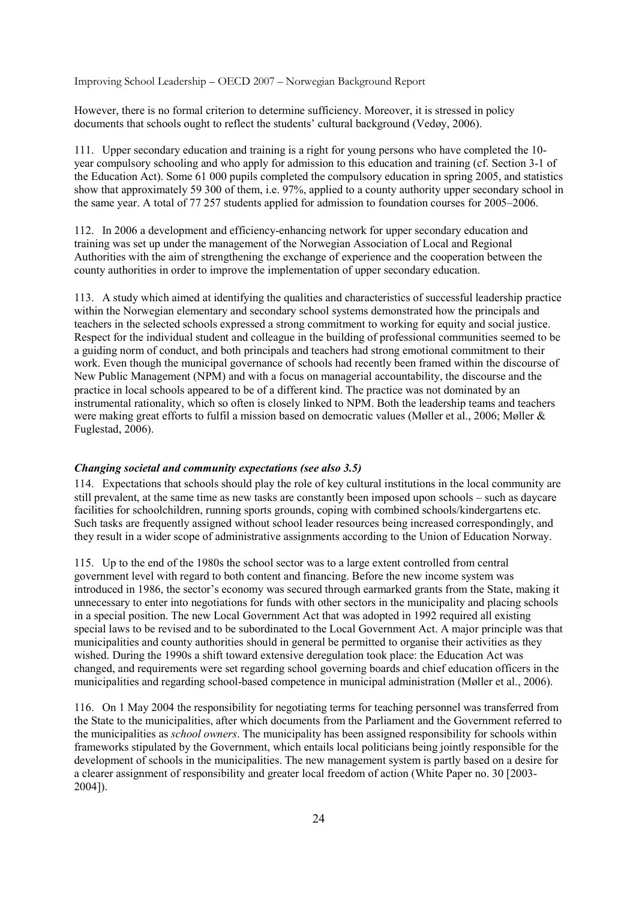However, there is no formal criterion to determine sufficiency. Moreover, it is stressed in policy documents that schools ought to reflect the students' cultural background (Vedøy, 2006).

111. Upper secondary education and training is a right for young persons who have completed the 10-year compulsory schooling and who apply for admission to this education and training (cf. Section 3-1 of the Education Act). Some 61 000 pupils completed the compulsory education in spring 2005, and statistics show that approximately 59 300 of them, i.e. 97%, applied to a county authority upper secondary school in the same year. A total of 77 257 students applied for admission to foundation courses for 2005–2006.

112. In 2006 a development and efficiency-enhancing network for upper secondary education and training was set up under the management of the Norwegian Association of Local and Regional Authorities with the aim of strengthening the exchange of experience and the cooperation between the county authorities in order to improve the implementation of upper secondary education.

113. A study which aimed at identifying the qualities and characteristics of successful leadership practice within the Norwegian elementary and secondary school systems demonstrated how the principals and teachers in the selected schools expressed a strong commitment to working for equity and social justice. Respect for the individual student and colleague in the building of professional communities seemed to be a guiding norm of conduct, and both principals and teachers had strong emotional commitment to their work. Even though the municipal governance of schools had recently been framed within the discourse of New Public Management (NPM) and with a focus on managerial accountability, the discourse and the practice in local schools appeared to be of a different kind. The practice was not dominated by an instrumental rationality, which so often is closely linked to NPM. Both the leadership teams and teachers were making great efforts to fulfil a mission based on democratic values (Møller et al., 2006; Møller & Fuglestad, 2006).

### *Changing societal and community expectations (see also 3.5)*

114. Expectations that schools should play the role of key cultural institutions in the local community are still prevalent, at the same time as new tasks are constantly been imposed upon schools – such as daycare facilities for schoolchildren, running sports grounds, coping with combined schools/kindergartens etc. Such tasks are frequently assigned without school leader resources being increased correspondingly, and they result in a wider scope of administrative assignments according to the Union of Education Norway.

115. Up to the end of the 1980s the school sector was to a large extent controlled from central government level with regard to both content and financing. Before the new income system was introduced in 1986, the sector's economy was secured through earmarked grants from the State, making it unnecessary to enter into negotiations for funds with other sectors in the municipality and placing schools in a special position. The new Local Government Act that was adopted in 1992 required all existing special laws to be revised and to be subordinated to the Local Government Act. A major principle was that municipalities and county authorities should in general be permitted to organise their activities as they wished. During the 1990s a shift toward extensive deregulation took place: the Education Act was changed, and requirements were set regarding school governing boards and chief education officers in the municipalities and regarding school-based competence in municipal administration (Møller et al., 2006).

116. On 1 May 2004 the responsibility for negotiating terms for teaching personnel was transferred from the State to the municipalities, after which documents from the Parliament and the Government referred to the municipalities as *school owners*. The municipality has been assigned responsibility for schools within frameworks stipulated by the Government, which entails local politicians being jointly responsible for the development of schools in the municipalities. The new management system is partly based on a desire for a clearer assignment of responsibility and greater local freedom of action (White Paper no. 30 [2003-2004]).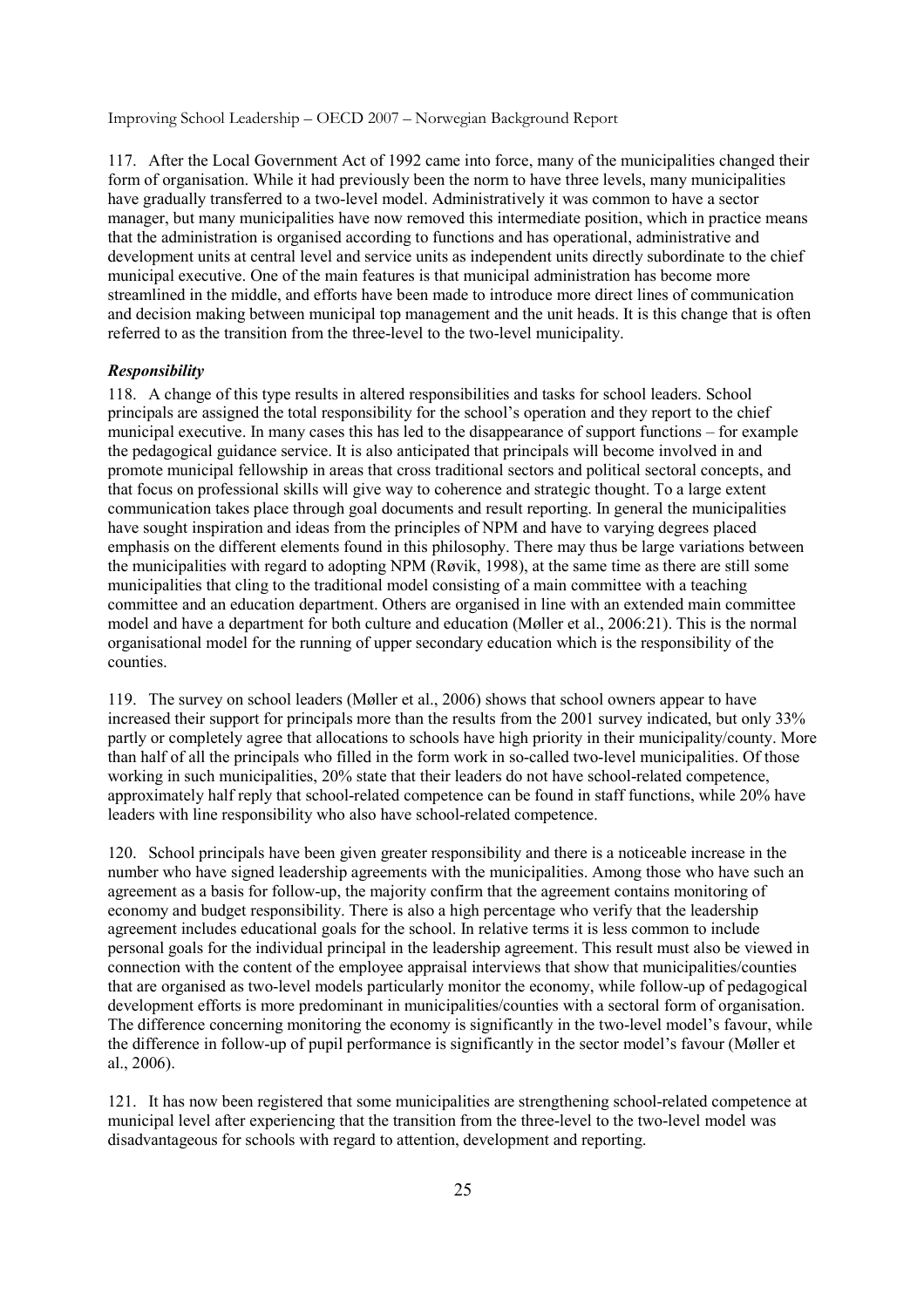117. After the Local Government Act of 1992 came into force, many of the municipalities changed their form of organisation. While it had previously been the norm to have three levels, many municipalities have gradually transferred to a two-level model. Administratively it was common to have a sector manager, but many municipalities have now removed this intermediate position, which in practice means that the administration is organised according to functions and has operational, administrative and development units at central level and service units as independent units directly subordinate to the chief municipal executive. One of the main features is that municipal administration has become more streamlined in the middle, and efforts have been made to introduce more direct lines of communication and decision making between municipal top management and the unit heads. It is this change that is often referred to as the transition from the three-level to the two-level municipality.

***Responsibility***

118. A change of this type results in altered responsibilities and tasks for school leaders. School principals are assigned the total responsibility for the school's operation and they report to the chief municipal executive. In many cases this has led to the disappearance of support functions – for example the pedagogical guidance service. It is also anticipated that principals will become involved in and promote municipal fellowship in areas that cross traditional sectors and political sectoral concepts, and that focus on professional skills will give way to coherence and strategic thought. To a large extent communication takes place through goal documents and result reporting. In general the municipalities have sought inspiration and ideas from the principles of NPM and have to varying degrees placed emphasis on the different elements found in this philosophy. There may thus be large variations between the municipalities with regard to adopting NPM (Røvik, 1998), at the same time as there are still some municipalities that cling to the traditional model consisting of a main committee with a teaching committee and an education department. Others are organised in line with an extended main committee model and have a department for both culture and education (Møller et al., 2006:21). This is the normal organisational model for the running of upper secondary education which is the responsibility of the counties.

119. The survey on school leaders (Møller et al., 2006) shows that school owners appear to have increased their support for principals more than the results from the 2001 survey indicated, but only 33% partly or completely agree that allocations to schools have high priority in their municipality/county. More than half of all the principals who filled in the form work in so-called two-level municipalities. Of those working in such municipalities, 20% state that their leaders do not have school-related competence, approximately half reply that school-related competence can be found in staff functions, while 20% have leaders with line responsibility who also have school-related competence.

120. School principals have been given greater responsibility and there is a noticeable increase in the number who have signed leadership agreements with the municipalities. Among those who have such an agreement as a basis for follow-up, the majority confirm that the agreement contains monitoring of economy and budget responsibility. There is also a high percentage who verify that the leadership agreement includes educational goals for the school. In relative terms it is less common to include personal goals for the individual principal in the leadership agreement. This result must also be viewed in connection with the content of the employee appraisal interviews that show that municipalities/counties that are organised as two-level models particularly monitor the economy, while follow-up of pedagogical development efforts is more predominant in municipalities/counties with a sectoral form of organisation. The difference concerning monitoring the economy is significantly in the two-level model's favour, while the difference in follow-up of pupil performance is significantly in the sector model's favour (Møller et al., 2006).

121. It has now been registered that some municipalities are strengthening school-related competence at municipal level after experiencing that the transition from the three-level to the two-level model was disadvantageous for schools with regard to attention, development and reporting.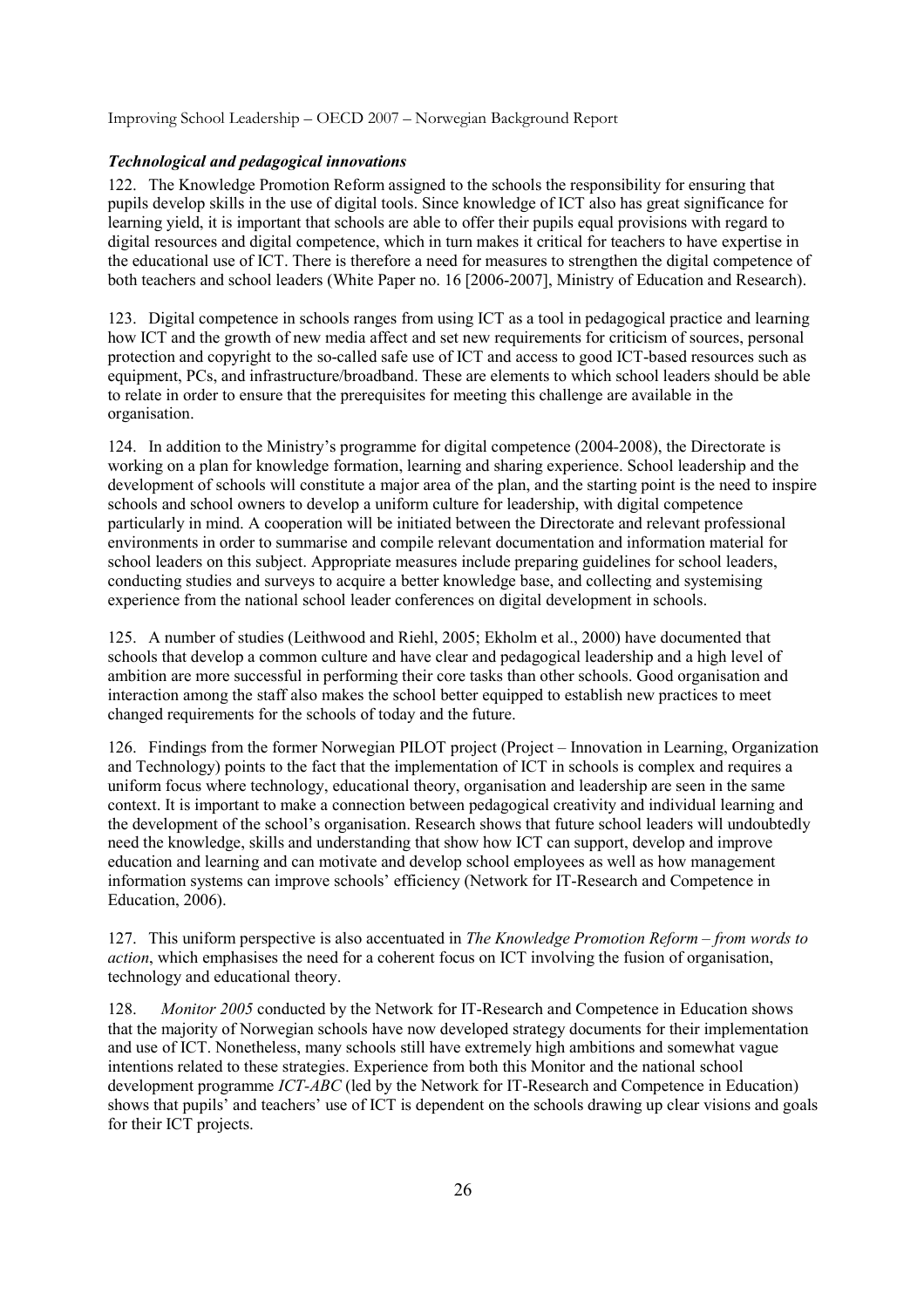### *Technological and pedagogical innovations*

122. The Knowledge Promotion Reform assigned to the schools the responsibility for ensuring that pupils develop skills in the use of digital tools. Since knowledge of ICT also has great significance for learning yield, it is important that schools are able to offer their pupils equal provisions with regard to digital resources and digital competence, which in turn makes it critical for teachers to have expertise in the educational use of ICT. There is therefore a need for measures to strengthen the digital competence of both teachers and school leaders (White Paper no. 16 [2006-2007], Ministry of Education and Research).

123. Digital competence in schools ranges from using ICT as a tool in pedagogical practice and learning how ICT and the growth of new media affect and set new requirements for criticism of sources, personal protection and copyright to the so-called safe use of ICT and access to good ICT-based resources such as equipment, PCs, and infrastructure/broadband. These are elements to which school leaders should be able to relate in order to ensure that the prerequisites for meeting this challenge are available in the organisation.

124. In addition to the Ministry's programme for digital competence (2004-2008), the Directorate is working on a plan for knowledge formation, learning and sharing experience. School leadership and the development of schools will constitute a major area of the plan, and the starting point is the need to inspire schools and school owners to develop a uniform culture for leadership, with digital competence particularly in mind. A cooperation will be initiated between the Directorate and relevant professional environments in order to summarise and compile relevant documentation and information material for school leaders on this subject. Appropriate measures include preparing guidelines for school leaders, conducting studies and surveys to acquire a better knowledge base, and collecting and systemising experience from the national school leader conferences on digital development in schools.

125. A number of studies (Leithwood and Riehl, 2005; Ekholm et al., 2000) have documented that schools that develop a common culture and have clear and pedagogical leadership and a high level of ambition are more successful in performing their core tasks than other schools. Good organisation and interaction among the staff also makes the school better equipped to establish new practices to meet changed requirements for the schools of today and the future.

126. Findings from the former Norwegian PILOT project (Project – Innovation in Learning, Organization and Technology) points to the fact that the implementation of ICT in schools is complex and requires a uniform focus where technology, educational theory, organisation and leadership are seen in the same context. It is important to make a connection between pedagogical creativity and individual learning and the development of the school's organisation. Research shows that future school leaders will undoubtedly need the knowledge, skills and understanding that show how ICT can support, develop and improve education and learning and can motivate and develop school employees as well as how management information systems can improve schools' efficiency (Network for IT-Research and Competence in Education, 2006).

127. This uniform perspective is also accentuated in *The Knowledge Promotion Reform – from words to action*, which emphasises the need for a coherent focus on ICT involving the fusion of organisation, technology and educational theory.

128. *Monitor 2005* conducted by the Network for IT-Research and Competence in Education shows that the majority of Norwegian schools have now developed strategy documents for their implementation and use of ICT. Nonetheless, many schools still have extremely high ambitions and somewhat vague intentions related to these strategies. Experience from both this Monitor and the national school development programme *ICT-ABC* (led by the Network for IT-Research and Competence in Education) shows that pupils' and teachers' use of ICT is dependent on the schools drawing up clear visions and goals for their ICT projects.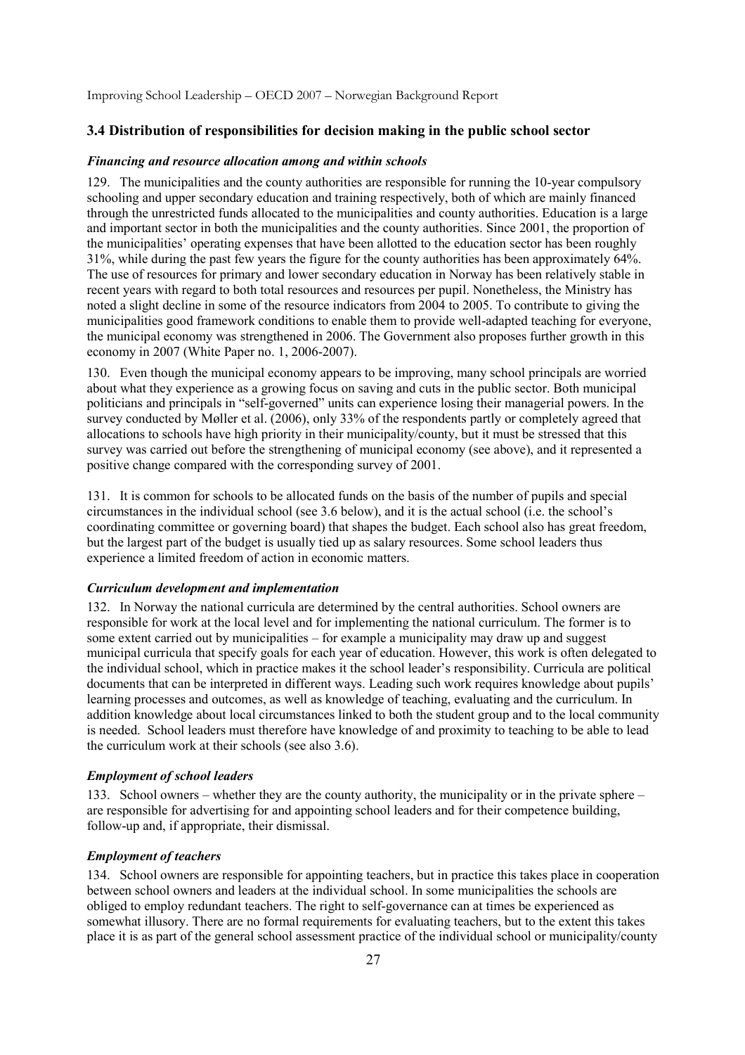### 3.4 Distribution of responsibilities for decision making in the public school sector

#### *Financing and resource allocation among and within schools*

129. The municipalities and the county authorities are responsible for running the 10-year compulsory schooling and upper secondary education and training respectively, both of which are mainly financed through the unrestricted funds allocated to the municipalities and county authorities. Education is a large and important sector in both the municipalities and the county authorities. Since 2001, the proportion of the municipalities' operating expenses that have been allotted to the education sector has been roughly 31%, while during the past few years the figure for the county authorities has been approximately 64%. The use of resources for primary and lower secondary education in Norway has been relatively stable in recent years with regard to both total resources and resources per pupil. Nonetheless, the Ministry has noted a slight decline in some of the resource indicators from 2004 to 2005. To contribute to giving the municipalities good framework conditions to enable them to provide well-adapted teaching for everyone, the municipal economy was strengthened in 2006. The Government also proposes further growth in this economy in 2007 (White Paper no. 1, 2006-2007).

130. Even though the municipal economy appears to be improving, many school principals are worried about what they experience as a growing focus on saving and cuts in the public sector. Both municipal politicians and principals in "self-governed" units can experience losing their managerial powers. In the survey conducted by Møller et al. (2006), only 33% of the respondents partly or completely agreed that allocations to schools have high priority in their municipality/county, but it must be stressed that this survey was carried out before the strengthening of municipal economy (see above), and it represented a positive change compared with the corresponding survey of 2001.

131. It is common for schools to be allocated funds on the basis of the number of pupils and special circumstances in the individual school (see 3.6 below), and it is the actual school (i.e. the school's coordinating committee or governing board) that shapes the budget. Each school also has great freedom, but the largest part of the budget is usually tied up as salary resources. Some school leaders thus experience a limited freedom of action in economic matters.

#### *Curriculum development and implementation*

132. In Norway the national curricula are determined by the central authorities. School owners are responsible for work at the local level and for implementing the national curriculum. The former is to some extent carried out by municipalities – for example a municipality may draw up and suggest municipal curricula that specify goals for each year of education. However, this work is often delegated to the individual school, which in practice makes it the school leader's responsibility. Curricula are political documents that can be interpreted in different ways. Leading such work requires knowledge about pupils' learning processes and outcomes, as well as knowledge of teaching, evaluating and the curriculum. In addition knowledge about local circumstances linked to both the student group and to the local community is needed. School leaders must therefore have knowledge of and proximity to teaching to be able to lead the curriculum work at their schools (see also 3.6).

#### *Employment of school leaders*

133. School owners – whether they are the county authority, the municipality or in the private sphere – are responsible for advertising for and appointing school leaders and for their competence building, follow-up and, if appropriate, their dismissal.

#### *Employment of teachers*

134. School owners are responsible for appointing teachers, but in practice this takes place in cooperation between school owners and leaders at the individual school. In some municipalities the schools are obliged to employ redundant teachers. The right to self-governance can at times be experienced as somewhat illusory. There are no formal requirements for evaluating teachers, but to the extent this takes place it is as part of the general school assessment practice of the individual school or municipality/county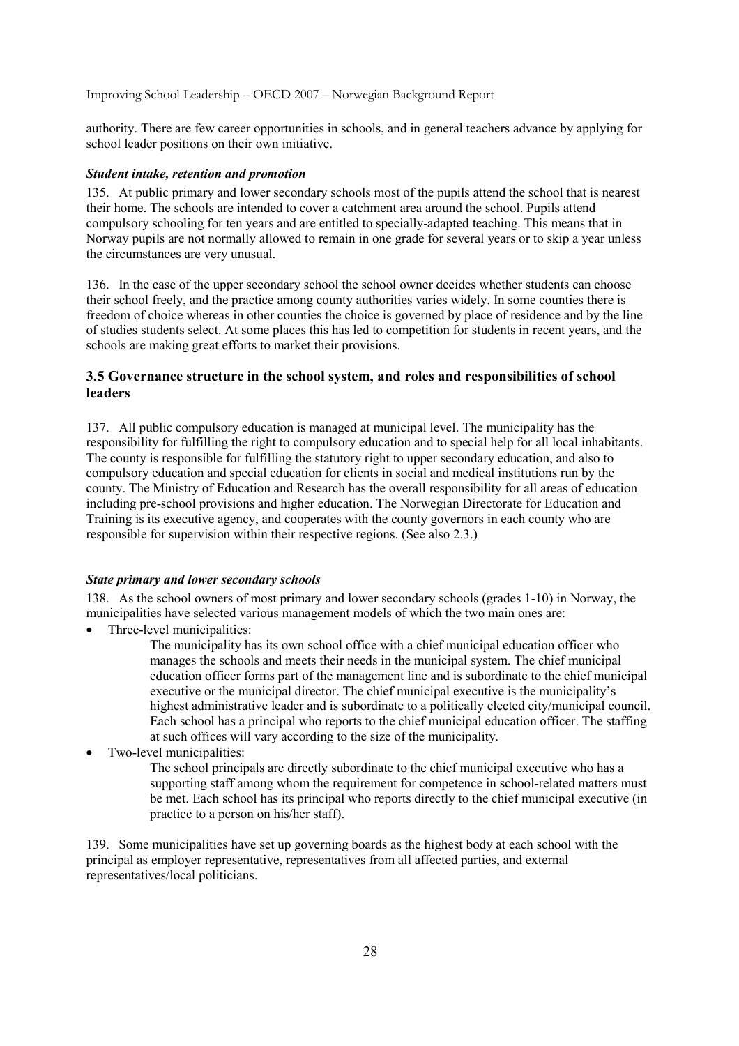authority. There are few career opportunities in schools, and in general teachers advance by applying for school leader positions on their own initiative.

### *Student intake, retention and promotion*

135. At public primary and lower secondary schools most of the pupils attend the school that is nearest their home. The schools are intended to cover a catchment area around the school. Pupils attend compulsory schooling for ten years and are entitled to specially-adapted teaching. This means that in Norway pupils are not normally allowed to remain in one grade for several years or to skip a year unless the circumstances are very unusual.

136. In the case of the upper secondary school the school owner decides whether students can choose their school freely, and the practice among county authorities varies widely. In some counties there is freedom of choice whereas in other counties the choice is governed by place of residence and by the line of studies students select. At some places this has led to competition for students in recent years, and the schools are making great efforts to market their provisions.

## 3.5 Governance structure in the school system, and roles and responsibilities of school leaders

137. All public compulsory education is managed at municipal level. The municipality has the responsibility for fulfilling the right to compulsory education and to special help for all local inhabitants. The county is responsible for fulfilling the statutory right to upper secondary education, and also to compulsory education and special education for clients in social and medical institutions run by the county. The Ministry of Education and Research has the overall responsibility for all areas of education including pre-school provisions and higher education. The Norwegian Directorate for Education and Training is its executive agency, and cooperates with the county governors in each county who are responsible for supervision within their respective regions. (See also 2.3.)

### *State primary and lower secondary schools*

138. As the school owners of most primary and lower secondary schools (grades 1-10) in Norway, the municipalities have selected various management models of which the two main ones are:

- Three-level municipalities:

  The municipality has its own school office with a chief municipal education officer who manages the schools and meets their needs in the municipal system. The chief municipal education officer forms part of the management line and is subordinate to the chief municipal executive or the municipal director. The chief municipal executive is the municipality's highest administrative leader and is subordinate to a politically elected city/municipal council. Each school has a principal who reports to the chief municipal education officer. The staffing at such offices will vary according to the size of the municipality.

- Two-level municipalities:

  The school principals are directly subordinate to the chief municipal executive who has a supporting staff among whom the requirement for competence in school-related matters must be met. Each school has its principal who reports directly to the chief municipal executive (in practice to a person on his/her staff).

139. Some municipalities have set up governing boards as the highest body at each school with the principal as employer representative, representatives from all affected parties, and external representatives/local politicians.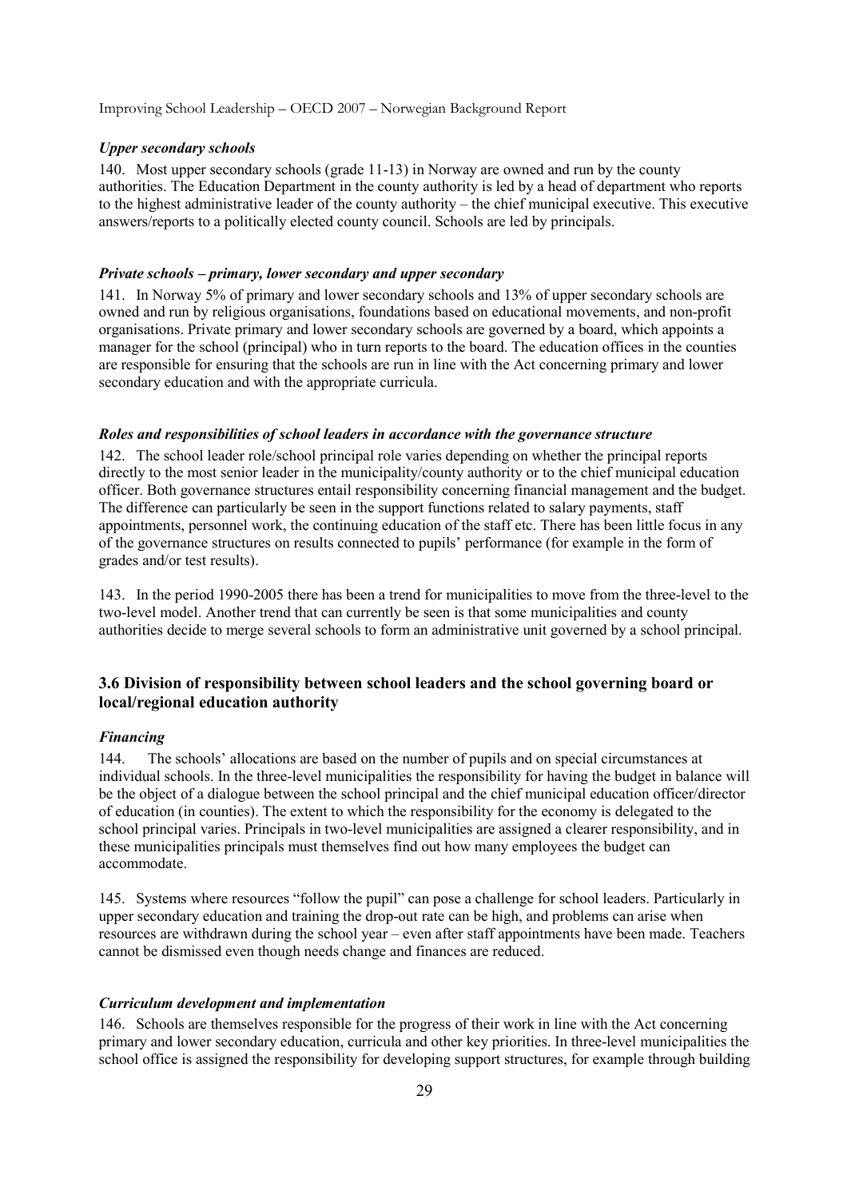#### *Upper secondary schools*

140. Most upper secondary schools (grade 11-13) in Norway are owned and run by the county authorities. The Education Department in the county authority is led by a head of department who reports to the highest administrative leader of the county authority – the chief municipal executive. This executive answers/reports to a politically elected county council. Schools are led by principals.

#### *Private schools – primary, lower secondary and upper secondary*

141. In Norway 5% of primary and lower secondary schools and 13% of upper secondary schools are owned and run by religious organisations, foundations based on educational movements, and non-profit organisations. Private primary and lower secondary schools are governed by a board, which appoints a manager for the school (principal) who in turn reports to the board. The education offices in the counties are responsible for ensuring that the schools are run in line with the Act concerning primary and lower secondary education and with the appropriate curricula.

#### *Roles and responsibilities of school leaders in accordance with the governance structure*

142. The school leader role/school principal role varies depending on whether the principal reports directly to the most senior leader in the municipality/county authority or to the chief municipal education officer. Both governance structures entail responsibility concerning financial management and the budget. The difference can particularly be seen in the support functions related to salary payments, staff appointments, personnel work, the continuing education of the staff etc. There has been little focus in any of the governance structures on results connected to pupils' performance (for example in the form of grades and/or test results).

143. In the period 1990-2005 there has been a trend for municipalities to move from the three-level to the two-level model. Another trend that can currently be seen is that some municipalities and county authorities decide to merge several schools to form an administrative unit governed by a school principal.

### 3.6 Division of responsibility between school leaders and the school governing board or local/regional education authority

#### *Financing*

144. The schools' allocations are based on the number of pupils and on special circumstances at individual schools. In the three-level municipalities the responsibility for having the budget in balance will be the object of a dialogue between the school principal and the chief municipal education officer/director of education (in counties). The extent to which the responsibility for the economy is delegated to the school principal varies. Principals in two-level municipalities are assigned a clearer responsibility, and in these municipalities principals must themselves find out how many employees the budget can accommodate.

145. Systems where resources "follow the pupil" can pose a challenge for school leaders. Particularly in upper secondary education and training the drop-out rate can be high, and problems can arise when resources are withdrawn during the school year – even after staff appointments have been made. Teachers cannot be dismissed even though needs change and finances are reduced.

#### *Curriculum development and implementation*

146. Schools are themselves responsible for the progress of their work in line with the Act concerning primary and lower secondary education, curricula and other key priorities. In three-level municipalities the school office is assigned the responsibility for developing support structures, for example through building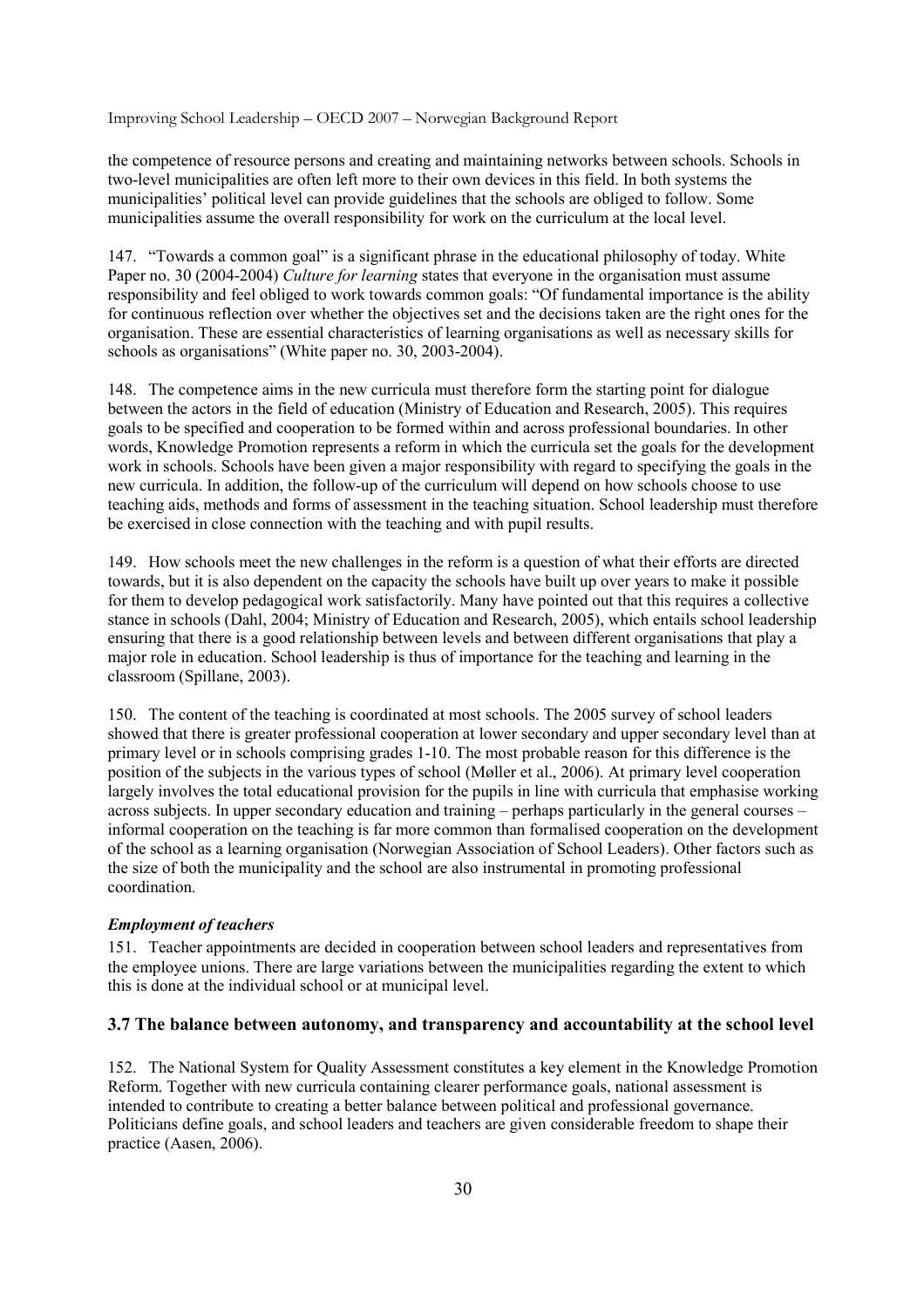the competence of resource persons and creating and maintaining networks between schools. Schools in two-level municipalities are often left more to their own devices in this field. In both systems the municipalities' political level can provide guidelines that the schools are obliged to follow. Some municipalities assume the overall responsibility for work on the curriculum at the local level.

147. "Towards a common goal" is a significant phrase in the educational philosophy of today. White Paper no. 30 (2004-2004) *Culture for learning* states that everyone in the organisation must assume responsibility and feel obliged to work towards common goals: "Of fundamental importance is the ability for continuous reflection over whether the objectives set and the decisions taken are the right ones for the organisation. These are essential characteristics of learning organisations as well as necessary skills for schools as organisations" (White paper no. 30, 2003-2004).

148. The competence aims in the new curricula must therefore form the starting point for dialogue between the actors in the field of education (Ministry of Education and Research, 2005). This requires goals to be specified and cooperation to be formed within and across professional boundaries. In other words, Knowledge Promotion represents a reform in which the curricula set the goals for the development work in schools. Schools have been given a major responsibility with regard to specifying the goals in the new curricula. In addition, the follow-up of the curriculum will depend on how schools choose to use teaching aids, methods and forms of assessment in the teaching situation. School leadership must therefore be exercised in close connection with the teaching and with pupil results.

149. How schools meet the new challenges in the reform is a question of what their efforts are directed towards, but it is also dependent on the capacity the schools have built up over years to make it possible for them to develop pedagogical work satisfactorily. Many have pointed out that this requires a collective stance in schools (Dahl, 2004; Ministry of Education and Research, 2005), which entails school leadership ensuring that there is a good relationship between levels and between different organisations that play a major role in education. School leadership is thus of importance for the teaching and learning in the classroom (Spillane, 2003).

150. The content of the teaching is coordinated at most schools. The 2005 survey of school leaders showed that there is greater professional cooperation at lower secondary and upper secondary level than at primary level or in schools comprising grades 1-10. The most probable reason for this difference is the position of the subjects in the various types of school (Møller et al., 2006). At primary level cooperation largely involves the total educational provision for the pupils in line with curricula that emphasise working across subjects. In upper secondary education and training – perhaps particularly in the general courses – informal cooperation on the teaching is far more common than formalised cooperation on the development of the school as a learning organisation (Norwegian Association of School Leaders). Other factors such as the size of both the municipality and the school are also instrumental in promoting professional coordination.

***Employment of teachers***

151. Teacher appointments are decided in cooperation between school leaders and representatives from the employee unions. There are large variations between the municipalities regarding the extent to which this is done at the individual school or at municipal level.

## 3.7 The balance between autonomy, and transparency and accountability at the school level

152. The National System for Quality Assessment constitutes a key element in the Knowledge Promotion Reform. Together with new curricula containing clearer performance goals, national assessment is intended to contribute to creating a better balance between political and professional governance. Politicians define goals, and school leaders and teachers are given considerable freedom to shape their practice (Aasen, 2006).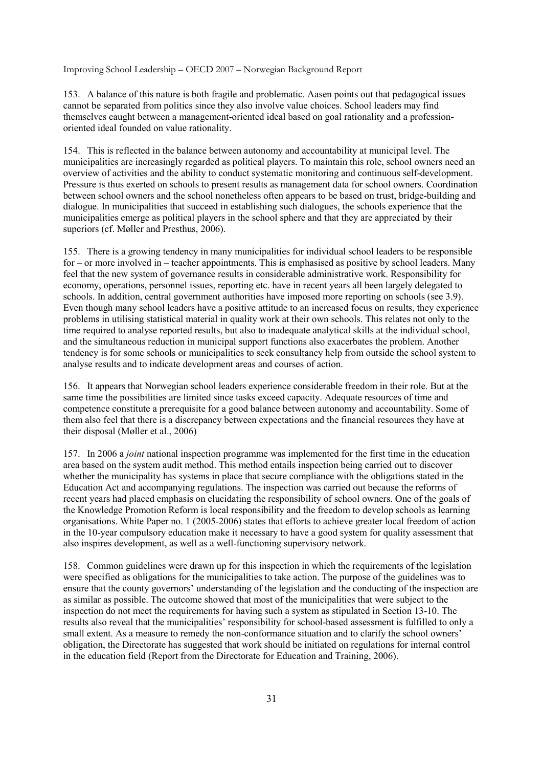153. A balance of this nature is both fragile and problematic. Aasen points out that pedagogical issues cannot be separated from politics since they also involve value choices. School leaders may find themselves caught between a management-oriented ideal based on goal rationality and a profession-oriented ideal founded on value rationality.

154. This is reflected in the balance between autonomy and accountability at municipal level. The municipalities are increasingly regarded as political players. To maintain this role, school owners need an overview of activities and the ability to conduct systematic monitoring and continuous self-development. Pressure is thus exerted on schools to present results as management data for school owners. Coordination between school owners and the school nonetheless often appears to be based on trust, bridge-building and dialogue. In municipalities that succeed in establishing such dialogues, the schools experience that the municipalities emerge as political players in the school sphere and that they are appreciated by their superiors (cf. Møller and Presthus, 2006).

155. There is a growing tendency in many municipalities for individual school leaders to be responsible for – or more involved in – teacher appointments. This is emphasised as positive by school leaders. Many feel that the new system of governance results in considerable administrative work. Responsibility for economy, operations, personnel issues, reporting etc. have in recent years all been largely delegated to schools. In addition, central government authorities have imposed more reporting on schools (see 3.9). Even though many school leaders have a positive attitude to an increased focus on results, they experience problems in utilising statistical material in quality work at their own schools. This relates not only to the time required to analyse reported results, but also to inadequate analytical skills at the individual school, and the simultaneous reduction in municipal support functions also exacerbates the problem. Another tendency is for some schools or municipalities to seek consultancy help from outside the school system to analyse results and to indicate development areas and courses of action.

156. It appears that Norwegian school leaders experience considerable freedom in their role. But at the same time the possibilities are limited since tasks exceed capacity. Adequate resources of time and competence constitute a prerequisite for a good balance between autonomy and accountability. Some of them also feel that there is a discrepancy between expectations and the financial resources they have at their disposal (Møller et al., 2006)

157. In 2006 a *joint* national inspection programme was implemented for the first time in the education area based on the system audit method. This method entails inspection being carried out to discover whether the municipality has systems in place that secure compliance with the obligations stated in the Education Act and accompanying regulations. The inspection was carried out because the reforms of recent years had placed emphasis on elucidating the responsibility of school owners. One of the goals of the Knowledge Promotion Reform is local responsibility and the freedom to develop schools as learning organisations. White Paper no. 1 (2005-2006) states that efforts to achieve greater local freedom of action in the 10-year compulsory education make it necessary to have a good system for quality assessment that also inspires development, as well as a well-functioning supervisory network.

158. Common guidelines were drawn up for this inspection in which the requirements of the legislation were specified as obligations for the municipalities to take action. The purpose of the guidelines was to ensure that the county governors' understanding of the legislation and the conducting of the inspection are as similar as possible. The outcome showed that most of the municipalities that were subject to the inspection do not meet the requirements for having such a system as stipulated in Section 13-10. The results also reveal that the municipalities' responsibility for school-based assessment is fulfilled to only a small extent. As a measure to remedy the non-conformance situation and to clarify the school owners' obligation, the Directorate has suggested that work should be initiated on regulations for internal control in the education field (Report from the Directorate for Education and Training, 2006).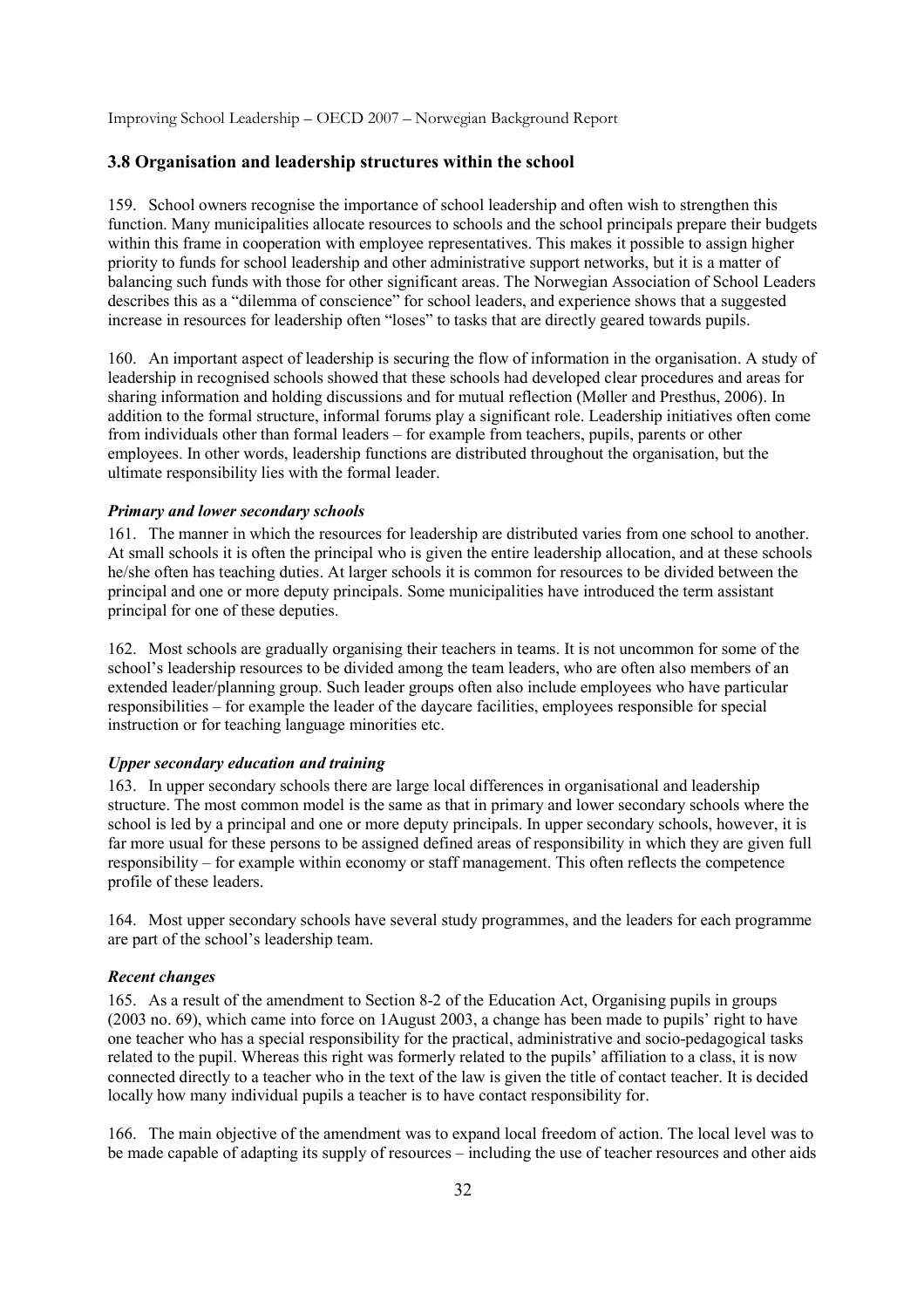### 3.8 Organisation and leadership structures within the school

159. School owners recognise the importance of school leadership and often wish to strengthen this function. Many municipalities allocate resources to schools and the school principals prepare their budgets within this frame in cooperation with employee representatives. This makes it possible to assign higher priority to funds for school leadership and other administrative support networks, but it is a matter of balancing such funds with those for other significant areas. The Norwegian Association of School Leaders describes this as a "dilemma of conscience" for school leaders, and experience shows that a suggested increase in resources for leadership often "loses" to tasks that are directly geared towards pupils.

160. An important aspect of leadership is securing the flow of information in the organisation. A study of leadership in recognised schools showed that these schools had developed clear procedures and areas for sharing information and holding discussions and for mutual reflection (Møller and Presthus, 2006). In addition to the formal structure, informal forums play a significant role. Leadership initiatives often come from individuals other than formal leaders – for example from teachers, pupils, parents or other employees. In other words, leadership functions are distributed throughout the organisation, but the ultimate responsibility lies with the formal leader.

#### *Primary and lower secondary schools*

161. The manner in which the resources for leadership are distributed varies from one school to another. At small schools it is often the principal who is given the entire leadership allocation, and at these schools he/she often has teaching duties. At larger schools it is common for resources to be divided between the principal and one or more deputy principals. Some municipalities have introduced the term assistant principal for one of these deputies.

162. Most schools are gradually organising their teachers in teams. It is not uncommon for some of the school's leadership resources to be divided among the team leaders, who are often also members of an extended leader/planning group. Such leader groups often also include employees who have particular responsibilities – for example the leader of the daycare facilities, employees responsible for special instruction or for teaching language minorities etc.

#### *Upper secondary education and training*

163. In upper secondary schools there are large local differences in organisational and leadership structure. The most common model is the same as that in primary and lower secondary schools where the school is led by a principal and one or more deputy principals. In upper secondary schools, however, it is far more usual for these persons to be assigned defined areas of responsibility in which they are given full responsibility – for example within economy or staff management. This often reflects the competence profile of these leaders.

164. Most upper secondary schools have several study programmes, and the leaders for each programme are part of the school's leadership team.

#### *Recent changes*

165. As a result of the amendment to Section 8-2 of the Education Act, Organising pupils in groups (2003 no. 69), which came into force on 1August 2003, a change has been made to pupils' right to have one teacher who has a special responsibility for the practical, administrative and socio-pedagogical tasks related to the pupil. Whereas this right was formerly related to the pupils' affiliation to a class, it is now connected directly to a teacher who in the text of the law is given the title of contact teacher. It is decided locally how many individual pupils a teacher is to have contact responsibility for.

166. The main objective of the amendment was to expand local freedom of action. The local level was to be made capable of adapting its supply of resources – including the use of teacher resources and other aids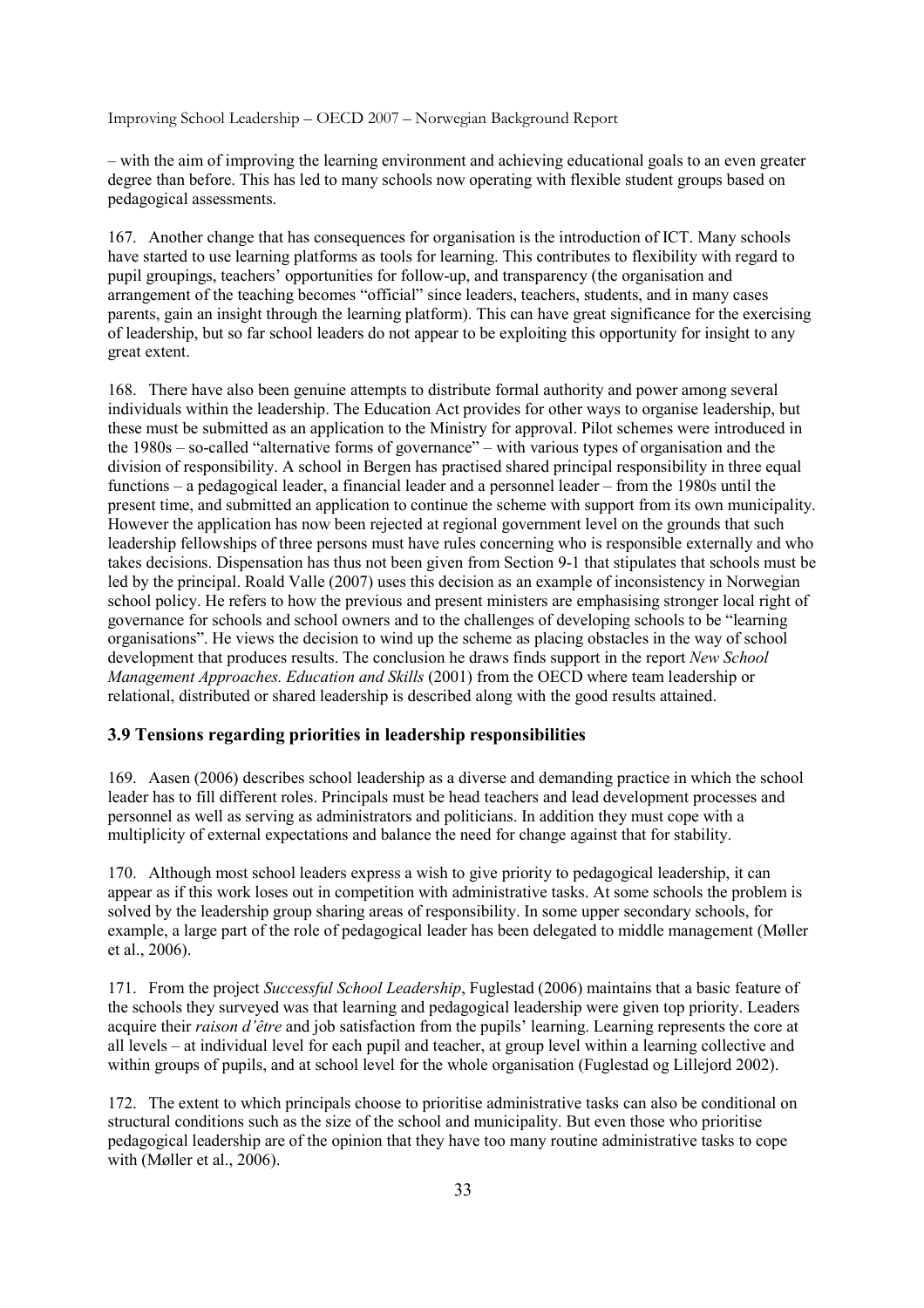– with the aim of improving the learning environment and achieving educational goals to an even greater degree than before. This has led to many schools now operating with flexible student groups based on pedagogical assessments.

167. Another change that has consequences for organisation is the introduction of ICT. Many schools have started to use learning platforms as tools for learning. This contributes to flexibility with regard to pupil groupings, teachers' opportunities for follow-up, and transparency (the organisation and arrangement of the teaching becomes "official" since leaders, teachers, students, and in many cases parents, gain an insight through the learning platform). This can have great significance for the exercising of leadership, but so far school leaders do not appear to be exploiting this opportunity for insight to any great extent.

168. There have also been genuine attempts to distribute formal authority and power among several individuals within the leadership. The Education Act provides for other ways to organise leadership, but these must be submitted as an application to the Ministry for approval. Pilot schemes were introduced in the 1980s – so-called "alternative forms of governance" – with various types of organisation and the division of responsibility. A school in Bergen has practised shared principal responsibility in three equal functions – a pedagogical leader, a financial leader and a personnel leader – from the 1980s until the present time, and submitted an application to continue the scheme with support from its own municipality. However the application has now been rejected at regional government level on the grounds that such leadership fellowships of three persons must have rules concerning who is responsible externally and who takes decisions. Dispensation has thus not been given from Section 9-1 that stipulates that schools must be led by the principal. Roald Valle (2007) uses this decision as an example of inconsistency in Norwegian school policy. He refers to how the previous and present ministers are emphasising stronger local right of governance for schools and school owners and to the challenges of developing schools to be "learning organisations". He views the decision to wind up the scheme as placing obstacles in the way of school development that produces results. The conclusion he draws finds support in the report *New School Management Approaches. Education and Skills* (2001) from the OECD where team leadership or relational, distributed or shared leadership is described along with the good results attained.

### 3.9 Tensions regarding priorities in leadership responsibilities

169. Aasen (2006) describes school leadership as a diverse and demanding practice in which the school leader has to fill different roles. Principals must be head teachers and lead development processes and personnel as well as serving as administrators and politicians. In addition they must cope with a multiplicity of external expectations and balance the need for change against that for stability.

170. Although most school leaders express a wish to give priority to pedagogical leadership, it can appear as if this work loses out in competition with administrative tasks. At some schools the problem is solved by the leadership group sharing areas of responsibility. In some upper secondary schools, for example, a large part of the role of pedagogical leader has been delegated to middle management (Møller et al., 2006).

171. From the project *Successful School Leadership*, Fuglestad (2006) maintains that a basic feature of the schools they surveyed was that learning and pedagogical leadership were given top priority. Leaders acquire their *raison d'être* and job satisfaction from the pupils' learning. Learning represents the core at all levels – at individual level for each pupil and teacher, at group level within a learning collective and within groups of pupils, and at school level for the whole organisation (Fuglestad og Lillejord 2002).

172. The extent to which principals choose to prioritise administrative tasks can also be conditional on structural conditions such as the size of the school and municipality. But even those who prioritise pedagogical leadership are of the opinion that they have too many routine administrative tasks to cope with (Møller et al., 2006).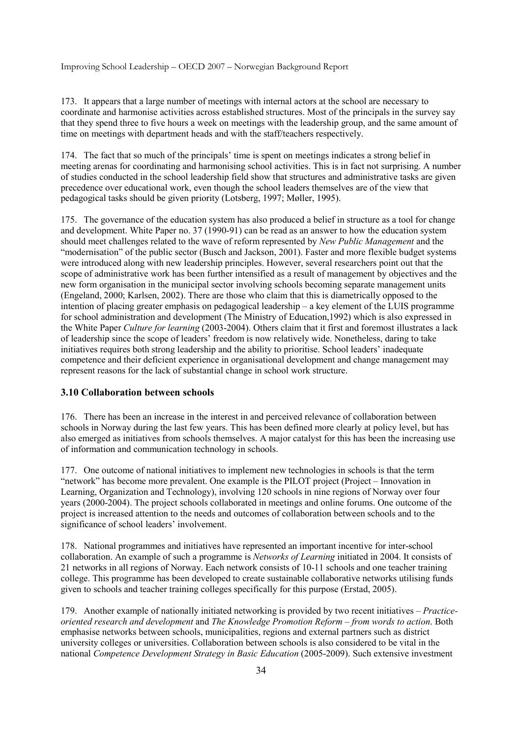173. It appears that a large number of meetings with internal actors at the school are necessary to coordinate and harmonise activities across established structures. Most of the principals in the survey say that they spend three to five hours a week on meetings with the leadership group, and the same amount of time on meetings with department heads and with the staff/teachers respectively.

174. The fact that so much of the principals' time is spent on meetings indicates a strong belief in meeting arenas for coordinating and harmonising school activities. This is in fact not surprising. A number of studies conducted in the school leadership field show that structures and administrative tasks are given precedence over educational work, even though the school leaders themselves are of the view that pedagogical tasks should be given priority (Lotsberg, 1997; Møller, 1995).

175. The governance of the education system has also produced a belief in structure as a tool for change and development. White Paper no. 37 (1990-91) can be read as an answer to how the education system should meet challenges related to the wave of reform represented by *New Public Management* and the "modernisation" of the public sector (Busch and Jackson, 2001). Faster and more flexible budget systems were introduced along with new leadership principles. However, several researchers point out that the scope of administrative work has been further intensified as a result of management by objectives and the new form organisation in the municipal sector involving schools becoming separate management units (Engeland, 2000; Karlsen, 2002). There are those who claim that this is diametrically opposed to the intention of placing greater emphasis on pedagogical leadership – a key element of the LUIS programme for school administration and development (The Ministry of Education,1992) which is also expressed in the White Paper *Culture for learning* (2003-2004). Others claim that it first and foremost illustrates a lack of leadership since the scope of leaders' freedom is now relatively wide. Nonetheless, daring to take initiatives requires both strong leadership and the ability to prioritise. School leaders' inadequate competence and their deficient experience in organisational development and change management may represent reasons for the lack of substantial change in school work structure.

### 3.10 Collaboration between schools

176. There has been an increase in the interest in and perceived relevance of collaboration between schools in Norway during the last few years. This has been defined more clearly at policy level, but has also emerged as initiatives from schools themselves. A major catalyst for this has been the increasing use of information and communication technology in schools.

177. One outcome of national initiatives to implement new technologies in schools is that the term "network" has become more prevalent. One example is the PILOT project (Project – Innovation in Learning, Organization and Technology), involving 120 schools in nine regions of Norway over four years (2000-2004). The project schools collaborated in meetings and online forums. One outcome of the project is increased attention to the needs and outcomes of collaboration between schools and to the significance of school leaders' involvement.

178. National programmes and initiatives have represented an important incentive for inter-school collaboration. An example of such a programme is *Networks of Learning* initiated in 2004. It consists of 21 networks in all regions of Norway. Each network consists of 10-11 schools and one teacher training college. This programme has been developed to create sustainable collaborative networks utilising funds given to schools and teacher training colleges specifically for this purpose (Erstad, 2005).

179. Another example of nationally initiated networking is provided by two recent initiatives – *Practice-oriented research and development* and *The Knowledge Promotion Reform – from words to action*. Both emphasise networks between schools, municipalities, regions and external partners such as district university colleges or universities. Collaboration between schools is also considered to be vital in the national *Competence Development Strategy in Basic Education* (2005-2009). Such extensive investment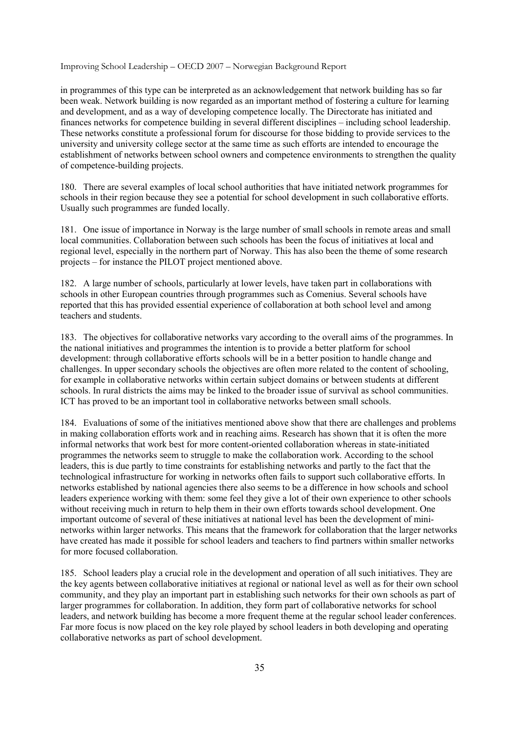in programmes of this type can be interpreted as an acknowledgement that network building has so far been weak. Network building is now regarded as an important method of fostering a culture for learning and development, and as a way of developing competence locally. The Directorate has initiated and finances networks for competence building in several different disciplines – including school leadership. These networks constitute a professional forum for discourse for those bidding to provide services to the university and university college sector at the same time as such efforts are intended to encourage the establishment of networks between school owners and competence environments to strengthen the quality of competence-building projects.

180. There are several examples of local school authorities that have initiated network programmes for schools in their region because they see a potential for school development in such collaborative efforts. Usually such programmes are funded locally.

181. One issue of importance in Norway is the large number of small schools in remote areas and small local communities. Collaboration between such schools has been the focus of initiatives at local and regional level, especially in the northern part of Norway. This has also been the theme of some research projects – for instance the PILOT project mentioned above.

182. A large number of schools, particularly at lower levels, have taken part in collaborations with schools in other European countries through programmes such as Comenius. Several schools have reported that this has provided essential experience of collaboration at both school level and among teachers and students.

183. The objectives for collaborative networks vary according to the overall aims of the programmes. In the national initiatives and programmes the intention is to provide a better platform for school development: through collaborative efforts schools will be in a better position to handle change and challenges. In upper secondary schools the objectives are often more related to the content of schooling, for example in collaborative networks within certain subject domains or between students at different schools. In rural districts the aims may be linked to the broader issue of survival as school communities. ICT has proved to be an important tool in collaborative networks between small schools.

184. Evaluations of some of the initiatives mentioned above show that there are challenges and problems in making collaboration efforts work and in reaching aims. Research has shown that it is often the more informal networks that work best for more content-oriented collaboration whereas in state-initiated programmes the networks seem to struggle to make the collaboration work. According to the school leaders, this is due partly to time constraints for establishing networks and partly to the fact that the technological infrastructure for working in networks often fails to support such collaborative efforts. In networks established by national agencies there also seems to be a difference in how schools and school leaders experience working with them: some feel they give a lot of their own experience to other schools without receiving much in return to help them in their own efforts towards school development. One important outcome of several of these initiatives at national level has been the development of mini-networks within larger networks. This means that the framework for collaboration that the larger networks have created has made it possible for school leaders and teachers to find partners within smaller networks for more focused collaboration.

185. School leaders play a crucial role in the development and operation of all such initiatives. They are the key agents between collaborative initiatives at regional or national level as well as for their own school community, and they play an important part in establishing such networks for their own schools as part of larger programmes for collaboration. In addition, they form part of collaborative networks for school leaders, and network building has become a more frequent theme at the regular school leader conferences. Far more focus is now placed on the key role played by school leaders in both developing and operating collaborative networks as part of school development.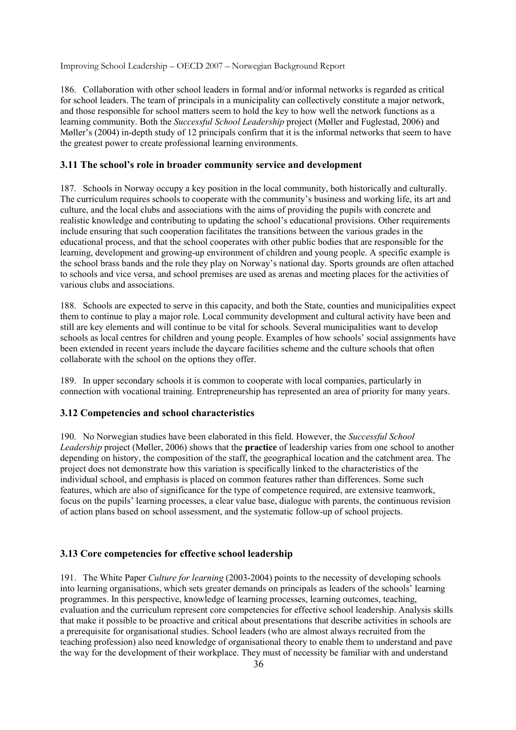186. Collaboration with other school leaders in formal and/or informal networks is regarded as critical for school leaders. The team of principals in a municipality can collectively constitute a major network, and those responsible for school matters seem to hold the key to how well the network functions as a learning community. Both the *Successful School Leadership* project (Møller and Fuglestad, 2006) and Møller's (2004) in-depth study of 12 principals confirm that it is the informal networks that seem to have the greatest power to create professional learning environments.

### 3.11 The school's role in broader community service and development

187. Schools in Norway occupy a key position in the local community, both historically and culturally. The curriculum requires schools to cooperate with the community's business and working life, its art and culture, and the local clubs and associations with the aims of providing the pupils with concrete and realistic knowledge and contributing to updating the school's educational provisions. Other requirements include ensuring that such cooperation facilitates the transitions between the various grades in the educational process, and that the school cooperates with other public bodies that are responsible for the learning, development and growing-up environment of children and young people. A specific example is the school brass bands and the role they play on Norway's national day. Sports grounds are often attached to schools and vice versa, and school premises are used as arenas and meeting places for the activities of various clubs and associations.

188. Schools are expected to serve in this capacity, and both the State, counties and municipalities expect them to continue to play a major role. Local community development and cultural activity have been and still are key elements and will continue to be vital for schools. Several municipalities want to develop schools as local centres for children and young people. Examples of how schools' social assignments have been extended in recent years include the daycare facilities scheme and the culture schools that often collaborate with the school on the options they offer.

189. In upper secondary schools it is common to cooperate with local companies, particularly in connection with vocational training. Entrepreneurship has represented an area of priority for many years.

### 3.12 Competencies and school characteristics

190. No Norwegian studies have been elaborated in this field. However, the *Successful School Leadership* project (Møller, 2006) shows that the **practice** of leadership varies from one school to another depending on history, the composition of the staff, the geographical location and the catchment area. The project does not demonstrate how this variation is specifically linked to the characteristics of the individual school, and emphasis is placed on common features rather than differences. Some such features, which are also of significance for the type of competence required, are extensive teamwork, focus on the pupils' learning processes, a clear value base, dialogue with parents, the continuous revision of action plans based on school assessment, and the systematic follow-up of school projects.

### 3.13 Core competencies for effective school leadership

191. The White Paper *Culture for learning* (2003-2004) points to the necessity of developing schools into learning organisations, which sets greater demands on principals as leaders of the schools' learning programmes. In this perspective, knowledge of learning processes, learning outcomes, teaching, evaluation and the curriculum represent core competencies for effective school leadership. Analysis skills that make it possible to be proactive and critical about presentations that describe activities in schools are a prerequisite for organisational studies. School leaders (who are almost always recruited from the teaching profession) also need knowledge of organisational theory to enable them to understand and pave the way for the development of their workplace. They must of necessity be familiar with and understand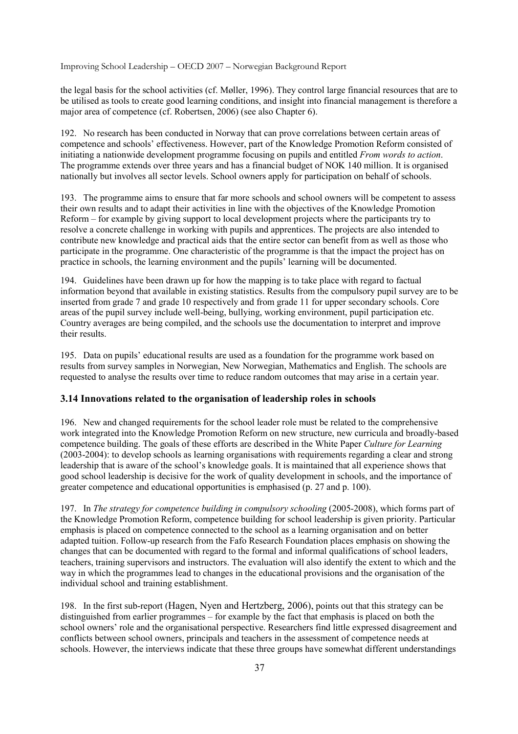the legal basis for the school activities (cf. Møller, 1996). They control large financial resources that are to be utilised as tools to create good learning conditions, and insight into financial management is therefore a major area of competence (cf. Robertsen, 2006) (see also Chapter 6).

192. No research has been conducted in Norway that can prove correlations between certain areas of competence and schools' effectiveness. However, part of the Knowledge Promotion Reform consisted of initiating a nationwide development programme focusing on pupils and entitled *From words to action*. The programme extends over three years and has a financial budget of NOK 140 million. It is organised nationally but involves all sector levels. School owners apply for participation on behalf of schools.

193. The programme aims to ensure that far more schools and school owners will be competent to assess their own results and to adapt their activities in line with the objectives of the Knowledge Promotion Reform – for example by giving support to local development projects where the participants try to resolve a concrete challenge in working with pupils and apprentices. The projects are also intended to contribute new knowledge and practical aids that the entire sector can benefit from as well as those who participate in the programme. One characteristic of the programme is that the impact the project has on practice in schools, the learning environment and the pupils' learning will be documented.

194. Guidelines have been drawn up for how the mapping is to take place with regard to factual information beyond that available in existing statistics. Results from the compulsory pupil survey are to be inserted from grade 7 and grade 10 respectively and from grade 11 for upper secondary schools. Core areas of the pupil survey include well-being, bullying, working environment, pupil participation etc. Country averages are being compiled, and the schools use the documentation to interpret and improve their results.

195. Data on pupils' educational results are used as a foundation for the programme work based on results from survey samples in Norwegian, New Norwegian, Mathematics and English. The schools are requested to analyse the results over time to reduce random outcomes that may arise in a certain year.

### 3.14 Innovations related to the organisation of leadership roles in schools

196. New and changed requirements for the school leader role must be related to the comprehensive work integrated into the Knowledge Promotion Reform on new structure, new curricula and broadly-based competence building. The goals of these efforts are described in the White Paper *Culture for Learning* (2003-2004): to develop schools as learning organisations with requirements regarding a clear and strong leadership that is aware of the school's knowledge goals. It is maintained that all experience shows that good school leadership is decisive for the work of quality development in schools, and the importance of greater competence and educational opportunities is emphasised (p. 27 and p. 100).

197. In *The strategy for competence building in compulsory schooling* (2005-2008), which forms part of the Knowledge Promotion Reform, competence building for school leadership is given priority. Particular emphasis is placed on competence connected to the school as a learning organisation and on better adapted tuition. Follow-up research from the Fafo Research Foundation places emphasis on showing the changes that can be documented with regard to the formal and informal qualifications of school leaders, teachers, training supervisors and instructors. The evaluation will also identify the extent to which and the way in which the programmes lead to changes in the educational provisions and the organisation of the individual school and training establishment.

198. In the first sub-report (Hagen, Nyen and Hertzberg, 2006), points out that this strategy can be distinguished from earlier programmes – for example by the fact that emphasis is placed on both the school owners' role and the organisational perspective. Researchers find little expressed disagreement and conflicts between school owners, principals and teachers in the assessment of competence needs at schools. However, the interviews indicate that these three groups have somewhat different understandings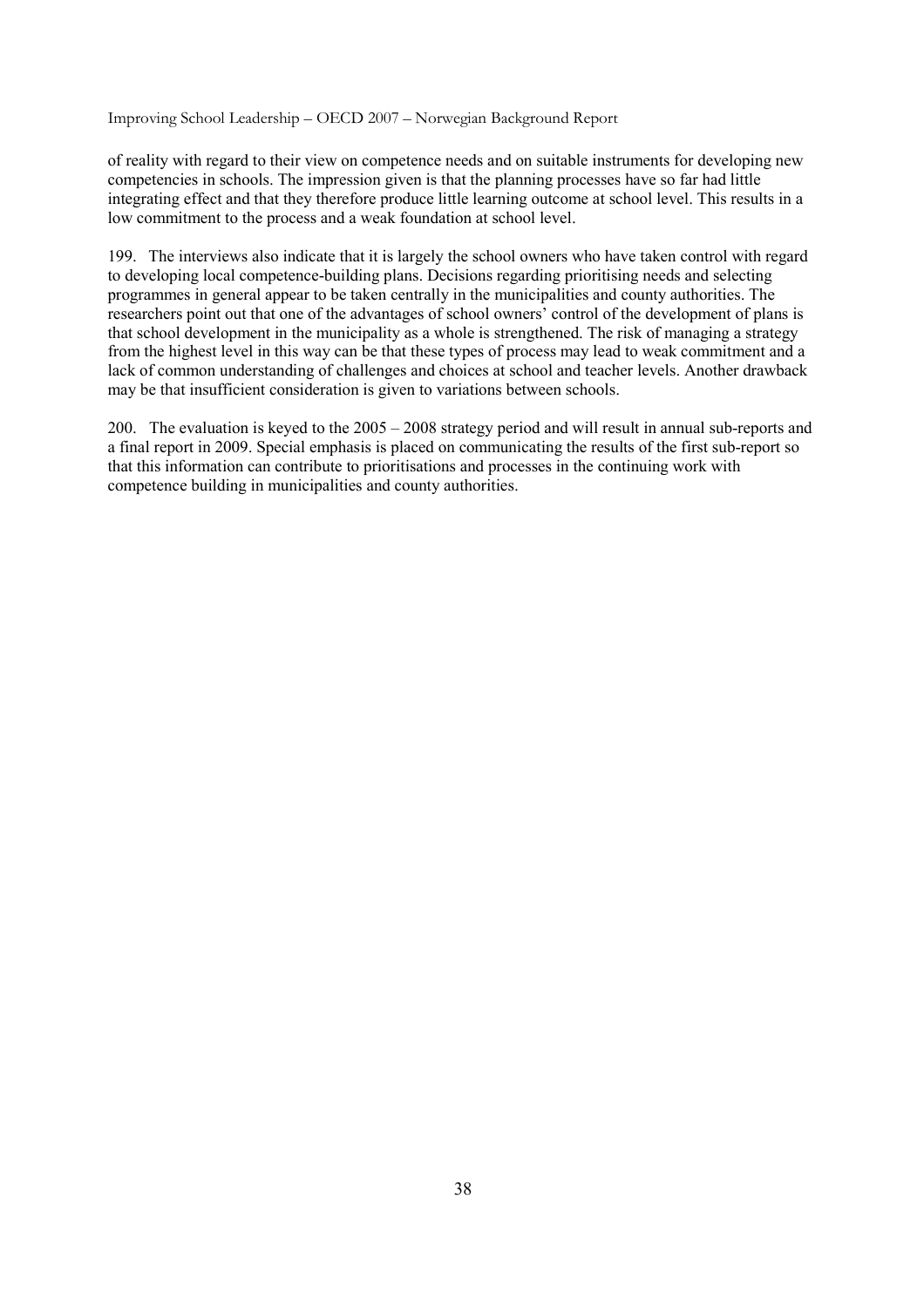of reality with regard to their view on competence needs and on suitable instruments for developing new competencies in schools. The impression given is that the planning processes have so far had little integrating effect and that they therefore produce little learning outcome at school level. This results in a low commitment to the process and a weak foundation at school level.

199. The interviews also indicate that it is largely the school owners who have taken control with regard to developing local competence-building plans. Decisions regarding prioritising needs and selecting programmes in general appear to be taken centrally in the municipalities and county authorities. The researchers point out that one of the advantages of school owners' control of the development of plans is that school development in the municipality as a whole is strengthened. The risk of managing a strategy from the highest level in this way can be that these types of process may lead to weak commitment and a lack of common understanding of challenges and choices at school and teacher levels. Another drawback may be that insufficient consideration is given to variations between schools.

200. The evaluation is keyed to the 2005 – 2008 strategy period and will result in annual sub-reports and a final report in 2009. Special emphasis is placed on communicating the results of the first sub-report so that this information can contribute to prioritisations and processes in the continuing work with competence building in municipalities and county authorities.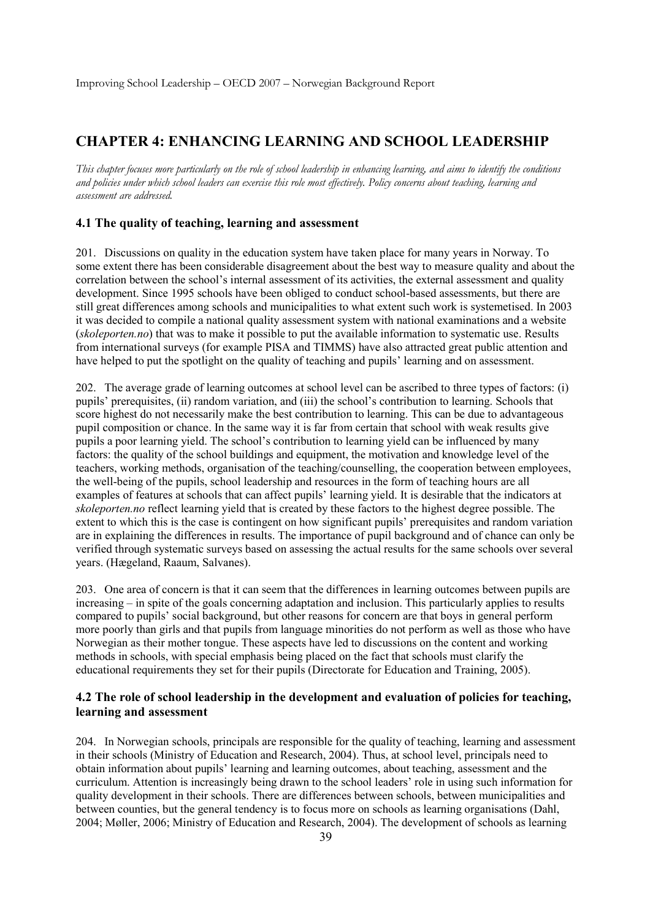## CHAPTER 4: ENHANCING LEARNING AND SCHOOL LEADERSHIP

*This chapter focuses more particularly on the role of school leadership in enhancing learning, and aims to identify the conditions and policies under which school leaders can exercise this role most effectively. Policy concerns about teaching, learning and assessment are addressed.*

### 4.1 The quality of teaching, learning and assessment

201. Discussions on quality in the education system have taken place for many years in Norway. To some extent there has been considerable disagreement about the best way to measure quality and about the correlation between the school's internal assessment of its activities, the external assessment and quality development. Since 1995 schools have been obliged to conduct school-based assessments, but there are still great differences among schools and municipalities to what extent such work is systemetised. In 2003 it was decided to compile a national quality assessment system with national examinations and a website (*skoleporten.no*) that was to make it possible to put the available information to systematic use. Results from international surveys (for example PISA and TIMMS) have also attracted great public attention and have helped to put the spotlight on the quality of teaching and pupils' learning and on assessment.

202. The average grade of learning outcomes at school level can be ascribed to three types of factors: (i) pupils' prerequisites, (ii) random variation, and (iii) the school's contribution to learning. Schools that score highest do not necessarily make the best contribution to learning. This can be due to advantageous pupil composition or chance. In the same way it is far from certain that school with weak results give pupils a poor learning yield. The school's contribution to learning yield can be influenced by many factors: the quality of the school buildings and equipment, the motivation and knowledge level of the teachers, working methods, organisation of the teaching/counselling, the cooperation between employees, the well-being of the pupils, school leadership and resources in the form of teaching hours are all examples of features at schools that can affect pupils' learning yield. It is desirable that the indicators at *skoleporten.no* reflect learning yield that is created by these factors to the highest degree possible. The extent to which this is the case is contingent on how significant pupils' prerequisites and random variation are in explaining the differences in results. The importance of pupil background and of chance can only be verified through systematic surveys based on assessing the actual results for the same schools over several years. (Hægeland, Raaum, Salvanes).

203. One area of concern is that it can seem that the differences in learning outcomes between pupils are increasing – in spite of the goals concerning adaptation and inclusion. This particularly applies to results compared to pupils' social background, but other reasons for concern are that boys in general perform more poorly than girls and that pupils from language minorities do not perform as well as those who have Norwegian as their mother tongue. These aspects have led to discussions on the content and working methods in schools, with special emphasis being placed on the fact that schools must clarify the educational requirements they set for their pupils (Directorate for Education and Training, 2005).

### 4.2 The role of school leadership in the development and evaluation of policies for teaching, learning and assessment

204. In Norwegian schools, principals are responsible for the quality of teaching, learning and assessment in their schools (Ministry of Education and Research, 2004). Thus, at school level, principals need to obtain information about pupils' learning and learning outcomes, about teaching, assessment and the curriculum. Attention is increasingly being drawn to the school leaders' role in using such information for quality development in their schools. There are differences between schools, between municipalities and between counties, but the general tendency is to focus more on schools as learning organisations (Dahl, 2004; Møller, 2006; Ministry of Education and Research, 2004). The development of schools as learning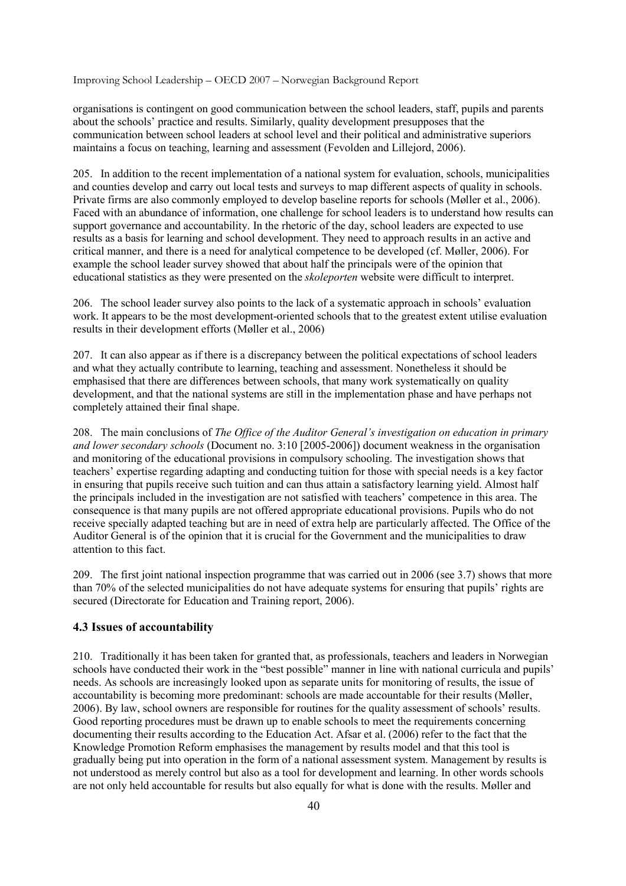organisations is contingent on good communication between the school leaders, staff, pupils and parents about the schools' practice and results. Similarly, quality development presupposes that the communication between school leaders at school level and their political and administrative superiors maintains a focus on teaching, learning and assessment (Fevolden and Lillejord, 2006).

205. In addition to the recent implementation of a national system for evaluation, schools, municipalities and counties develop and carry out local tests and surveys to map different aspects of quality in schools. Private firms are also commonly employed to develop baseline reports for schools (Møller et al., 2006). Faced with an abundance of information, one challenge for school leaders is to understand how results can support governance and accountability. In the rhetoric of the day, school leaders are expected to use results as a basis for learning and school development. They need to approach results in an active and critical manner, and there is a need for analytical competence to be developed (cf. Møller, 2006). For example the school leader survey showed that about half the principals were of the opinion that educational statistics as they were presented on the *skoleporten* website were difficult to interpret.

206. The school leader survey also points to the lack of a systematic approach in schools' evaluation work. It appears to be the most development-oriented schools that to the greatest extent utilise evaluation results in their development efforts (Møller et al., 2006)

207. It can also appear as if there is a discrepancy between the political expectations of school leaders and what they actually contribute to learning, teaching and assessment. Nonetheless it should be emphasised that there are differences between schools, that many work systematically on quality development, and that the national systems are still in the implementation phase and have perhaps not completely attained their final shape.

208. The main conclusions of *The Office of the Auditor General's investigation on education in primary and lower secondary schools* (Document no. 3:10 [2005-2006]) document weakness in the organisation and monitoring of the educational provisions in compulsory schooling. The investigation shows that teachers' expertise regarding adapting and conducting tuition for those with special needs is a key factor in ensuring that pupils receive such tuition and can thus attain a satisfactory learning yield. Almost half the principals included in the investigation are not satisfied with teachers' competence in this area. The consequence is that many pupils are not offered appropriate educational provisions. Pupils who do not receive specially adapted teaching but are in need of extra help are particularly affected. The Office of the Auditor General is of the opinion that it is crucial for the Government and the municipalities to draw attention to this fact.

209. The first joint national inspection programme that was carried out in 2006 (see 3.7) shows that more than 70% of the selected municipalities do not have adequate systems for ensuring that pupils' rights are secured (Directorate for Education and Training report, 2006).

### 4.3 Issues of accountability

210. Traditionally it has been taken for granted that, as professionals, teachers and leaders in Norwegian schools have conducted their work in the "best possible" manner in line with national curricula and pupils' needs. As schools are increasingly looked upon as separate units for monitoring of results, the issue of accountability is becoming more predominant: schools are made accountable for their results (Møller, 2006). By law, school owners are responsible for routines for the quality assessment of schools' results. Good reporting procedures must be drawn up to enable schools to meet the requirements concerning documenting their results according to the Education Act. Afsar et al. (2006) refer to the fact that the Knowledge Promotion Reform emphasises the management by results model and that this tool is gradually being put into operation in the form of a national assessment system. Management by results is not understood as merely control but also as a tool for development and learning. In other words schools are not only held accountable for results but also equally for what is done with the results. Møller and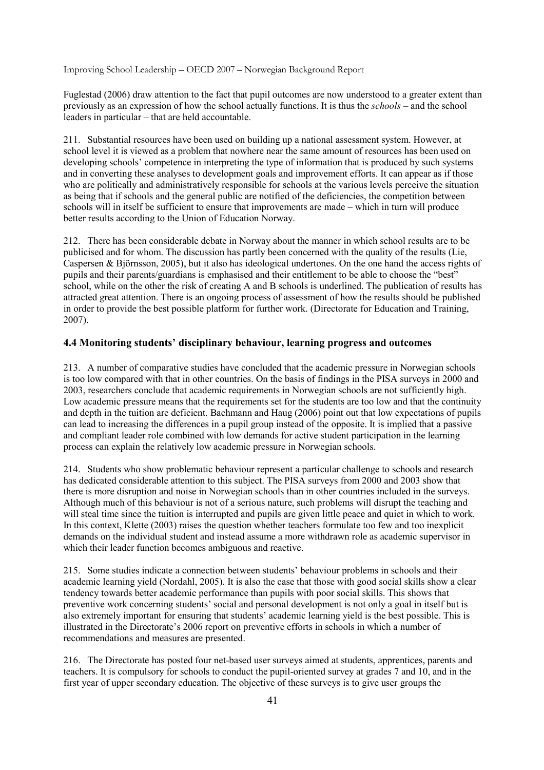Fuglestad (2006) draw attention to the fact that pupil outcomes are now understood to a greater extent than previously as an expression of how the school actually functions. It is thus the *schools* – and the school leaders in particular – that are held accountable.

211. Substantial resources have been used on building up a national assessment system. However, at school level it is viewed as a problem that nowhere near the same amount of resources has been used on developing schools' competence in interpreting the type of information that is produced by such systems and in converting these analyses to development goals and improvement efforts. It can appear as if those who are politically and administratively responsible for schools at the various levels perceive the situation as being that if schools and the general public are notified of the deficiencies, the competition between schools will in itself be sufficient to ensure that improvements are made – which in turn will produce better results according to the Union of Education Norway.

212. There has been considerable debate in Norway about the manner in which school results are to be publicised and for whom. The discussion has partly been concerned with the quality of the results (Lie, Caspersen & Björnsson, 2005), but it also has ideological undertones. On the one hand the access rights of pupils and their parents/guardians is emphasised and their entitlement to be able to choose the "best" school, while on the other the risk of creating A and B schools is underlined. The publication of results has attracted great attention. There is an ongoing process of assessment of how the results should be published in order to provide the best possible platform for further work. (Directorate for Education and Training, 2007).

## 4.4 Monitoring students' disciplinary behaviour, learning progress and outcomes

213. A number of comparative studies have concluded that the academic pressure in Norwegian schools is too low compared with that in other countries. On the basis of findings in the PISA surveys in 2000 and 2003, researchers conclude that academic requirements in Norwegian schools are not sufficiently high. Low academic pressure means that the requirements set for the students are too low and that the continuity and depth in the tuition are deficient. Bachmann and Haug (2006) point out that low expectations of pupils can lead to increasing the differences in a pupil group instead of the opposite. It is implied that a passive and compliant leader role combined with low demands for active student participation in the learning process can explain the relatively low academic pressure in Norwegian schools.

214. Students who show problematic behaviour represent a particular challenge to schools and research has dedicated considerable attention to this subject. The PISA surveys from 2000 and 2003 show that there is more disruption and noise in Norwegian schools than in other countries included in the surveys. Although much of this behaviour is not of a serious nature, such problems will disrupt the teaching and will steal time since the tuition is interrupted and pupils are given little peace and quiet in which to work. In this context, Klette (2003) raises the question whether teachers formulate too few and too inexplicit demands on the individual student and instead assume a more withdrawn role as academic supervisor in which their leader function becomes ambiguous and reactive.

215. Some studies indicate a connection between students' behaviour problems in schools and their academic learning yield (Nordahl, 2005). It is also the case that those with good social skills show a clear tendency towards better academic performance than pupils with poor social skills. This shows that preventive work concerning students' social and personal development is not only a goal in itself but is also extremely important for ensuring that students' academic learning yield is the best possible. This is illustrated in the Directorate's 2006 report on preventive efforts in schools in which a number of recommendations and measures are presented.

216. The Directorate has posted four net-based user surveys aimed at students, apprentices, parents and teachers. It is compulsory for schools to conduct the pupil-oriented survey at grades 7 and 10, and in the first year of upper secondary education. The objective of these surveys is to give user groups the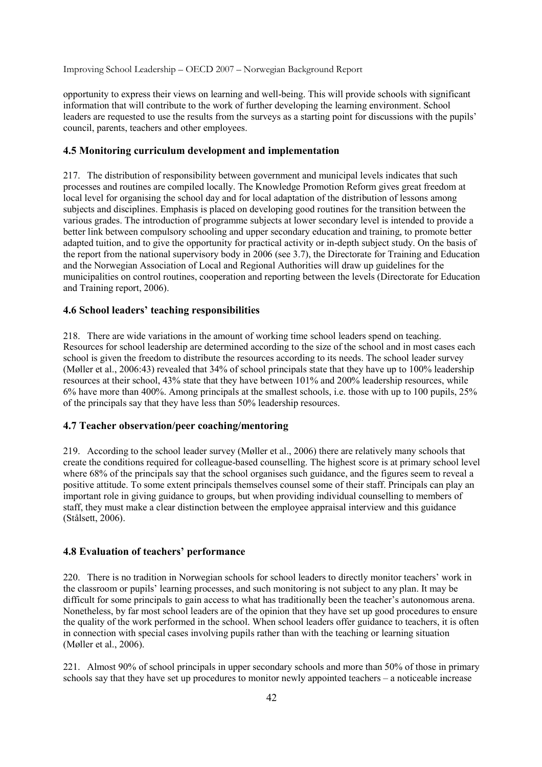opportunity to express their views on learning and well-being. This will provide schools with significant information that will contribute to the work of further developing the learning environment. School leaders are requested to use the results from the surveys as a starting point for discussions with the pupils' council, parents, teachers and other employees.

### 4.5 Monitoring curriculum development and implementation

217. The distribution of responsibility between government and municipal levels indicates that such processes and routines are compiled locally. The Knowledge Promotion Reform gives great freedom at local level for organising the school day and for local adaptation of the distribution of lessons among subjects and disciplines. Emphasis is placed on developing good routines for the transition between the various grades. The introduction of programme subjects at lower secondary level is intended to provide a better link between compulsory schooling and upper secondary education and training, to promote better adapted tuition, and to give the opportunity for practical activity or in-depth subject study. On the basis of the report from the national supervisory body in 2006 (see 3.7), the Directorate for Training and Education and the Norwegian Association of Local and Regional Authorities will draw up guidelines for the municipalities on control routines, cooperation and reporting between the levels (Directorate for Education and Training report, 2006).

### 4.6 School leaders' teaching responsibilities

218. There are wide variations in the amount of working time school leaders spend on teaching. Resources for school leadership are determined according to the size of the school and in most cases each school is given the freedom to distribute the resources according to its needs. The school leader survey (Møller et al., 2006:43) revealed that 34% of school principals state that they have up to 100% leadership resources at their school, 43% state that they have between 101% and 200% leadership resources, while 6% have more than 400%. Among principals at the smallest schools, i.e. those with up to 100 pupils, 25% of the principals say that they have less than 50% leadership resources.

### 4.7 Teacher observation/peer coaching/mentoring

219. According to the school leader survey (Møller et al., 2006) there are relatively many schools that create the conditions required for colleague-based counselling. The highest score is at primary school level where 68% of the principals say that the school organises such guidance, and the figures seem to reveal a positive attitude. To some extent principals themselves counsel some of their staff. Principals can play an important role in giving guidance to groups, but when providing individual counselling to members of staff, they must make a clear distinction between the employee appraisal interview and this guidance (Stålsett, 2006).

### 4.8 Evaluation of teachers' performance

220. There is no tradition in Norwegian schools for school leaders to directly monitor teachers' work in the classroom or pupils' learning processes, and such monitoring is not subject to any plan. It may be difficult for some principals to gain access to what has traditionally been the teacher's autonomous arena. Nonetheless, by far most school leaders are of the opinion that they have set up good procedures to ensure the quality of the work performed in the school. When school leaders offer guidance to teachers, it is often in connection with special cases involving pupils rather than with the teaching or learning situation (Møller et al., 2006).

221. Almost 90% of school principals in upper secondary schools and more than 50% of those in primary schools say that they have set up procedures to monitor newly appointed teachers – a noticeable increase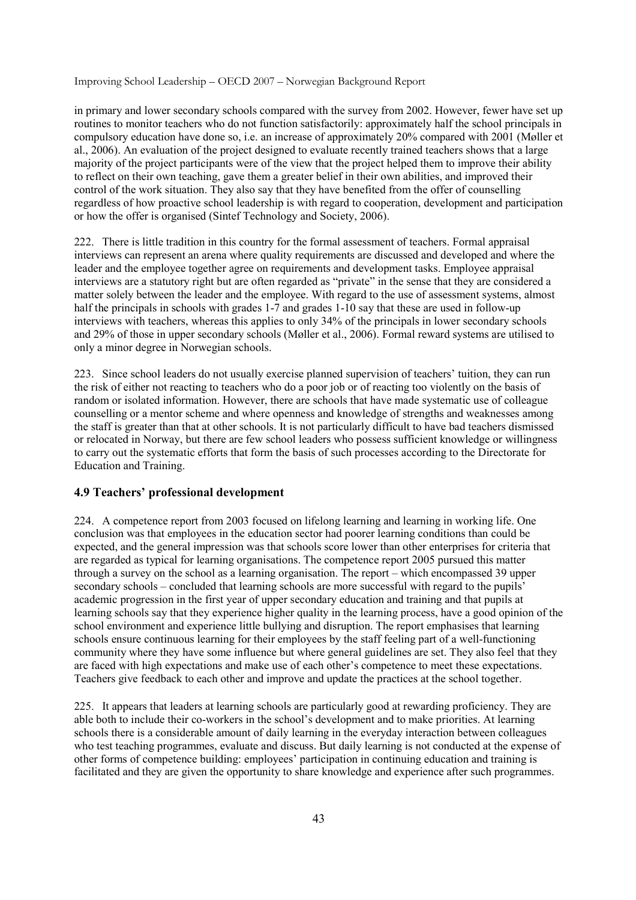in primary and lower secondary schools compared with the survey from 2002. However, fewer have set up routines to monitor teachers who do not function satisfactorily: approximately half the school principals in compulsory education have done so, i.e. an increase of approximately 20% compared with 2001 (Møller et al., 2006). An evaluation of the project designed to evaluate recently trained teachers shows that a large majority of the project participants were of the view that the project helped them to improve their ability to reflect on their own teaching, gave them a greater belief in their own abilities, and improved their control of the work situation. They also say that they have benefited from the offer of counselling regardless of how proactive school leadership is with regard to cooperation, development and participation or how the offer is organised (Sintef Technology and Society, 2006).

222. There is little tradition in this country for the formal assessment of teachers. Formal appraisal interviews can represent an arena where quality requirements are discussed and developed and where the leader and the employee together agree on requirements and development tasks. Employee appraisal interviews are a statutory right but are often regarded as "private" in the sense that they are considered a matter solely between the leader and the employee. With regard to the use of assessment systems, almost half the principals in schools with grades 1-7 and grades 1-10 say that these are used in follow-up interviews with teachers, whereas this applies to only 34% of the principals in lower secondary schools and 29% of those in upper secondary schools (Møller et al., 2006). Formal reward systems are utilised to only a minor degree in Norwegian schools.

223. Since school leaders do not usually exercise planned supervision of teachers' tuition, they can run the risk of either not reacting to teachers who do a poor job or of reacting too violently on the basis of random or isolated information. However, there are schools that have made systematic use of colleague counselling or a mentor scheme and where openness and knowledge of strengths and weaknesses among the staff is greater than that at other schools. It is not particularly difficult to have bad teachers dismissed or relocated in Norway, but there are few school leaders who possess sufficient knowledge or willingness to carry out the systematic efforts that form the basis of such processes according to the Directorate for Education and Training.

### 4.9 Teachers' professional development

224. A competence report from 2003 focused on lifelong learning and learning in working life. One conclusion was that employees in the education sector had poorer learning conditions than could be expected, and the general impression was that schools score lower than other enterprises for criteria that are regarded as typical for learning organisations. The competence report 2005 pursued this matter through a survey on the school as a learning organisation. The report – which encompassed 39 upper secondary schools – concluded that learning schools are more successful with regard to the pupils' academic progression in the first year of upper secondary education and training and that pupils at learning schools say that they experience higher quality in the learning process, have a good opinion of the school environment and experience little bullying and disruption. The report emphasises that learning schools ensure continuous learning for their employees by the staff feeling part of a well-functioning community where they have some influence but where general guidelines are set. They also feel that they are faced with high expectations and make use of each other's competence to meet these expectations. Teachers give feedback to each other and improve and update the practices at the school together.

225. It appears that leaders at learning schools are particularly good at rewarding proficiency. They are able both to include their co-workers in the school's development and to make priorities. At learning schools there is a considerable amount of daily learning in the everyday interaction between colleagues who test teaching programmes, evaluate and discuss. But daily learning is not conducted at the expense of other forms of competence building: employees' participation in continuing education and training is facilitated and they are given the opportunity to share knowledge and experience after such programmes.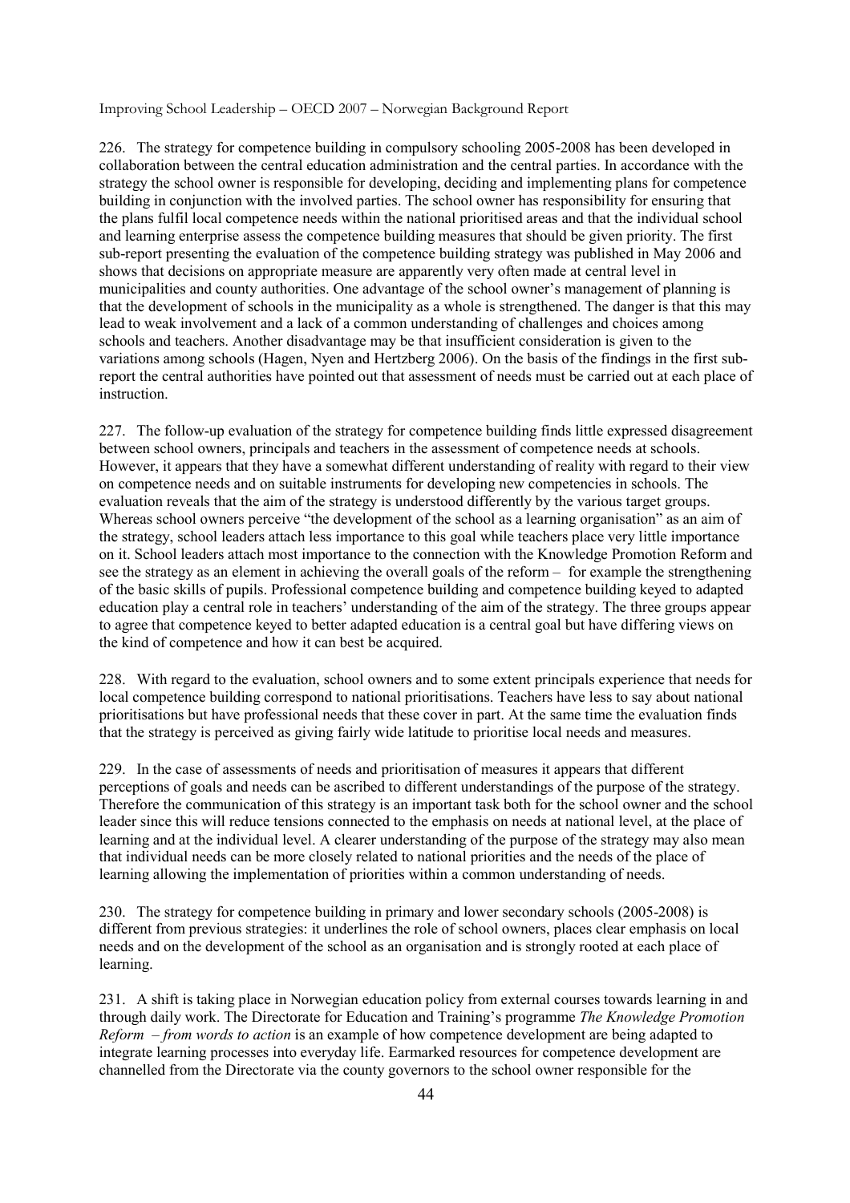226. The strategy for competence building in compulsory schooling 2005-2008 has been developed in collaboration between the central education administration and the central parties. In accordance with the strategy the school owner is responsible for developing, deciding and implementing plans for competence building in conjunction with the involved parties. The school owner has responsibility for ensuring that the plans fulfil local competence needs within the national prioritised areas and that the individual school and learning enterprise assess the competence building measures that should be given priority. The first sub-report presenting the evaluation of the competence building strategy was published in May 2006 and shows that decisions on appropriate measure are apparently very often made at central level in municipalities and county authorities. One advantage of the school owner's management of planning is that the development of schools in the municipality as a whole is strengthened. The danger is that this may lead to weak involvement and a lack of a common understanding of challenges and choices among schools and teachers. Another disadvantage may be that insufficient consideration is given to the variations among schools (Hagen, Nyen and Hertzberg 2006). On the basis of the findings in the first sub-report the central authorities have pointed out that assessment of needs must be carried out at each place of instruction.

227. The follow-up evaluation of the strategy for competence building finds little expressed disagreement between school owners, principals and teachers in the assessment of competence needs at schools. However, it appears that they have a somewhat different understanding of reality with regard to their view on competence needs and on suitable instruments for developing new competencies in schools. The evaluation reveals that the aim of the strategy is understood differently by the various target groups. Whereas school owners perceive "the development of the school as a learning organisation" as an aim of the strategy, school leaders attach less importance to this goal while teachers place very little importance on it. School leaders attach most importance to the connection with the Knowledge Promotion Reform and see the strategy as an element in achieving the overall goals of the reform – for example the strengthening of the basic skills of pupils. Professional competence building and competence building keyed to adapted education play a central role in teachers' understanding of the aim of the strategy. The three groups appear to agree that competence keyed to better adapted education is a central goal but have differing views on the kind of competence and how it can best be acquired.

228. With regard to the evaluation, school owners and to some extent principals experience that needs for local competence building correspond to national prioritisations. Teachers have less to say about national prioritisations but have professional needs that these cover in part. At the same time the evaluation finds that the strategy is perceived as giving fairly wide latitude to prioritise local needs and measures.

229. In the case of assessments of needs and prioritisation of measures it appears that different perceptions of goals and needs can be ascribed to different understandings of the purpose of the strategy. Therefore the communication of this strategy is an important task both for the school owner and the school leader since this will reduce tensions connected to the emphasis on needs at national level, at the place of learning and at the individual level. A clearer understanding of the purpose of the strategy may also mean that individual needs can be more closely related to national priorities and the needs of the place of learning allowing the implementation of priorities within a common understanding of needs.

230. The strategy for competence building in primary and lower secondary schools (2005-2008) is different from previous strategies: it underlines the role of school owners, places clear emphasis on local needs and on the development of the school as an organisation and is strongly rooted at each place of learning.

231. A shift is taking place in Norwegian education policy from external courses towards learning in and through daily work. The Directorate for Education and Training's programme *The Knowledge Promotion Reform – from words to action* is an example of how competence development are being adapted to integrate learning processes into everyday life. Earmarked resources for competence development are channelled from the Directorate via the county governors to the school owner responsible for the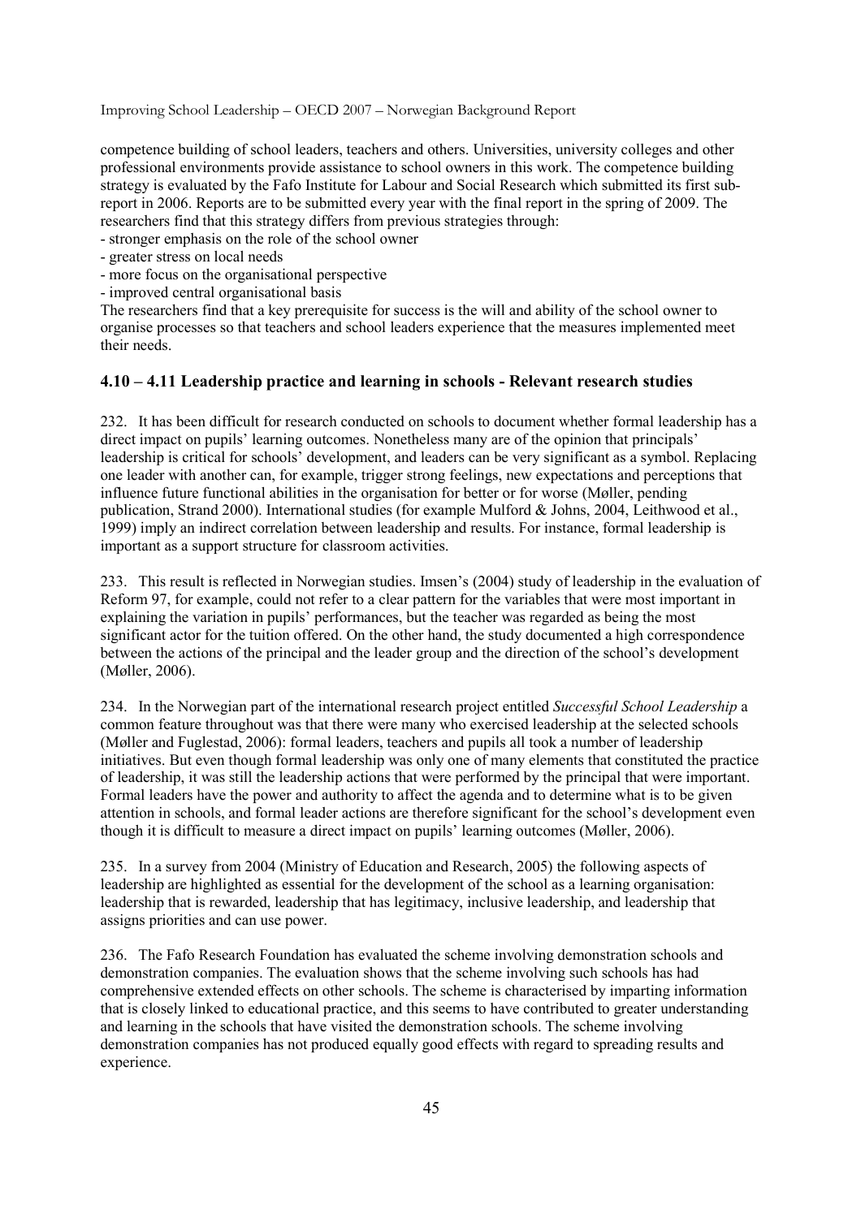competence building of school leaders, teachers and others. Universities, university colleges and other professional environments provide assistance to school owners in this work. The competence building strategy is evaluated by the Fafo Institute for Labour and Social Research which submitted its first sub-report in 2006. Reports are to be submitted every year with the final report in the spring of 2009. The researchers find that this strategy differs from previous strategies through:

- stronger emphasis on the role of the school owner
- greater stress on local needs
- more focus on the organisational perspective
- improved central organisational basis

The researchers find that a key prerequisite for success is the will and ability of the school owner to organise processes so that teachers and school leaders experience that the measures implemented meet their needs.

## 4.10 – 4.11 Leadership practice and learning in schools - Relevant research studies

232. It has been difficult for research conducted on schools to document whether formal leadership has a direct impact on pupils' learning outcomes. Nonetheless many are of the opinion that principals' leadership is critical for schools' development, and leaders can be very significant as a symbol. Replacing one leader with another can, for example, trigger strong feelings, new expectations and perceptions that influence future functional abilities in the organisation for better or for worse (Møller, pending publication, Strand 2000). International studies (for example Mulford & Johns, 2004, Leithwood et al., 1999) imply an indirect correlation between leadership and results. For instance, formal leadership is important as a support structure for classroom activities.

233. This result is reflected in Norwegian studies. Imsen's (2004) study of leadership in the evaluation of Reform 97, for example, could not refer to a clear pattern for the variables that were most important in explaining the variation in pupils' performances, but the teacher was regarded as being the most significant actor for the tuition offered. On the other hand, the study documented a high correspondence between the actions of the principal and the leader group and the direction of the school's development (Møller, 2006).

234. In the Norwegian part of the international research project entitled *Successful School Leadership* a common feature throughout was that there were many who exercised leadership at the selected schools (Møller and Fuglestad, 2006): formal leaders, teachers and pupils all took a number of leadership initiatives. But even though formal leadership was only one of many elements that constituted the practice of leadership, it was still the leadership actions that were performed by the principal that were important. Formal leaders have the power and authority to affect the agenda and to determine what is to be given attention in schools, and formal leader actions are therefore significant for the school's development even though it is difficult to measure a direct impact on pupils' learning outcomes (Møller, 2006).

235. In a survey from 2004 (Ministry of Education and Research, 2005) the following aspects of leadership are highlighted as essential for the development of the school as a learning organisation: leadership that is rewarded, leadership that has legitimacy, inclusive leadership, and leadership that assigns priorities and can use power.

236. The Fafo Research Foundation has evaluated the scheme involving demonstration schools and demonstration companies. The evaluation shows that the scheme involving such schools has had comprehensive extended effects on other schools. The scheme is characterised by imparting information that is closely linked to educational practice, and this seems to have contributed to greater understanding and learning in the schools that have visited the demonstration schools. The scheme involving demonstration companies has not produced equally good effects with regard to spreading results and experience.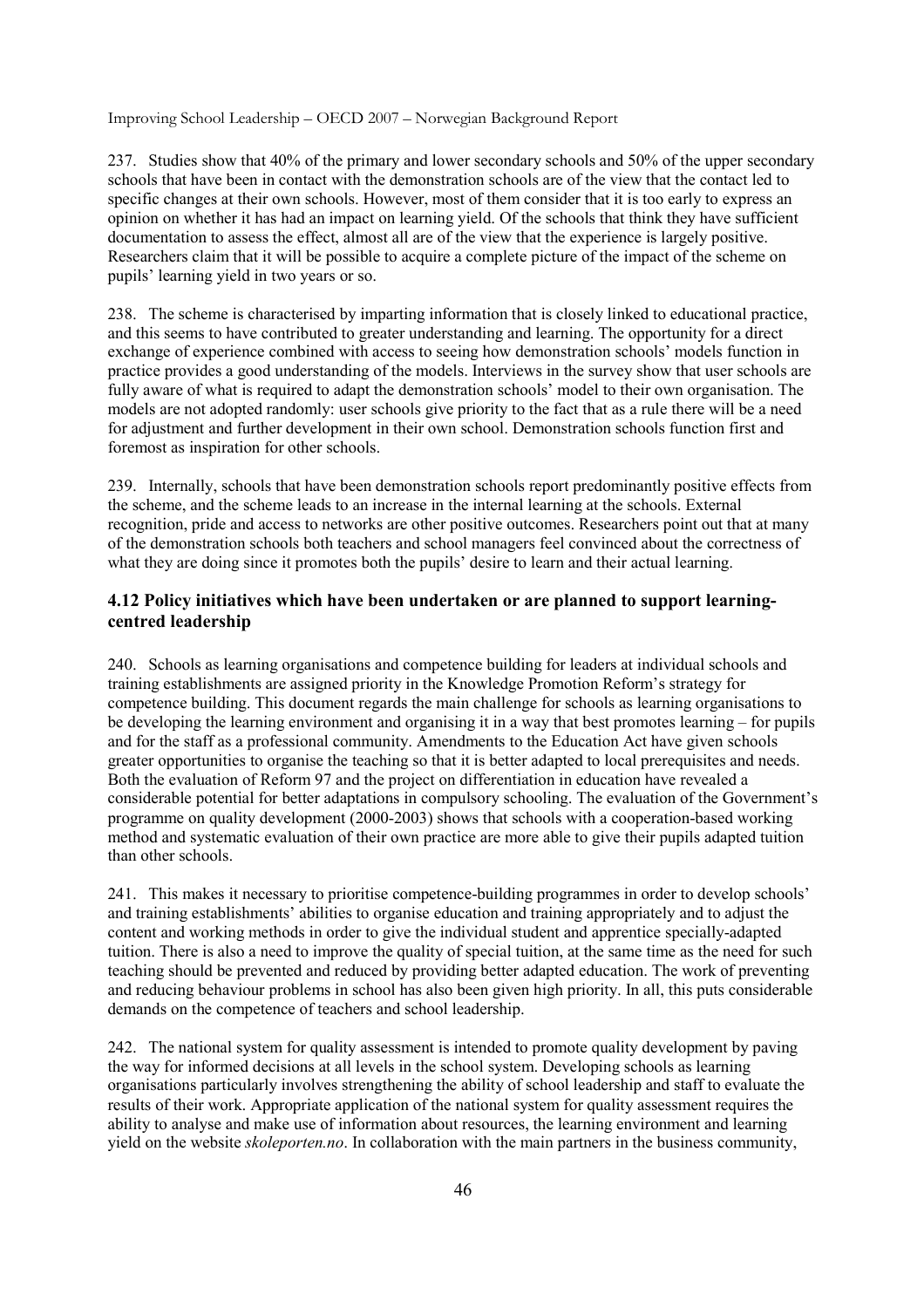237. Studies show that 40% of the primary and lower secondary schools and 50% of the upper secondary schools that have been in contact with the demonstration schools are of the view that the contact led to specific changes at their own schools. However, most of them consider that it is too early to express an opinion on whether it has had an impact on learning yield. Of the schools that think they have sufficient documentation to assess the effect, almost all are of the view that the experience is largely positive. Researchers claim that it will be possible to acquire a complete picture of the impact of the scheme on pupils' learning yield in two years or so.

238. The scheme is characterised by imparting information that is closely linked to educational practice, and this seems to have contributed to greater understanding and learning. The opportunity for a direct exchange of experience combined with access to seeing how demonstration schools' models function in practice provides a good understanding of the models. Interviews in the survey show that user schools are fully aware of what is required to adapt the demonstration schools' model to their own organisation. The models are not adopted randomly: user schools give priority to the fact that as a rule there will be a need for adjustment and further development in their own school. Demonstration schools function first and foremost as inspiration for other schools.

239. Internally, schools that have been demonstration schools report predominantly positive effects from the scheme, and the scheme leads to an increase in the internal learning at the schools. External recognition, pride and access to networks are other positive outcomes. Researchers point out that at many of the demonstration schools both teachers and school managers feel convinced about the correctness of what they are doing since it promotes both the pupils' desire to learn and their actual learning.

### 4.12 Policy initiatives which have been undertaken or are planned to support learning-centred leadership

240. Schools as learning organisations and competence building for leaders at individual schools and training establishments are assigned priority in the Knowledge Promotion Reform's strategy for competence building. This document regards the main challenge for schools as learning organisations to be developing the learning environment and organising it in a way that best promotes learning – for pupils and for the staff as a professional community. Amendments to the Education Act have given schools greater opportunities to organise the teaching so that it is better adapted to local prerequisites and needs. Both the evaluation of Reform 97 and the project on differentiation in education have revealed a considerable potential for better adaptations in compulsory schooling. The evaluation of the Government's programme on quality development (2000-2003) shows that schools with a cooperation-based working method and systematic evaluation of their own practice are more able to give their pupils adapted tuition than other schools.

241. This makes it necessary to prioritise competence-building programmes in order to develop schools' and training establishments' abilities to organise education and training appropriately and to adjust the content and working methods in order to give the individual student and apprentice specially-adapted tuition. There is also a need to improve the quality of special tuition, at the same time as the need for such teaching should be prevented and reduced by providing better adapted education. The work of preventing and reducing behaviour problems in school has also been given high priority. In all, this puts considerable demands on the competence of teachers and school leadership.

242. The national system for quality assessment is intended to promote quality development by paving the way for informed decisions at all levels in the school system. Developing schools as learning organisations particularly involves strengthening the ability of school leadership and staff to evaluate the results of their work. Appropriate application of the national system for quality assessment requires the ability to analyse and make use of information about resources, the learning environment and learning yield on the website *skoleporten.no*. In collaboration with the main partners in the business community,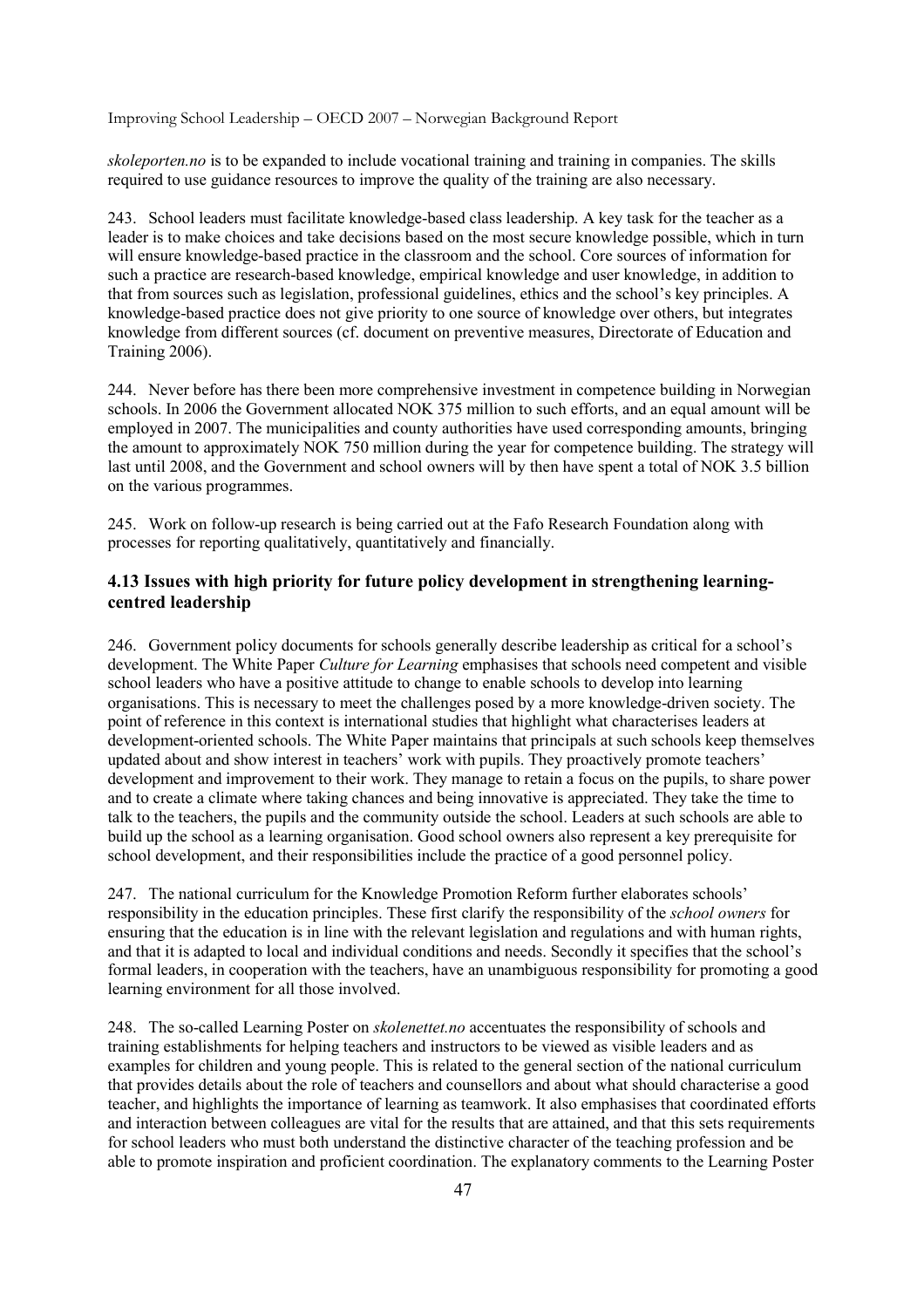*skoleporten.no* is to be expanded to include vocational training and training in companies. The skills required to use guidance resources to improve the quality of the training are also necessary.

243. School leaders must facilitate knowledge-based class leadership. A key task for the teacher as a leader is to make choices and take decisions based on the most secure knowledge possible, which in turn will ensure knowledge-based practice in the classroom and the school. Core sources of information for such a practice are research-based knowledge, empirical knowledge and user knowledge, in addition to that from sources such as legislation, professional guidelines, ethics and the school's key principles. A knowledge-based practice does not give priority to one source of knowledge over others, but integrates knowledge from different sources (cf. document on preventive measures, Directorate of Education and Training 2006).

244. Never before has there been more comprehensive investment in competence building in Norwegian schools. In 2006 the Government allocated NOK 375 million to such efforts, and an equal amount will be employed in 2007. The municipalities and county authorities have used corresponding amounts, bringing the amount to approximately NOK 750 million during the year for competence building. The strategy will last until 2008, and the Government and school owners will by then have spent a total of NOK 3.5 billion on the various programmes.

245. Work on follow-up research is being carried out at the Fafo Research Foundation along with processes for reporting qualitatively, quantitatively and financially.

## 4.13 Issues with high priority for future policy development in strengthening learning-centred leadership

246. Government policy documents for schools generally describe leadership as critical for a school's development. The White Paper *Culture for Learning* emphasises that schools need competent and visible school leaders who have a positive attitude to change to enable schools to develop into learning organisations. This is necessary to meet the challenges posed by a more knowledge-driven society. The point of reference in this context is international studies that highlight what characterises leaders at development-oriented schools. The White Paper maintains that principals at such schools keep themselves updated about and show interest in teachers' work with pupils. They proactively promote teachers' development and improvement to their work. They manage to retain a focus on the pupils, to share power and to create a climate where taking chances and being innovative is appreciated. They take the time to talk to the teachers, the pupils and the community outside the school. Leaders at such schools are able to build up the school as a learning organisation. Good school owners also represent a key prerequisite for school development, and their responsibilities include the practice of a good personnel policy.

247. The national curriculum for the Knowledge Promotion Reform further elaborates schools' responsibility in the education principles. These first clarify the responsibility of the *school owners* for ensuring that the education is in line with the relevant legislation and regulations and with human rights, and that it is adapted to local and individual conditions and needs. Secondly it specifies that the school's formal leaders, in cooperation with the teachers, have an unambiguous responsibility for promoting a good learning environment for all those involved.

248. The so-called Learning Poster on *skolenettet.no* accentuates the responsibility of schools and training establishments for helping teachers and instructors to be viewed as visible leaders and as examples for children and young people. This is related to the general section of the national curriculum that provides details about the role of teachers and counsellors and about what should characterise a good teacher, and highlights the importance of learning as teamwork. It also emphasises that coordinated efforts and interaction between colleagues are vital for the results that are attained, and that this sets requirements for school leaders who must both understand the distinctive character of the teaching profession and be able to promote inspiration and proficient coordination. The explanatory comments to the Learning Poster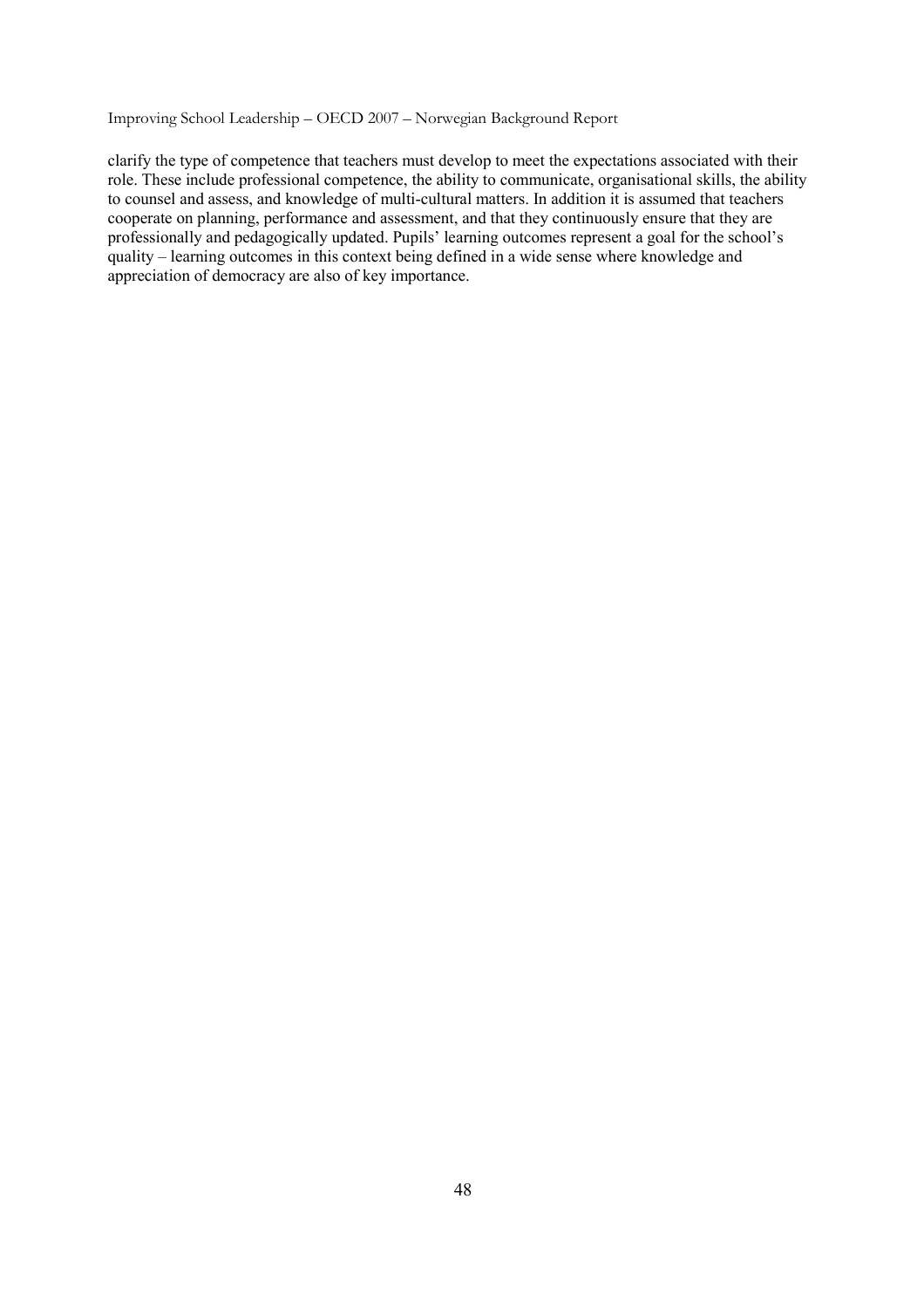clarify the type of competence that teachers must develop to meet the expectations associated with their role. These include professional competence, the ability to communicate, organisational skills, the ability to counsel and assess, and knowledge of multi-cultural matters. In addition it is assumed that teachers cooperate on planning, performance and assessment, and that they continuously ensure that they are professionally and pedagogically updated. Pupils' learning outcomes represent a goal for the school's quality – learning outcomes in this context being defined in a wide sense where knowledge and appreciation of democracy are also of key importance.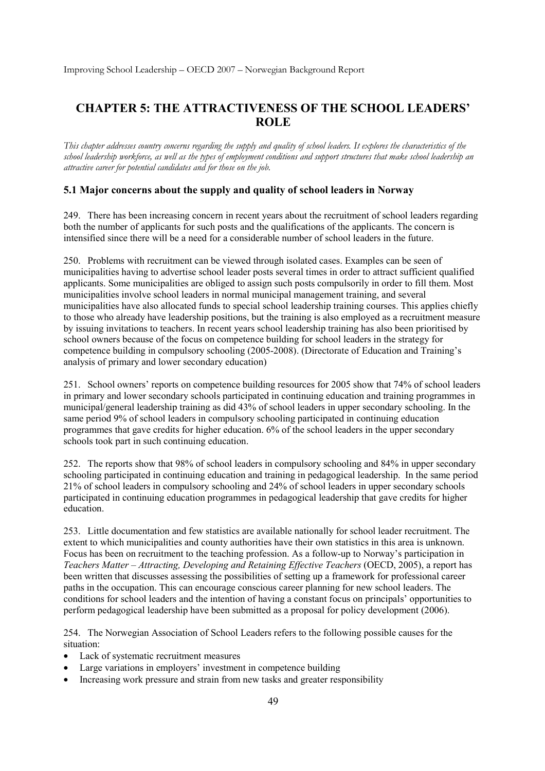# CHAPTER 5: THE ATTRACTIVENESS OF THE SCHOOL LEADERS' ROLE

*This chapter addresses country concerns regarding the supply and quality of school leaders. It explores the characteristics of the school leadership workforce, as well as the types of employment conditions and support structures that make school leadership an attractive career for potential candidates and for those on the job.*

## 5.1 Major concerns about the supply and quality of school leaders in Norway

249. There has been increasing concern in recent years about the recruitment of school leaders regarding both the number of applicants for such posts and the qualifications of the applicants. The concern is intensified since there will be a need for a considerable number of school leaders in the future.

250. Problems with recruitment can be viewed through isolated cases. Examples can be seen of municipalities having to advertise school leader posts several times in order to attract sufficient qualified applicants. Some municipalities are obliged to assign such posts compulsorily in order to fill them. Most municipalities involve school leaders in normal municipal management training, and several municipalities have also allocated funds to special school leadership training courses. This applies chiefly to those who already have leadership positions, but the training is also employed as a recruitment measure by issuing invitations to teachers. In recent years school leadership training has also been prioritised by school owners because of the focus on competence building for school leaders in the strategy for competence building in compulsory schooling (2005-2008). (Directorate of Education and Training's analysis of primary and lower secondary education)

251. School owners' reports on competence building resources for 2005 show that 74% of school leaders in primary and lower secondary schools participated in continuing education and training programmes in municipal/general leadership training as did 43% of school leaders in upper secondary schooling. In the same period 9% of school leaders in compulsory schooling participated in continuing education programmes that gave credits for higher education. 6% of the school leaders in the upper secondary schools took part in such continuing education.

252. The reports show that 98% of school leaders in compulsory schooling and 84% in upper secondary schooling participated in continuing education and training in pedagogical leadership. In the same period 21% of school leaders in compulsory schooling and 24% of school leaders in upper secondary schools participated in continuing education programmes in pedagogical leadership that gave credits for higher education.

253. Little documentation and few statistics are available nationally for school leader recruitment. The extent to which municipalities and county authorities have their own statistics in this area is unknown. Focus has been on recruitment to the teaching profession. As a follow-up to Norway's participation in *Teachers Matter – Attracting, Developing and Retaining Effective Teachers* (OECD, 2005), a report has been written that discusses assessing the possibilities of setting up a framework for professional career paths in the occupation. This can encourage conscious career planning for new school leaders. The conditions for school leaders and the intention of having a constant focus on principals' opportunities to perform pedagogical leadership have been submitted as a proposal for policy development (2006).

254. The Norwegian Association of School Leaders refers to the following possible causes for the situation:

- Lack of systematic recruitment measures
- Large variations in employers' investment in competence building
- Increasing work pressure and strain from new tasks and greater responsibility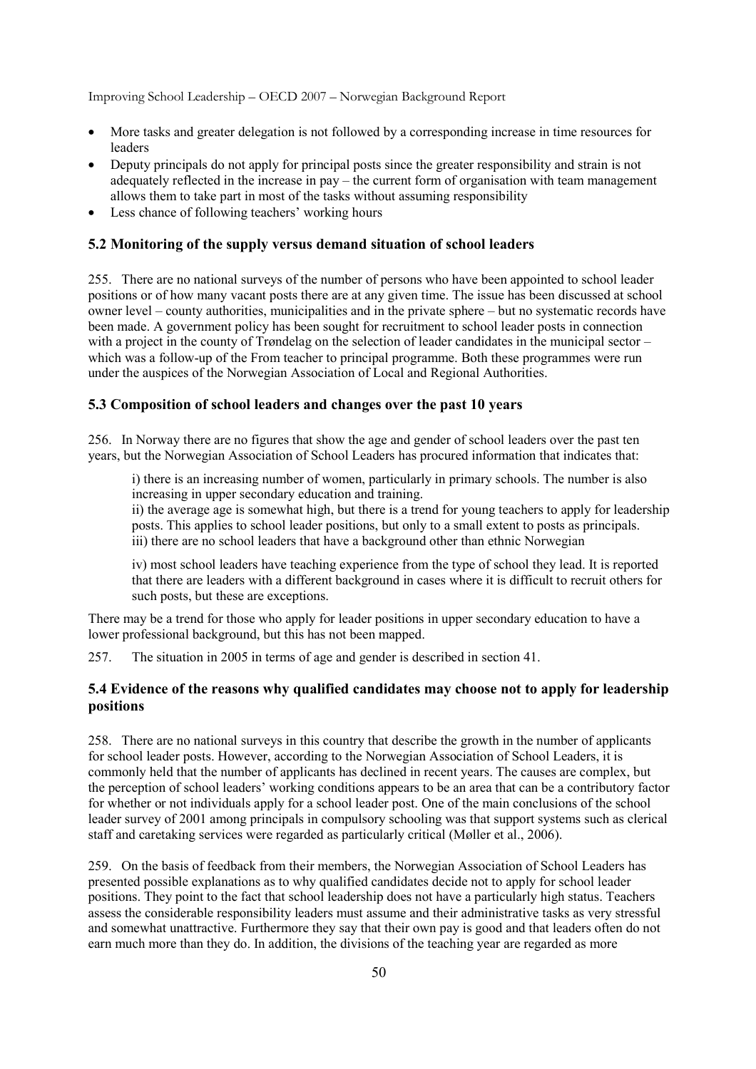- More tasks and greater delegation is not followed by a corresponding increase in time resources for leaders
- Deputy principals do not apply for principal posts since the greater responsibility and strain is not adequately reflected in the increase in pay – the current form of organisation with team management allows them to take part in most of the tasks without assuming responsibility
- Less chance of following teachers' working hours

### 5.2 Monitoring of the supply versus demand situation of school leaders

255. There are no national surveys of the number of persons who have been appointed to school leader positions or of how many vacant posts there are at any given time. The issue has been discussed at school owner level – county authorities, municipalities and in the private sphere – but no systematic records have been made. A government policy has been sought for recruitment to school leader posts in connection with a project in the county of Trøndelag on the selection of leader candidates in the municipal sector – which was a follow-up of the From teacher to principal programme. Both these programmes were run under the auspices of the Norwegian Association of Local and Regional Authorities.

### 5.3 Composition of school leaders and changes over the past 10 years

256. In Norway there are no figures that show the age and gender of school leaders over the past ten years, but the Norwegian Association of School Leaders has procured information that indicates that:

> i) there is an increasing number of women, particularly in primary schools. The number is also increasing in upper secondary education and training.
> ii) the average age is somewhat high, but there is a trend for young teachers to apply for leadership posts. This applies to school leader positions, but only to a small extent to posts as principals.
> iii) there are no school leaders that have a background other than ethnic Norwegian
>
> iv) most school leaders have teaching experience from the type of school they lead. It is reported that there are leaders with a different background in cases where it is difficult to recruit others for such posts, but these are exceptions.

There may be a trend for those who apply for leader positions in upper secondary education to have a lower professional background, but this has not been mapped.

257. The situation in 2005 in terms of age and gender is described in section 41.

### 5.4 Evidence of the reasons why qualified candidates may choose not to apply for leadership positions

258. There are no national surveys in this country that describe the growth in the number of applicants for school leader posts. However, according to the Norwegian Association of School Leaders, it is commonly held that the number of applicants has declined in recent years. The causes are complex, but the perception of school leaders' working conditions appears to be an area that can be a contributory factor for whether or not individuals apply for a school leader post. One of the main conclusions of the school leader survey of 2001 among principals in compulsory schooling was that support systems such as clerical staff and caretaking services were regarded as particularly critical (Møller et al., 2006).

259. On the basis of feedback from their members, the Norwegian Association of School Leaders has presented possible explanations as to why qualified candidates decide not to apply for school leader positions. They point to the fact that school leadership does not have a particularly high status. Teachers assess the considerable responsibility leaders must assume and their administrative tasks as very stressful and somewhat unattractive. Furthermore they say that their own pay is good and that leaders often do not earn much more than they do. In addition, the divisions of the teaching year are regarded as more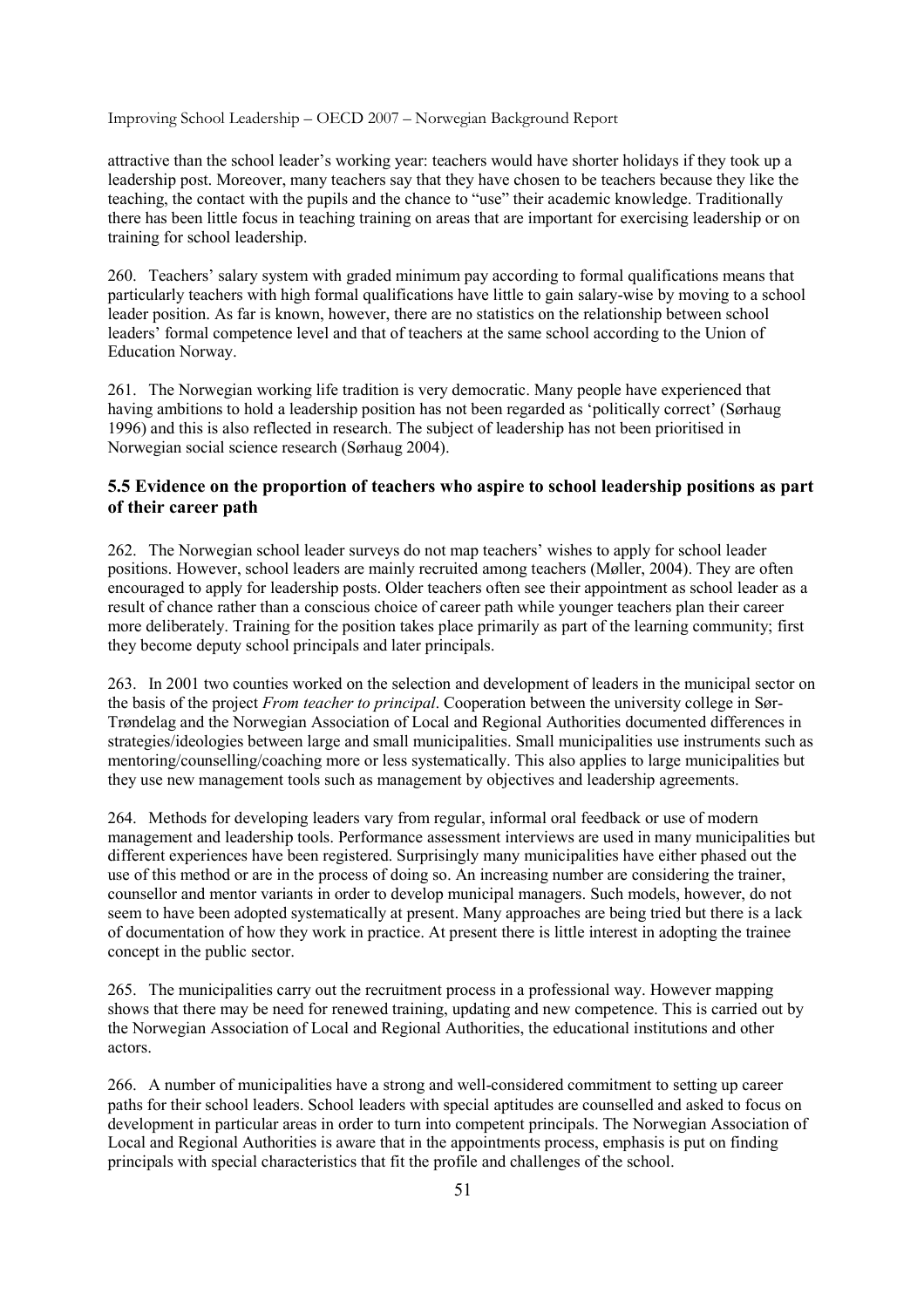attractive than the school leader's working year: teachers would have shorter holidays if they took up a leadership post. Moreover, many teachers say that they have chosen to be teachers because they like the teaching, the contact with the pupils and the chance to "use" their academic knowledge. Traditionally there has been little focus in teaching training on areas that are important for exercising leadership or on training for school leadership.

260. Teachers' salary system with graded minimum pay according to formal qualifications means that particularly teachers with high formal qualifications have little to gain salary-wise by moving to a school leader position. As far is known, however, there are no statistics on the relationship between school leaders' formal competence level and that of teachers at the same school according to the Union of Education Norway.

261. The Norwegian working life tradition is very democratic. Many people have experienced that having ambitions to hold a leadership position has not been regarded as 'politically correct' (Sørhaug 1996) and this is also reflected in research. The subject of leadership has not been prioritised in Norwegian social science research (Sørhaug 2004).

## 5.5 Evidence on the proportion of teachers who aspire to school leadership positions as part of their career path

262. The Norwegian school leader surveys do not map teachers' wishes to apply for school leader positions. However, school leaders are mainly recruited among teachers (Møller, 2004). They are often encouraged to apply for leadership posts. Older teachers often see their appointment as school leader as a result of chance rather than a conscious choice of career path while younger teachers plan their career more deliberately. Training for the position takes place primarily as part of the learning community; first they become deputy school principals and later principals.

263. In 2001 two counties worked on the selection and development of leaders in the municipal sector on the basis of the project *From teacher to principal*. Cooperation between the university college in Sør-Trøndelag and the Norwegian Association of Local and Regional Authorities documented differences in strategies/ideologies between large and small municipalities. Small municipalities use instruments such as mentoring/counselling/coaching more or less systematically. This also applies to large municipalities but they use new management tools such as management by objectives and leadership agreements.

264. Methods for developing leaders vary from regular, informal oral feedback or use of modern management and leadership tools. Performance assessment interviews are used in many municipalities but different experiences have been registered. Surprisingly many municipalities have either phased out the use of this method or are in the process of doing so. An increasing number are considering the trainer, counsellor and mentor variants in order to develop municipal managers. Such models, however, do not seem to have been adopted systematically at present. Many approaches are being tried but there is a lack of documentation of how they work in practice. At present there is little interest in adopting the trainee concept in the public sector.

265. The municipalities carry out the recruitment process in a professional way. However mapping shows that there may be need for renewed training, updating and new competence. This is carried out by the Norwegian Association of Local and Regional Authorities, the educational institutions and other actors.

266. A number of municipalities have a strong and well-considered commitment to setting up career paths for their school leaders. School leaders with special aptitudes are counselled and asked to focus on development in particular areas in order to turn into competent principals. The Norwegian Association of Local and Regional Authorities is aware that in the appointments process, emphasis is put on finding principals with special characteristics that fit the profile and challenges of the school.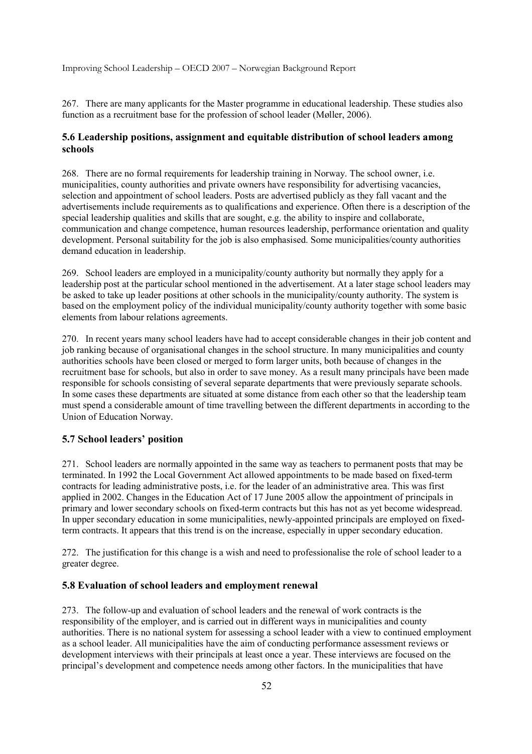267. There are many applicants for the Master programme in educational leadership. These studies also function as a recruitment base for the profession of school leader (Møller, 2006).

### 5.6 Leadership positions, assignment and equitable distribution of school leaders among schools

268. There are no formal requirements for leadership training in Norway. The school owner, i.e. municipalities, county authorities and private owners have responsibility for advertising vacancies, selection and appointment of school leaders. Posts are advertised publicly as they fall vacant and the advertisements include requirements as to qualifications and experience. Often there is a description of the special leadership qualities and skills that are sought, e.g. the ability to inspire and collaborate, communication and change competence, human resources leadership, performance orientation and quality development. Personal suitability for the job is also emphasised. Some municipalities/county authorities demand education in leadership.

269. School leaders are employed in a municipality/county authority but normally they apply for a leadership post at the particular school mentioned in the advertisement. At a later stage school leaders may be asked to take up leader positions at other schools in the municipality/county authority. The system is based on the employment policy of the individual municipality/county authority together with some basic elements from labour relations agreements.

270. In recent years many school leaders have had to accept considerable changes in their job content and job ranking because of organisational changes in the school structure. In many municipalities and county authorities schools have been closed or merged to form larger units, both because of changes in the recruitment base for schools, but also in order to save money. As a result many principals have been made responsible for schools consisting of several separate departments that were previously separate schools. In some cases these departments are situated at some distance from each other so that the leadership team must spend a considerable amount of time travelling between the different departments in according to the Union of Education Norway.

### 5.7 School leaders' position

271. School leaders are normally appointed in the same way as teachers to permanent posts that may be terminated. In 1992 the Local Government Act allowed appointments to be made based on fixed-term contracts for leading administrative posts, i.e. for the leader of an administrative area. This was first applied in 2002. Changes in the Education Act of 17 June 2005 allow the appointment of principals in primary and lower secondary schools on fixed-term contracts but this has not as yet become widespread. In upper secondary education in some municipalities, newly-appointed principals are employed on fixed-term contracts. It appears that this trend is on the increase, especially in upper secondary education.

272. The justification for this change is a wish and need to professionalise the role of school leader to a greater degree.

### 5.8 Evaluation of school leaders and employment renewal

273. The follow-up and evaluation of school leaders and the renewal of work contracts is the responsibility of the employer, and is carried out in different ways in municipalities and county authorities. There is no national system for assessing a school leader with a view to continued employment as a school leader. All municipalities have the aim of conducting performance assessment reviews or development interviews with their principals at least once a year. These interviews are focused on the principal's development and competence needs among other factors. In the municipalities that have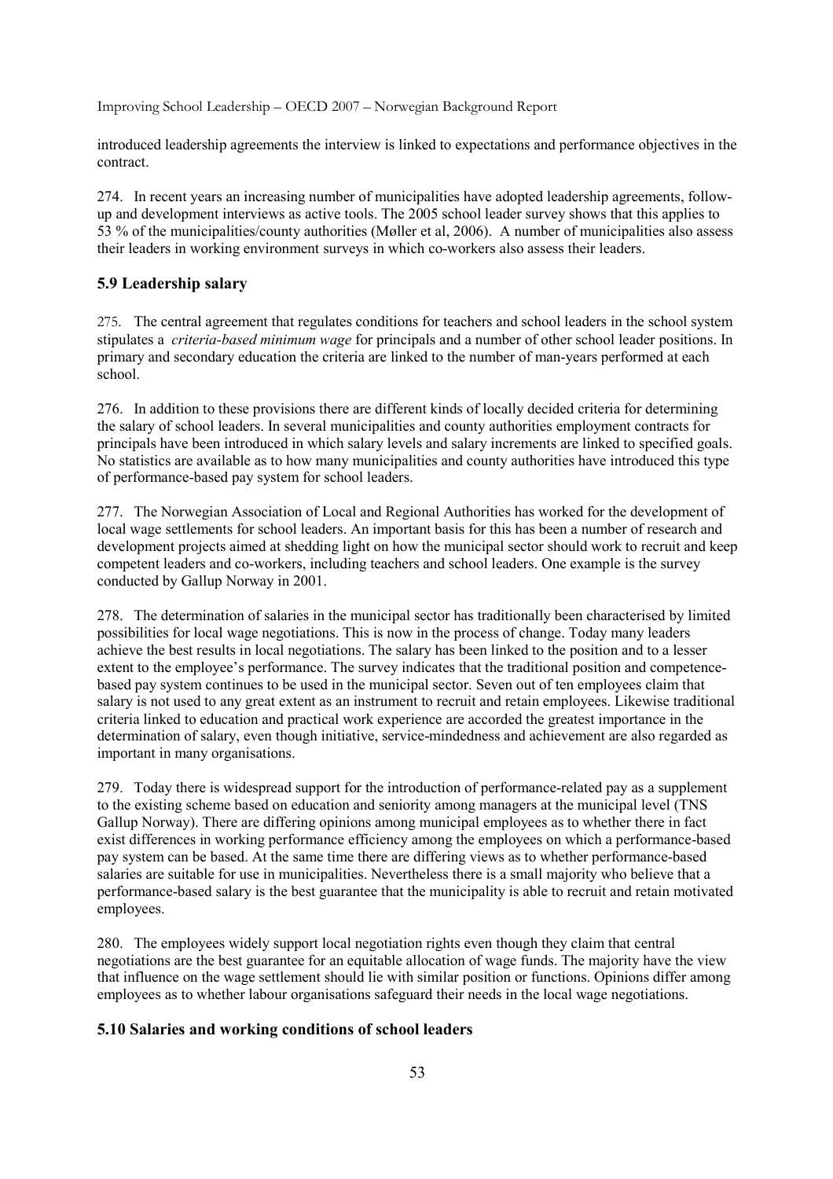introduced leadership agreements the interview is linked to expectations and performance objectives in the contract.

274. In recent years an increasing number of municipalities have adopted leadership agreements, follow-up and development interviews as active tools. The 2005 school leader survey shows that this applies to 53 % of the municipalities/county authorities (Møller et al, 2006). A number of municipalities also assess their leaders in working environment surveys in which co-workers also assess their leaders.

## 5.9 Leadership salary

275. The central agreement that regulates conditions for teachers and school leaders in the school system stipulates a *criteria-based minimum wage* for principals and a number of other school leader positions. In primary and secondary education the criteria are linked to the number of man-years performed at each school.

276. In addition to these provisions there are different kinds of locally decided criteria for determining the salary of school leaders. In several municipalities and county authorities employment contracts for principals have been introduced in which salary levels and salary increments are linked to specified goals. No statistics are available as to how many municipalities and county authorities have introduced this type of performance-based pay system for school leaders.

277. The Norwegian Association of Local and Regional Authorities has worked for the development of local wage settlements for school leaders. An important basis for this has been a number of research and development projects aimed at shedding light on how the municipal sector should work to recruit and keep competent leaders and co-workers, including teachers and school leaders. One example is the survey conducted by Gallup Norway in 2001.

278. The determination of salaries in the municipal sector has traditionally been characterised by limited possibilities for local wage negotiations. This is now in the process of change. Today many leaders achieve the best results in local negotiations. The salary has been linked to the position and to a lesser extent to the employee's performance. The survey indicates that the traditional position and competence-based pay system continues to be used in the municipal sector. Seven out of ten employees claim that salary is not used to any great extent as an instrument to recruit and retain employees. Likewise traditional criteria linked to education and practical work experience are accorded the greatest importance in the determination of salary, even though initiative, service-mindedness and achievement are also regarded as important in many organisations.

279. Today there is widespread support for the introduction of performance-related pay as a supplement to the existing scheme based on education and seniority among managers at the municipal level (TNS Gallup Norway). There are differing opinions among municipal employees as to whether there in fact exist differences in working performance efficiency among the employees on which a performance-based pay system can be based. At the same time there are differing views as to whether performance-based salaries are suitable for use in municipalities. Nevertheless there is a small majority who believe that a performance-based salary is the best guarantee that the municipality is able to recruit and retain motivated employees.

280. The employees widely support local negotiation rights even though they claim that central negotiations are the best guarantee for an equitable allocation of wage funds. The majority have the view that influence on the wage settlement should lie with similar position or functions. Opinions differ among employees as to whether labour organisations safeguard their needs in the local wage negotiations.

## 5.10 Salaries and working conditions of school leaders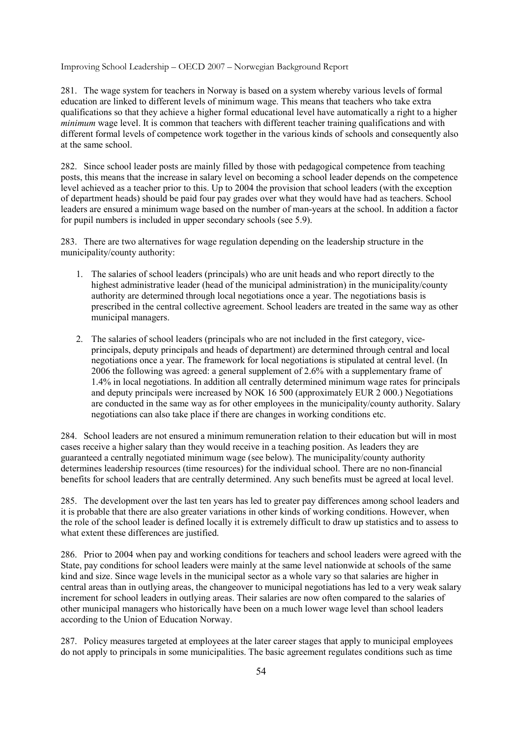281. The wage system for teachers in Norway is based on a system whereby various levels of formal education are linked to different levels of minimum wage. This means that teachers who take extra qualifications so that they achieve a higher formal educational level have automatically a right to a higher *minimum* wage level. It is common that teachers with different teacher training qualifications and with different formal levels of competence work together in the various kinds of schools and consequently also at the same school.

282. Since school leader posts are mainly filled by those with pedagogical competence from teaching posts, this means that the increase in salary level on becoming a school leader depends on the competence level achieved as a teacher prior to this. Up to 2004 the provision that school leaders (with the exception of department heads) should be paid four pay grades over what they would have had as teachers. School leaders are ensured a minimum wage based on the number of man-years at the school. In addition a factor for pupil numbers is included in upper secondary schools (see 5.9).

283. There are two alternatives for wage regulation depending on the leadership structure in the municipality/county authority:

1. The salaries of school leaders (principals) who are unit heads and who report directly to the highest administrative leader (head of the municipal administration) in the municipality/county authority are determined through local negotiations once a year. The negotiations basis is prescribed in the central collective agreement. School leaders are treated in the same way as other municipal managers.
2. The salaries of school leaders (principals who are not included in the first category, vice-principals, deputy principals and heads of department) are determined through central and local negotiations once a year. The framework for local negotiations is stipulated at central level. (In 2006 the following was agreed: a general supplement of 2.6% with a supplementary frame of 1.4% in local negotiations. In addition all centrally determined minimum wage rates for principals and deputy principals were increased by NOK 16 500 (approximately EUR 2 000.) Negotiations are conducted in the same way as for other employees in the municipality/county authority. Salary negotiations can also take place if there are changes in working conditions etc.

284. School leaders are not ensured a minimum remuneration relation to their education but will in most cases receive a higher salary than they would receive in a teaching position. As leaders they are guaranteed a centrally negotiated minimum wage (see below). The municipality/county authority determines leadership resources (time resources) for the individual school. There are no non-financial benefits for school leaders that are centrally determined. Any such benefits must be agreed at local level.

285. The development over the last ten years has led to greater pay differences among school leaders and it is probable that there are also greater variations in other kinds of working conditions. However, when the role of the school leader is defined locally it is extremely difficult to draw up statistics and to assess to what extent these differences are justified.

286. Prior to 2004 when pay and working conditions for teachers and school leaders were agreed with the State, pay conditions for school leaders were mainly at the same level nationwide at schools of the same kind and size. Since wage levels in the municipal sector as a whole vary so that salaries are higher in central areas than in outlying areas, the changeover to municipal negotiations has led to a very weak salary increment for school leaders in outlying areas. Their salaries are now often compared to the salaries of other municipal managers who historically have been on a much lower wage level than school leaders according to the Union of Education Norway.

287. Policy measures targeted at employees at the later career stages that apply to municipal employees do not apply to principals in some municipalities. The basic agreement regulates conditions such as time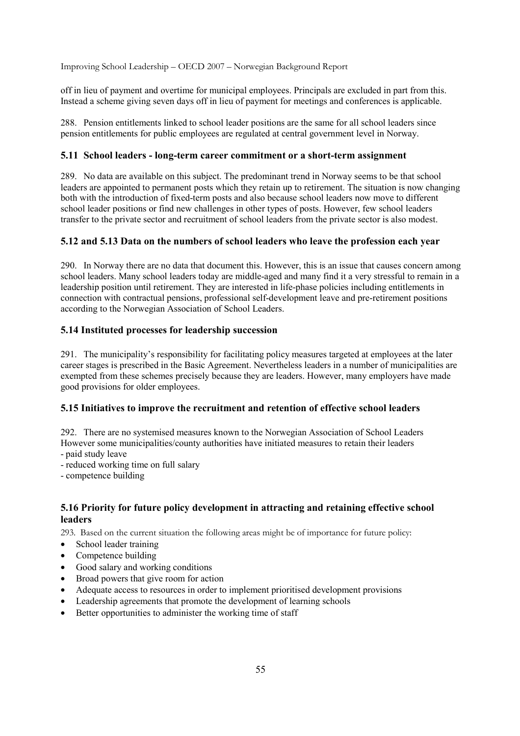off in lieu of payment and overtime for municipal employees. Principals are excluded in part from this. Instead a scheme giving seven days off in lieu of payment for meetings and conferences is applicable.

288. Pension entitlements linked to school leader positions are the same for all school leaders since pension entitlements for public employees are regulated at central government level in Norway.

### 5.11 School leaders - long-term career commitment or a short-term assignment

289. No data are available on this subject. The predominant trend in Norway seems to be that school leaders are appointed to permanent posts which they retain up to retirement. The situation is now changing both with the introduction of fixed-term posts and also because school leaders now move to different school leader positions or find new challenges in other types of posts. However, few school leaders transfer to the private sector and recruitment of school leaders from the private sector is also modest.

### 5.12 and 5.13 Data on the numbers of school leaders who leave the profession each year

290. In Norway there are no data that document this. However, this is an issue that causes concern among school leaders. Many school leaders today are middle-aged and many find it a very stressful to remain in a leadership position until retirement. They are interested in life-phase policies including entitlements in connection with contractual pensions, professional self-development leave and pre-retirement positions according to the Norwegian Association of School Leaders.

### 5.14 Instituted processes for leadership succession

291. The municipality's responsibility for facilitating policy measures targeted at employees at the later career stages is prescribed in the Basic Agreement. Nevertheless leaders in a number of municipalities are exempted from these schemes precisely because they are leaders. However, many employers have made good provisions for older employees.

### 5.15 Initiatives to improve the recruitment and retention of effective school leaders

292. There are no systemised measures known to the Norwegian Association of School Leaders However some municipalities/county authorities have initiated measures to retain their leaders
- paid study leave
- reduced working time on full salary
- competence building

### 5.16 Priority for future policy development in attracting and retaining effective school leaders

293. Based on the current situation the following areas might be of importance for future policy:

- School leader training
- Competence building
- Good salary and working conditions
- Broad powers that give room for action
- Adequate access to resources in order to implement prioritised development provisions
- Leadership agreements that promote the development of learning schools
- Better opportunities to administer the working time of staff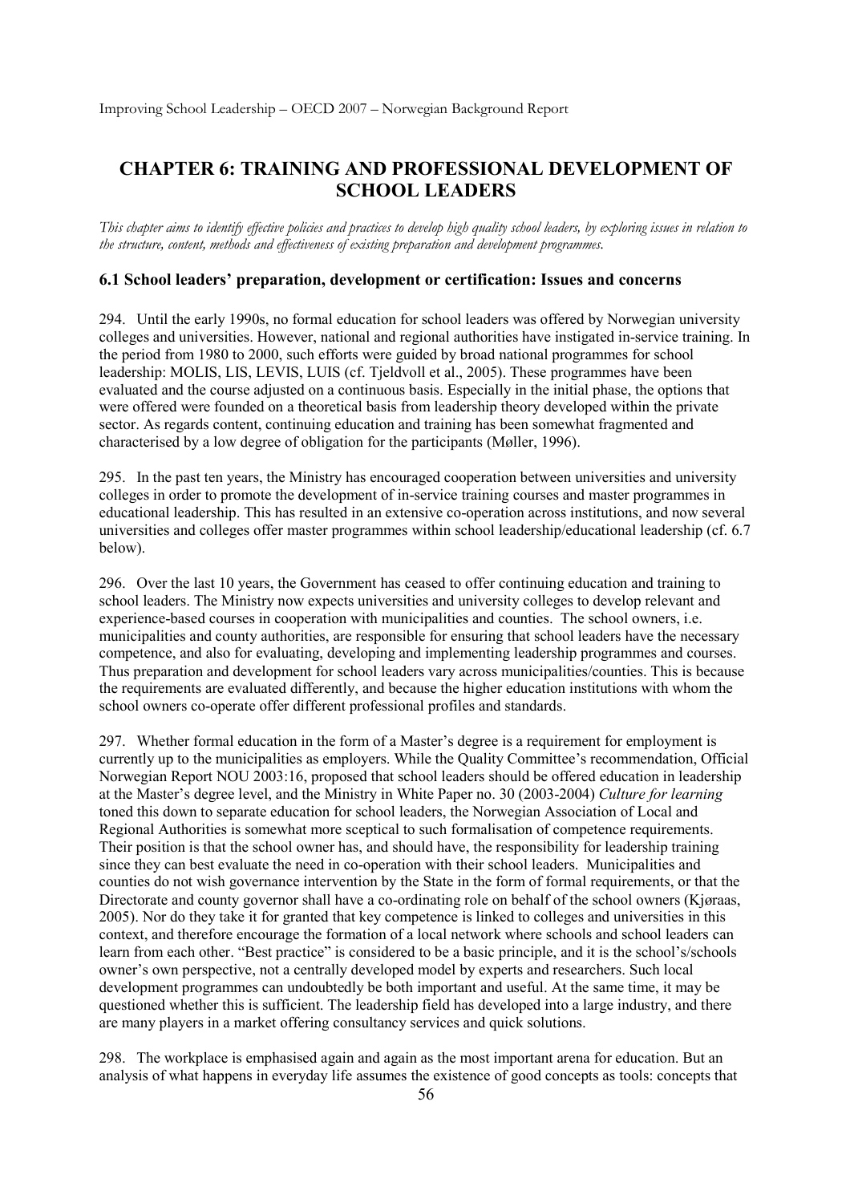# CHAPTER 6: TRAINING AND PROFESSIONAL DEVELOPMENT OF SCHOOL LEADERS

*This chapter aims to identify effective policies and practices to develop high quality school leaders, by exploring issues in relation to the structure, content, methods and effectiveness of existing preparation and development programmes.*

## 6.1 School leaders' preparation, development or certification: Issues and concerns

294. Until the early 1990s, no formal education for school leaders was offered by Norwegian university colleges and universities. However, national and regional authorities have instigated in-service training. In the period from 1980 to 2000, such efforts were guided by broad national programmes for school leadership: MOLIS, LIS, LEVIS, LUIS (cf. Tjeldvoll et al., 2005). These programmes have been evaluated and the course adjusted on a continuous basis. Especially in the initial phase, the options that were offered were founded on a theoretical basis from leadership theory developed within the private sector. As regards content, continuing education and training has been somewhat fragmented and characterised by a low degree of obligation for the participants (Møller, 1996).

295. In the past ten years, the Ministry has encouraged cooperation between universities and university colleges in order to promote the development of in-service training courses and master programmes in educational leadership. This has resulted in an extensive co-operation across institutions, and now several universities and colleges offer master programmes within school leadership/educational leadership (cf. 6.7 below).

296. Over the last 10 years, the Government has ceased to offer continuing education and training to school leaders. The Ministry now expects universities and university colleges to develop relevant and experience-based courses in cooperation with municipalities and counties. The school owners, i.e. municipalities and county authorities, are responsible for ensuring that school leaders have the necessary competence, and also for evaluating, developing and implementing leadership programmes and courses. Thus preparation and development for school leaders vary across municipalities/counties. This is because the requirements are evaluated differently, and because the higher education institutions with whom the school owners co-operate offer different professional profiles and standards.

297. Whether formal education in the form of a Master's degree is a requirement for employment is currently up to the municipalities as employers. While the Quality Committee's recommendation, Official Norwegian Report NOU 2003:16, proposed that school leaders should be offered education in leadership at the Master's degree level, and the Ministry in White Paper no. 30 (2003-2004) *Culture for learning* toned this down to separate education for school leaders, the Norwegian Association of Local and Regional Authorities is somewhat more sceptical to such formalisation of competence requirements. Their position is that the school owner has, and should have, the responsibility for leadership training since they can best evaluate the need in co-operation with their school leaders. Municipalities and counties do not wish governance intervention by the State in the form of formal requirements, or that the Directorate and county governor shall have a co-ordinating role on behalf of the school owners (Kjøraas, 2005). Nor do they take it for granted that key competence is linked to colleges and universities in this context, and therefore encourage the formation of a local network where schools and school leaders can learn from each other. "Best practice" is considered to be a basic principle, and it is the school's/schools owner's own perspective, not a centrally developed model by experts and researchers. Such local development programmes can undoubtedly be both important and useful. At the same time, it may be questioned whether this is sufficient. The leadership field has developed into a large industry, and there are many players in a market offering consultancy services and quick solutions.

298. The workplace is emphasised again and again as the most important arena for education. But an analysis of what happens in everyday life assumes the existence of good concepts as tools: concepts that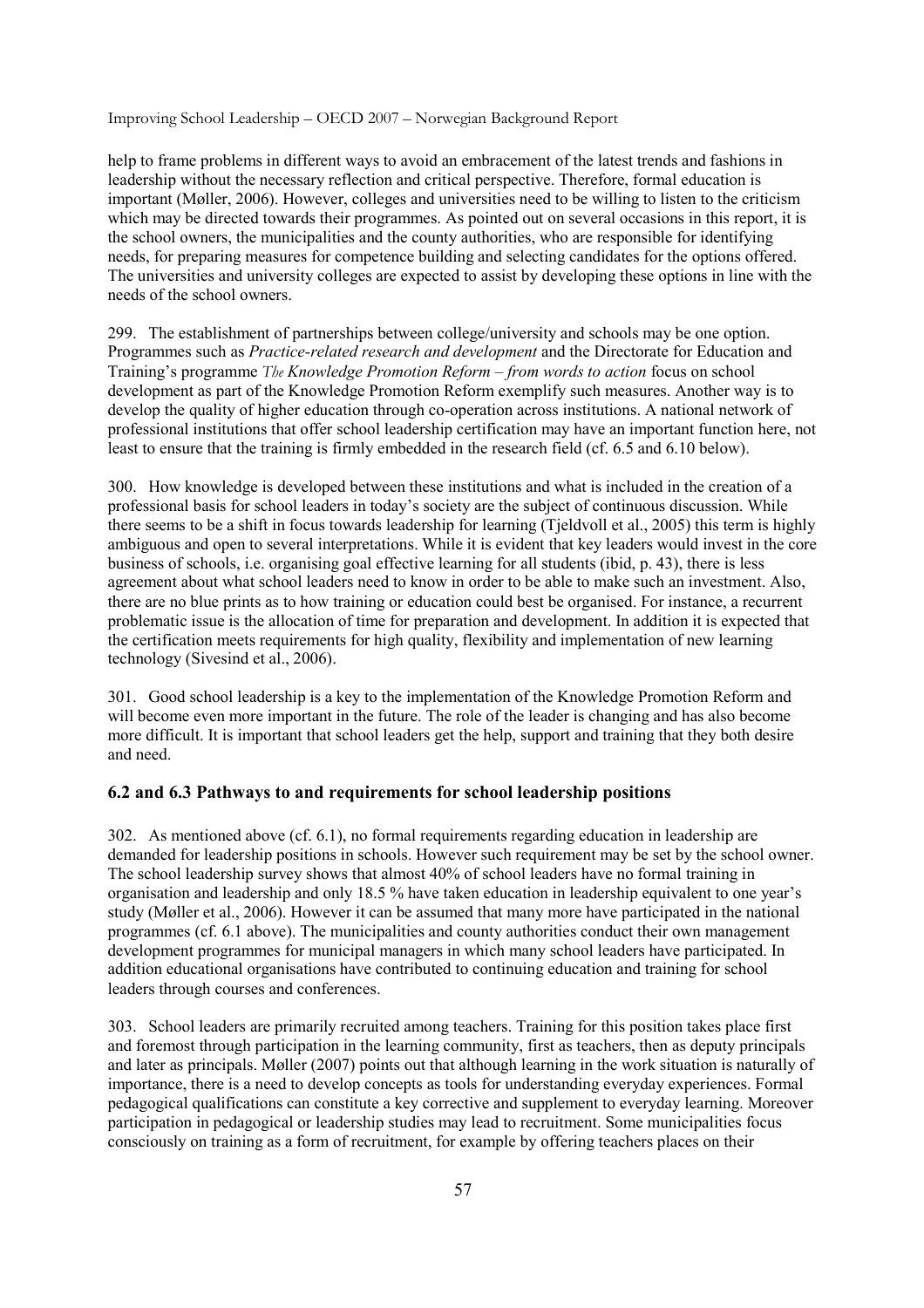help to frame problems in different ways to avoid an embracement of the latest trends and fashions in leadership without the necessary reflection and critical perspective. Therefore, formal education is important (Møller, 2006). However, colleges and universities need to be willing to listen to the criticism which may be directed towards their programmes. As pointed out on several occasions in this report, it is the school owners, the municipalities and the county authorities, who are responsible for identifying needs, for preparing measures for competence building and selecting candidates for the options offered. The universities and university colleges are expected to assist by developing these options in line with the needs of the school owners.

299. The establishment of partnerships between college/university and schools may be one option. Programmes such as *Practice-related research and development* and the Directorate for Education and Training's programme *The Knowledge Promotion Reform – from words to action* focus on school development as part of the Knowledge Promotion Reform exemplify such measures. Another way is to develop the quality of higher education through co-operation across institutions. A national network of professional institutions that offer school leadership certification may have an important function here, not least to ensure that the training is firmly embedded in the research field (cf. 6.5 and 6.10 below).

300. How knowledge is developed between these institutions and what is included in the creation of a professional basis for school leaders in today's society are the subject of continuous discussion. While there seems to be a shift in focus towards leadership for learning (Tjeldvoll et al., 2005) this term is highly ambiguous and open to several interpretations. While it is evident that key leaders would invest in the core business of schools, i.e. organising goal effective learning for all students (ibid, p. 43), there is less agreement about what school leaders need to know in order to be able to make such an investment. Also, there are no blue prints as to how training or education could best be organised. For instance, a recurrent problematic issue is the allocation of time for preparation and development. In addition it is expected that the certification meets requirements for high quality, flexibility and implementation of new learning technology (Sivesind et al., 2006).

301. Good school leadership is a key to the implementation of the Knowledge Promotion Reform and will become even more important in the future. The role of the leader is changing and has also become more difficult. It is important that school leaders get the help, support and training that they both desire and need.

### 6.2 and 6.3 Pathways to and requirements for school leadership positions

302. As mentioned above (cf. 6.1), no formal requirements regarding education in leadership are demanded for leadership positions in schools. However such requirement may be set by the school owner. The school leadership survey shows that almost 40% of school leaders have no formal training in organisation and leadership and only 18.5 % have taken education in leadership equivalent to one year's study (Møller et al., 2006). However it can be assumed that many more have participated in the national programmes (cf. 6.1 above). The municipalities and county authorities conduct their own management development programmes for municipal managers in which many school leaders have participated. In addition educational organisations have contributed to continuing education and training for school leaders through courses and conferences.

303. School leaders are primarily recruited among teachers. Training for this position takes place first and foremost through participation in the learning community, first as teachers, then as deputy principals and later as principals. Møller (2007) points out that although learning in the work situation is naturally of importance, there is a need to develop concepts as tools for understanding everyday experiences. Formal pedagogical qualifications can constitute a key corrective and supplement to everyday learning. Moreover participation in pedagogical or leadership studies may lead to recruitment. Some municipalities focus consciously on training as a form of recruitment, for example by offering teachers places on their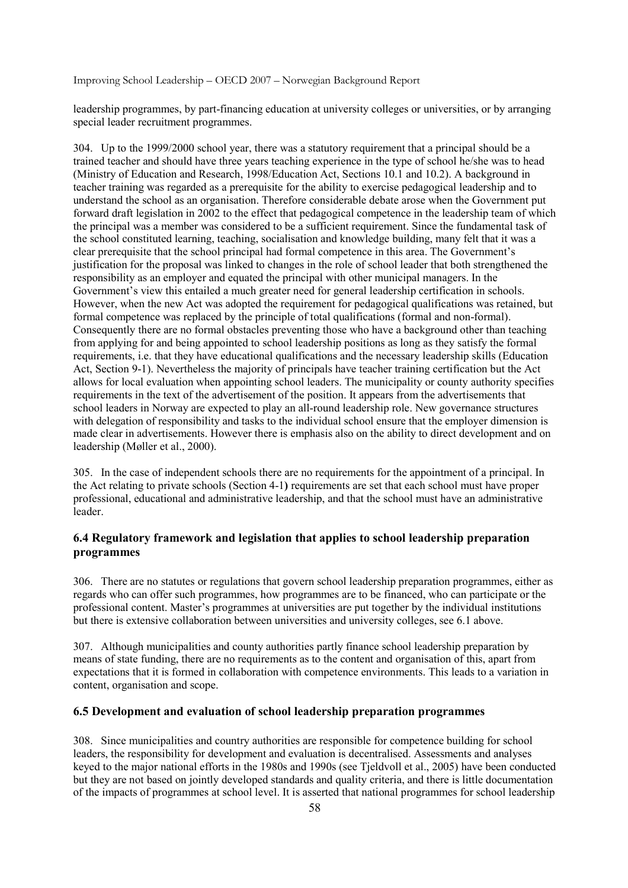leadership programmes, by part-financing education at university colleges or universities, or by arranging special leader recruitment programmes.

304. Up to the 1999/2000 school year, there was a statutory requirement that a principal should be a trained teacher and should have three years teaching experience in the type of school he/she was to head (Ministry of Education and Research, 1998/Education Act, Sections 10.1 and 10.2). A background in teacher training was regarded as a prerequisite for the ability to exercise pedagogical leadership and to understand the school as an organisation. Therefore considerable debate arose when the Government put forward draft legislation in 2002 to the effect that pedagogical competence in the leadership team of which the principal was a member was considered to be a sufficient requirement. Since the fundamental task of the school constituted learning, teaching, socialisation and knowledge building, many felt that it was a clear prerequisite that the school principal had formal competence in this area. The Government's justification for the proposal was linked to changes in the role of school leader that both strengthened the responsibility as an employer and equated the principal with other municipal managers. In the Government's view this entailed a much greater need for general leadership certification in schools. However, when the new Act was adopted the requirement for pedagogical qualifications was retained, but formal competence was replaced by the principle of total qualifications (formal and non-formal). Consequently there are no formal obstacles preventing those who have a background other than teaching from applying for and being appointed to school leadership positions as long as they satisfy the formal requirements, i.e. that they have educational qualifications and the necessary leadership skills (Education Act, Section 9-1). Nevertheless the majority of principals have teacher training certification but the Act allows for local evaluation when appointing school leaders. The municipality or county authority specifies requirements in the text of the advertisement of the position. It appears from the advertisements that school leaders in Norway are expected to play an all-round leadership role. New governance structures with delegation of responsibility and tasks to the individual school ensure that the employer dimension is made clear in advertisements. However there is emphasis also on the ability to direct development and on leadership (Møller et al., 2000).

305. In the case of independent schools there are no requirements for the appointment of a principal. In the Act relating to private schools (Section 4-1**)** requirements are set that each school must have proper professional, educational and administrative leadership, and that the school must have an administrative leader.

## 6.4 Regulatory framework and legislation that applies to school leadership preparation programmes

306. There are no statutes or regulations that govern school leadership preparation programmes, either as regards who can offer such programmes, how programmes are to be financed, who can participate or the professional content. Master's programmes at universities are put together by the individual institutions but there is extensive collaboration between universities and university colleges, see 6.1 above.

307. Although municipalities and county authorities partly finance school leadership preparation by means of state funding, there are no requirements as to the content and organisation of this, apart from expectations that it is formed in collaboration with competence environments. This leads to a variation in content, organisation and scope.

## 6.5 Development and evaluation of school leadership preparation programmes

308. Since municipalities and country authorities are responsible for competence building for school leaders, the responsibility for development and evaluation is decentralised. Assessments and analyses keyed to the major national efforts in the 1980s and 1990s (see Tjeldvoll et al., 2005) have been conducted but they are not based on jointly developed standards and quality criteria, and there is little documentation of the impacts of programmes at school level. It is asserted that national programmes for school leadership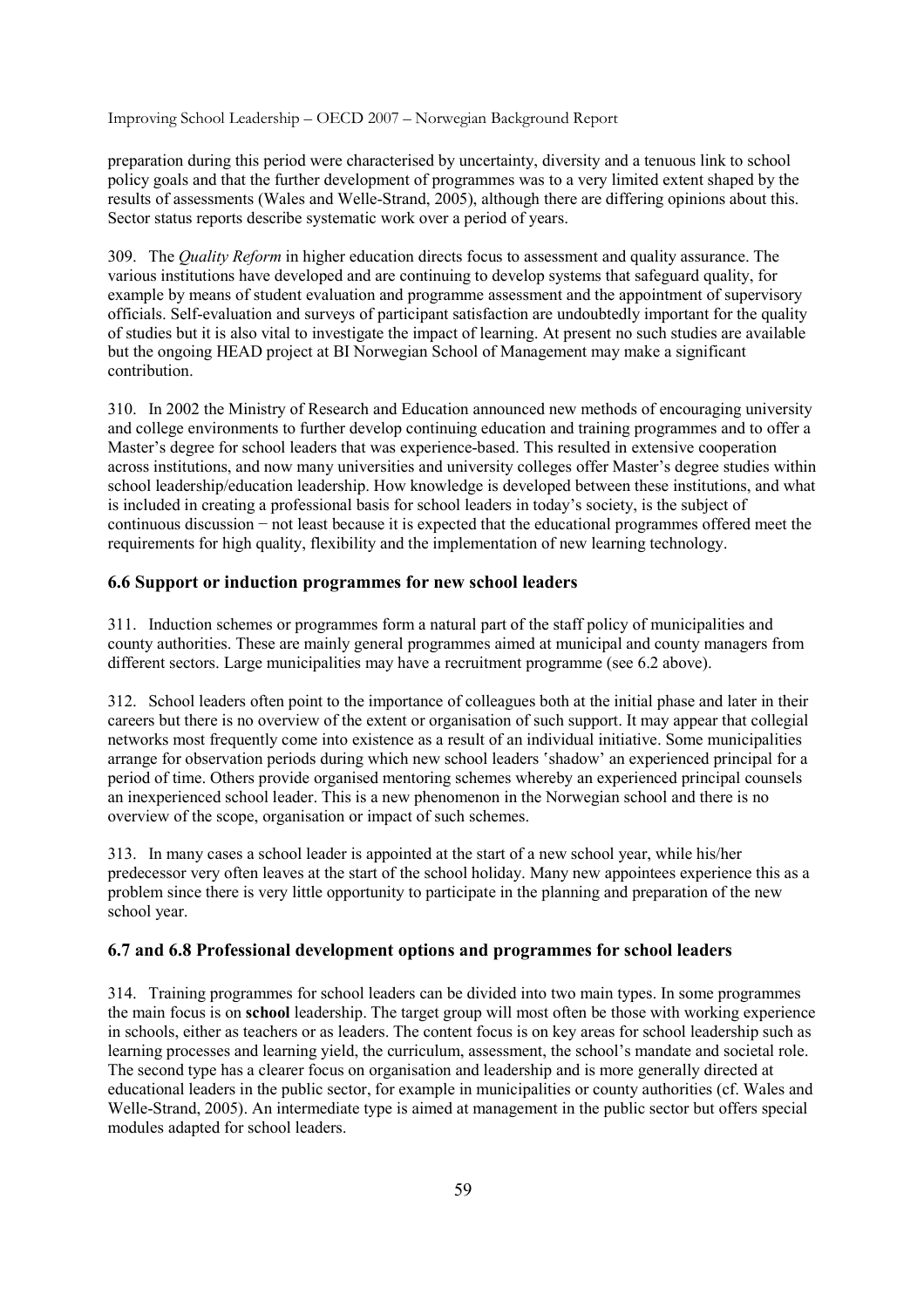preparation during this period were characterised by uncertainty, diversity and a tenuous link to school policy goals and that the further development of programmes was to a very limited extent shaped by the results of assessments (Wales and Welle-Strand, 2005), although there are differing opinions about this. Sector status reports describe systematic work over a period of years.

309. The *Quality Reform* in higher education directs focus to assessment and quality assurance. The various institutions have developed and are continuing to develop systems that safeguard quality, for example by means of student evaluation and programme assessment and the appointment of supervisory officials. Self-evaluation and surveys of participant satisfaction are undoubtedly important for the quality of studies but it is also vital to investigate the impact of learning. At present no such studies are available but the ongoing HEAD project at BI Norwegian School of Management may make a significant contribution.

310. In 2002 the Ministry of Research and Education announced new methods of encouraging university and college environments to further develop continuing education and training programmes and to offer a Master's degree for school leaders that was experience-based. This resulted in extensive cooperation across institutions, and now many universities and university colleges offer Master's degree studies within school leadership/education leadership. How knowledge is developed between these institutions, and what is included in creating a professional basis for school leaders in today's society, is the subject of continuous discussion − not least because it is expected that the educational programmes offered meet the requirements for high quality, flexibility and the implementation of new learning technology.

### 6.6 Support or induction programmes for new school leaders

311. Induction schemes or programmes form a natural part of the staff policy of municipalities and county authorities. These are mainly general programmes aimed at municipal and county managers from different sectors. Large municipalities may have a recruitment programme (see 6.2 above).

312. School leaders often point to the importance of colleagues both at the initial phase and later in their careers but there is no overview of the extent or organisation of such support. It may appear that collegial networks most frequently come into existence as a result of an individual initiative. Some municipalities arrange for observation periods during which new school leaders 'shadow' an experienced principal for a period of time. Others provide organised mentoring schemes whereby an experienced principal counsels an inexperienced school leader. This is a new phenomenon in the Norwegian school and there is no overview of the scope, organisation or impact of such schemes.

313. In many cases a school leader is appointed at the start of a new school year, while his/her predecessor very often leaves at the start of the school holiday. Many new appointees experience this as a problem since there is very little opportunity to participate in the planning and preparation of the new school year.

### 6.7 and 6.8 Professional development options and programmes for school leaders

314. Training programmes for school leaders can be divided into two main types. In some programmes the main focus is on **school** leadership. The target group will most often be those with working experience in schools, either as teachers or as leaders. The content focus is on key areas for school leadership such as learning processes and learning yield, the curriculum, assessment, the school's mandate and societal role. The second type has a clearer focus on organisation and leadership and is more generally directed at educational leaders in the public sector, for example in municipalities or county authorities (cf. Wales and Welle-Strand, 2005). An intermediate type is aimed at management in the public sector but offers special modules adapted for school leaders.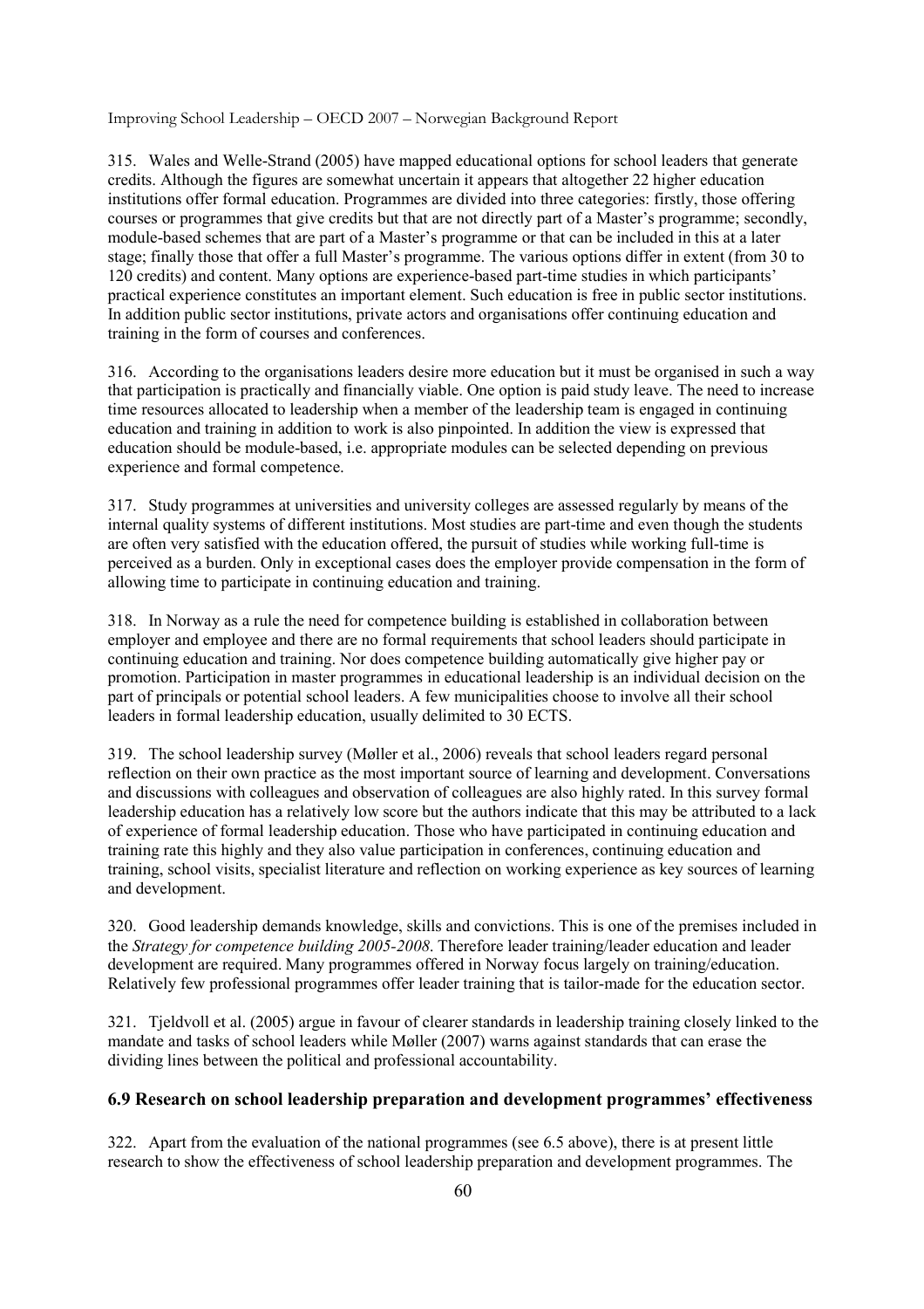315. Wales and Welle-Strand (2005) have mapped educational options for school leaders that generate credits. Although the figures are somewhat uncertain it appears that altogether 22 higher education institutions offer formal education. Programmes are divided into three categories: firstly, those offering courses or programmes that give credits but that are not directly part of a Master's programme; secondly, module-based schemes that are part of a Master's programme or that can be included in this at a later stage; finally those that offer a full Master's programme. The various options differ in extent (from 30 to 120 credits) and content. Many options are experience-based part-time studies in which participants' practical experience constitutes an important element. Such education is free in public sector institutions. In addition public sector institutions, private actors and organisations offer continuing education and training in the form of courses and conferences.

316. According to the organisations leaders desire more education but it must be organised in such a way that participation is practically and financially viable. One option is paid study leave. The need to increase time resources allocated to leadership when a member of the leadership team is engaged in continuing education and training in addition to work is also pinpointed. In addition the view is expressed that education should be module-based, i.e. appropriate modules can be selected depending on previous experience and formal competence.

317. Study programmes at universities and university colleges are assessed regularly by means of the internal quality systems of different institutions. Most studies are part-time and even though the students are often very satisfied with the education offered, the pursuit of studies while working full-time is perceived as a burden. Only in exceptional cases does the employer provide compensation in the form of allowing time to participate in continuing education and training.

318. In Norway as a rule the need for competence building is established in collaboration between employer and employee and there are no formal requirements that school leaders should participate in continuing education and training. Nor does competence building automatically give higher pay or promotion. Participation in master programmes in educational leadership is an individual decision on the part of principals or potential school leaders. A few municipalities choose to involve all their school leaders in formal leadership education, usually delimited to 30 ECTS.

319. The school leadership survey (Møller et al., 2006) reveals that school leaders regard personal reflection on their own practice as the most important source of learning and development. Conversations and discussions with colleagues and observation of colleagues are also highly rated. In this survey formal leadership education has a relatively low score but the authors indicate that this may be attributed to a lack of experience of formal leadership education. Those who have participated in continuing education and training rate this highly and they also value participation in conferences, continuing education and training, school visits, specialist literature and reflection on working experience as key sources of learning and development.

320. Good leadership demands knowledge, skills and convictions. This is one of the premises included in the *Strategy for competence building 2005-2008*. Therefore leader training/leader education and leader development are required. Many programmes offered in Norway focus largely on training/education. Relatively few professional programmes offer leader training that is tailor-made for the education sector.

321. Tjeldvoll et al. (2005) argue in favour of clearer standards in leadership training closely linked to the mandate and tasks of school leaders while Møller (2007) warns against standards that can erase the dividing lines between the political and professional accountability.

### 6.9 Research on school leadership preparation and development programmes' effectiveness

322. Apart from the evaluation of the national programmes (see 6.5 above), there is at present little research to show the effectiveness of school leadership preparation and development programmes. The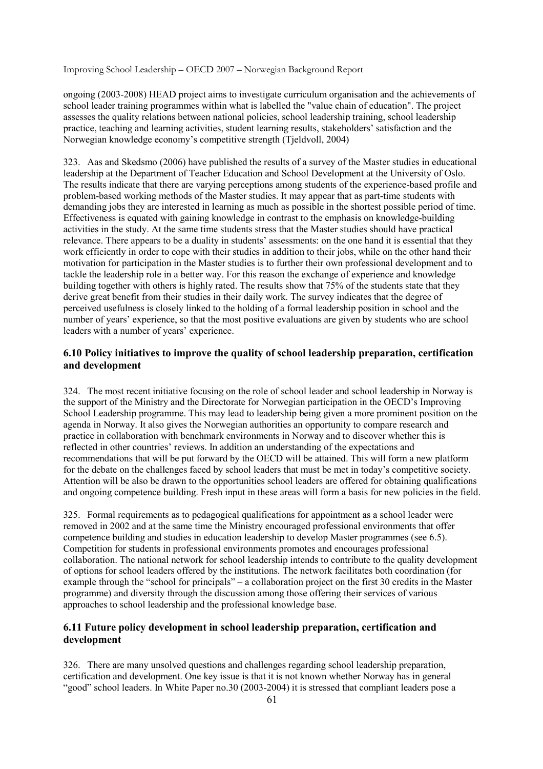ongoing (2003-2008) HEAD project aims to investigate curriculum organisation and the achievements of school leader training programmes within what is labelled the "value chain of education". The project assesses the quality relations between national policies, school leadership training, school leadership practice, teaching and learning activities, student learning results, stakeholders' satisfaction and the Norwegian knowledge economy's competitive strength (Tjeldvoll, 2004)

323. Aas and Skedsmo (2006) have published the results of a survey of the Master studies in educational leadership at the Department of Teacher Education and School Development at the University of Oslo. The results indicate that there are varying perceptions among students of the experience-based profile and problem-based working methods of the Master studies. It may appear that as part-time students with demanding jobs they are interested in learning as much as possible in the shortest possible period of time. Effectiveness is equated with gaining knowledge in contrast to the emphasis on knowledge-building activities in the study. At the same time students stress that the Master studies should have practical relevance. There appears to be a duality in students' assessments: on the one hand it is essential that they work efficiently in order to cope with their studies in addition to their jobs, while on the other hand their motivation for participation in the Master studies is to further their own professional development and to tackle the leadership role in a better way. For this reason the exchange of experience and knowledge building together with others is highly rated. The results show that 75% of the students state that they derive great benefit from their studies in their daily work. The survey indicates that the degree of perceived usefulness is closely linked to the holding of a formal leadership position in school and the number of years' experience, so that the most positive evaluations are given by students who are school leaders with a number of years' experience.

## 6.10 Policy initiatives to improve the quality of school leadership preparation, certification and development

324. The most recent initiative focusing on the role of school leader and school leadership in Norway is the support of the Ministry and the Directorate for Norwegian participation in the OECD's Improving School Leadership programme. This may lead to leadership being given a more prominent position on the agenda in Norway. It also gives the Norwegian authorities an opportunity to compare research and practice in collaboration with benchmark environments in Norway and to discover whether this is reflected in other countries' reviews. In addition an understanding of the expectations and recommendations that will be put forward by the OECD will be attained. This will form a new platform for the debate on the challenges faced by school leaders that must be met in today's competitive society. Attention will be also be drawn to the opportunities school leaders are offered for obtaining qualifications and ongoing competence building. Fresh input in these areas will form a basis for new policies in the field.

325. Formal requirements as to pedagogical qualifications for appointment as a school leader were removed in 2002 and at the same time the Ministry encouraged professional environments that offer competence building and studies in education leadership to develop Master programmes (see 6.5). Competition for students in professional environments promotes and encourages professional collaboration. The national network for school leadership intends to contribute to the quality development of options for school leaders offered by the institutions. The network facilitates both coordination (for example through the "school for principals" – a collaboration project on the first 30 credits in the Master programme) and diversity through the discussion among those offering their services of various approaches to school leadership and the professional knowledge base.

## 6.11 Future policy development in school leadership preparation, certification and development

326. There are many unsolved questions and challenges regarding school leadership preparation, certification and development. One key issue is that it is not known whether Norway has in general "good" school leaders. In White Paper no.30 (2003-2004) it is stressed that compliant leaders pose a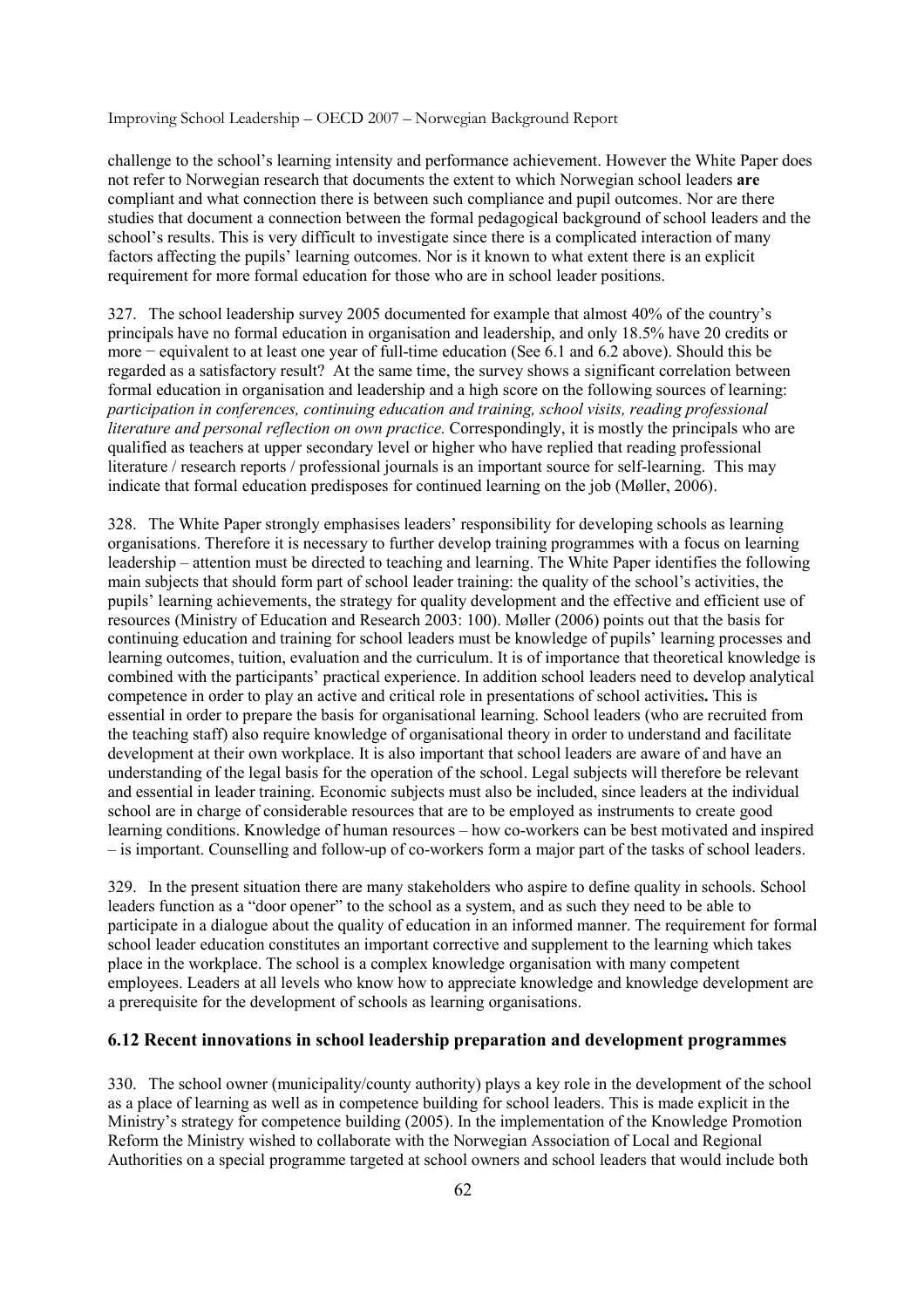challenge to the school's learning intensity and performance achievement. However the White Paper does not refer to Norwegian research that documents the extent to which Norwegian school leaders **are** compliant and what connection there is between such compliance and pupil outcomes. Nor are there studies that document a connection between the formal pedagogical background of school leaders and the school's results. This is very difficult to investigate since there is a complicated interaction of many factors affecting the pupils' learning outcomes. Nor is it known to what extent there is an explicit requirement for more formal education for those who are in school leader positions.

327. The school leadership survey 2005 documented for example that almost 40% of the country's principals have no formal education in organisation and leadership, and only 18.5% have 20 credits or more − equivalent to at least one year of full-time education (See 6.1 and 6.2 above). Should this be regarded as a satisfactory result? At the same time, the survey shows a significant correlation between formal education in organisation and leadership and a high score on the following sources of learning: *participation in conferences, continuing education and training, school visits, reading professional literature and personal reflection on own practice.* Correspondingly, it is mostly the principals who are qualified as teachers at upper secondary level or higher who have replied that reading professional literature / research reports / professional journals is an important source for self-learning. This may indicate that formal education predisposes for continued learning on the job (Møller, 2006).

328. The White Paper strongly emphasises leaders' responsibility for developing schools as learning organisations. Therefore it is necessary to further develop training programmes with a focus on learning leadership – attention must be directed to teaching and learning. The White Paper identifies the following main subjects that should form part of school leader training: the quality of the school's activities, the pupils' learning achievements, the strategy for quality development and the effective and efficient use of resources (Ministry of Education and Research 2003: 100). Møller (2006) points out that the basis for continuing education and training for school leaders must be knowledge of pupils' learning processes and learning outcomes, tuition, evaluation and the curriculum. It is of importance that theoretical knowledge is combined with the participants' practical experience. In addition school leaders need to develop analytical competence in order to play an active and critical role in presentations of school activities**.** This is essential in order to prepare the basis for organisational learning. School leaders (who are recruited from the teaching staff) also require knowledge of organisational theory in order to understand and facilitate development at their own workplace. It is also important that school leaders are aware of and have an understanding of the legal basis for the operation of the school. Legal subjects will therefore be relevant and essential in leader training. Economic subjects must also be included, since leaders at the individual school are in charge of considerable resources that are to be employed as instruments to create good learning conditions. Knowledge of human resources – how co-workers can be best motivated and inspired – is important. Counselling and follow-up of co-workers form a major part of the tasks of school leaders.

329. In the present situation there are many stakeholders who aspire to define quality in schools. School leaders function as a "door opener" to the school as a system, and as such they need to be able to participate in a dialogue about the quality of education in an informed manner. The requirement for formal school leader education constitutes an important corrective and supplement to the learning which takes place in the workplace. The school is a complex knowledge organisation with many competent employees. Leaders at all levels who know how to appreciate knowledge and knowledge development are a prerequisite for the development of schools as learning organisations.

## 6.12 Recent innovations in school leadership preparation and development programmes

330. The school owner (municipality/county authority) plays a key role in the development of the school as a place of learning as well as in competence building for school leaders. This is made explicit in the Ministry's strategy for competence building (2005). In the implementation of the Knowledge Promotion Reform the Ministry wished to collaborate with the Norwegian Association of Local and Regional Authorities on a special programme targeted at school owners and school leaders that would include both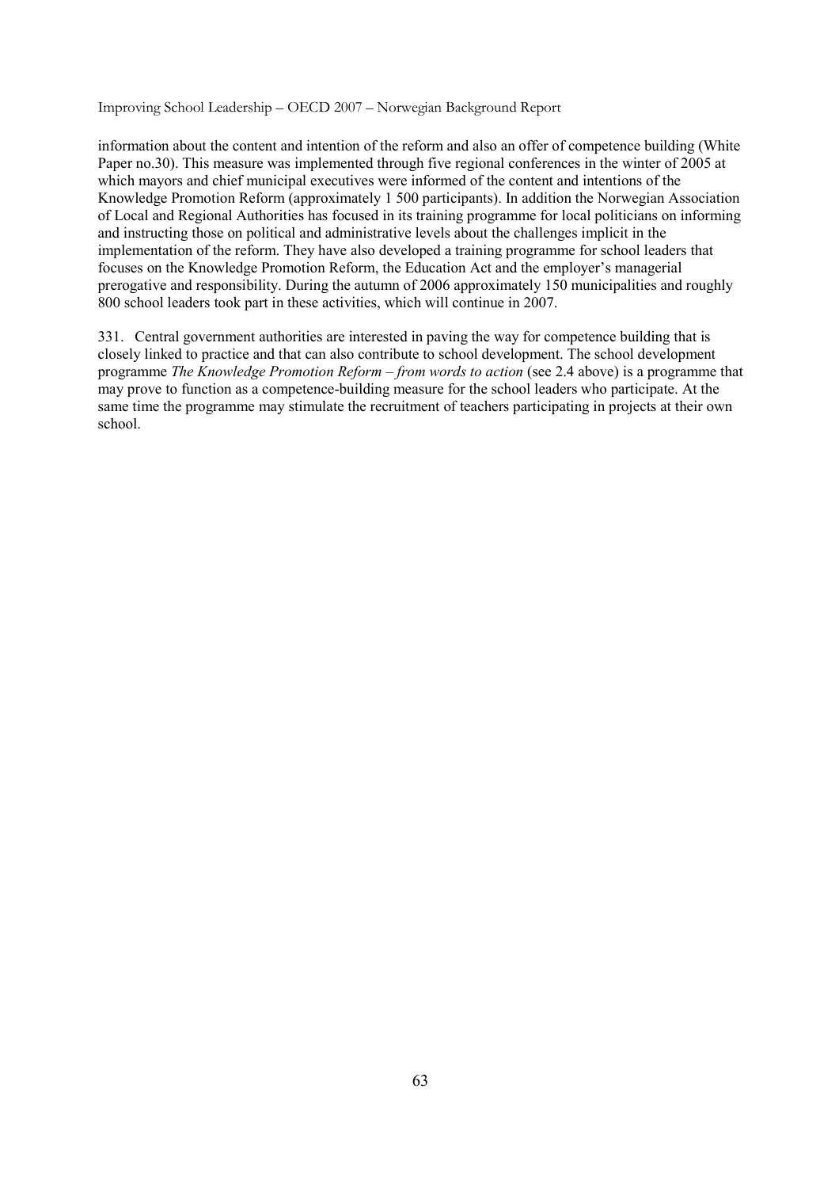information about the content and intention of the reform and also an offer of competence building (White Paper no.30). This measure was implemented through five regional conferences in the winter of 2005 at which mayors and chief municipal executives were informed of the content and intentions of the Knowledge Promotion Reform (approximately 1 500 participants). In addition the Norwegian Association of Local and Regional Authorities has focused in its training programme for local politicians on informing and instructing those on political and administrative levels about the challenges implicit in the implementation of the reform. They have also developed a training programme for school leaders that focuses on the Knowledge Promotion Reform, the Education Act and the employer's managerial prerogative and responsibility. During the autumn of 2006 approximately 150 municipalities and roughly 800 school leaders took part in these activities, which will continue in 2007.

331. Central government authorities are interested in paving the way for competence building that is closely linked to practice and that can also contribute to school development. The school development programme *The Knowledge Promotion Reform – from words to action* (see 2.4 above) is a programme that may prove to function as a competence-building measure for the school leaders who participate. At the same time the programme may stimulate the recruitment of teachers participating in projects at their own school.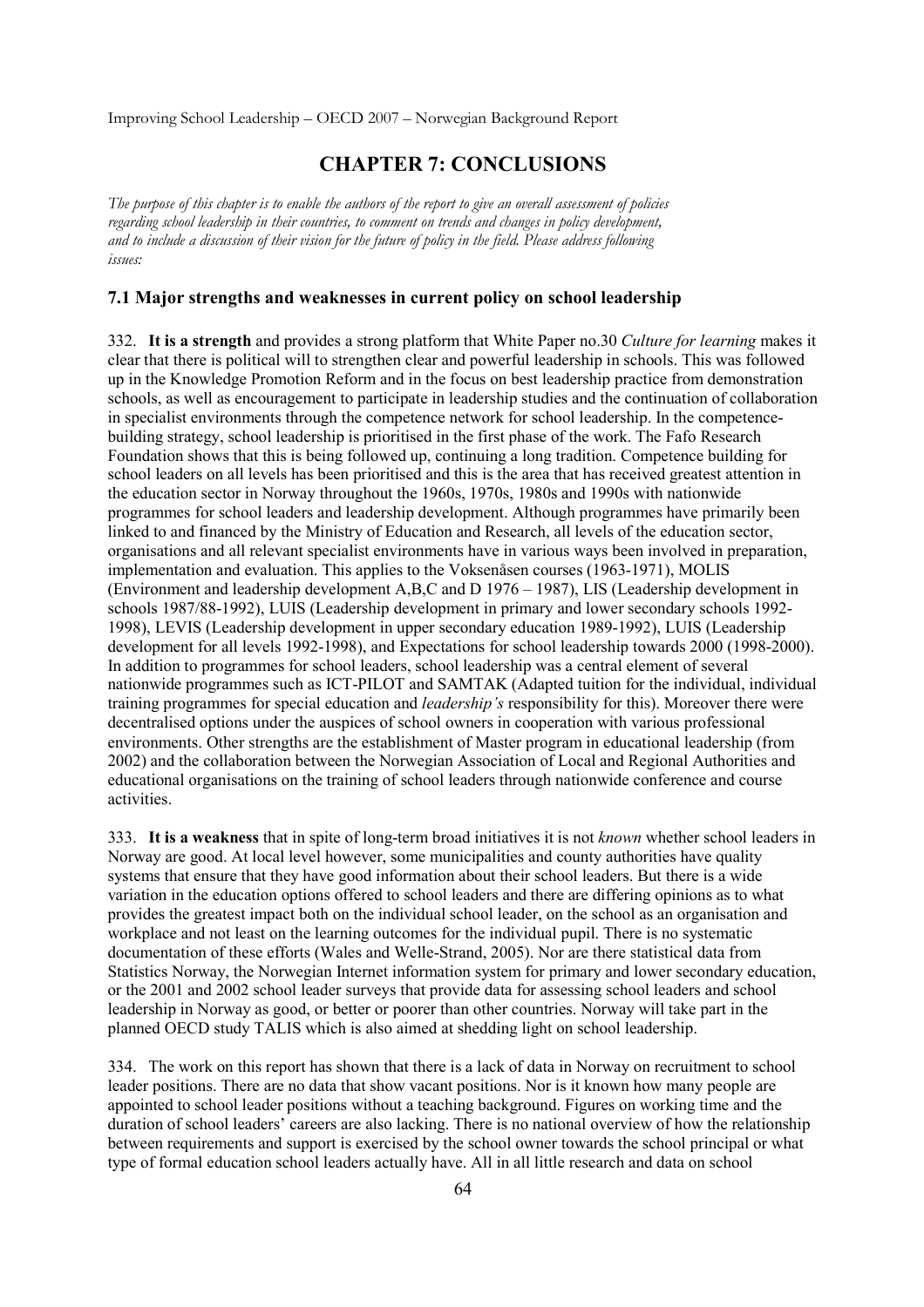# CHAPTER 7: CONCLUSIONS

*The purpose of this chapter is to enable the authors of the report to give an overall assessment of policies regarding school leadership in their countries, to comment on trends and changes in policy development, and to include a discussion of their vision for the future of policy in the field. Please address following issues:*

### 7.1 Major strengths and weaknesses in current policy on school leadership

332. **It is a strength** and provides a strong platform that White Paper no.30 *Culture for learning* makes it clear that there is political will to strengthen clear and powerful leadership in schools. This was followed up in the Knowledge Promotion Reform and in the focus on best leadership practice from demonstration schools, as well as encouragement to participate in leadership studies and the continuation of collaboration in specialist environments through the competence network for school leadership. In the competence-building strategy, school leadership is prioritised in the first phase of the work. The Fafo Research Foundation shows that this is being followed up, continuing a long tradition. Competence building for school leaders on all levels has been prioritised and this is the area that has received greatest attention in the education sector in Norway throughout the 1960s, 1970s, 1980s and 1990s with nationwide programmes for school leaders and leadership development. Although programmes have primarily been linked to and financed by the Ministry of Education and Research, all levels of the education sector, organisations and all relevant specialist environments have in various ways been involved in preparation, implementation and evaluation. This applies to the Voksenåsen courses (1963-1971), MOLIS (Environment and leadership development A,B,C and D 1976 – 1987), LIS (Leadership development in schools 1987/88-1992), LUIS (Leadership development in primary and lower secondary schools 1992-1998), LEVIS (Leadership development in upper secondary education 1989-1992), LUIS (Leadership development for all levels 1992-1998), and Expectations for school leadership towards 2000 (1998-2000). In addition to programmes for school leaders, school leadership was a central element of several nationwide programmes such as ICT-PILOT and SAMTAK (Adapted tuition for the individual, individual training programmes for special education and *leadership's* responsibility for this). Moreover there were decentralised options under the auspices of school owners in cooperation with various professional environments. Other strengths are the establishment of Master program in educational leadership (from 2002) and the collaboration between the Norwegian Association of Local and Regional Authorities and educational organisations on the training of school leaders through nationwide conference and course activities.

333. **It is a weakness** that in spite of long-term broad initiatives it is not *known* whether school leaders in Norway are good. At local level however, some municipalities and county authorities have quality systems that ensure that they have good information about their school leaders. But there is a wide variation in the education options offered to school leaders and there are differing opinions as to what provides the greatest impact both on the individual school leader, on the school as an organisation and workplace and not least on the learning outcomes for the individual pupil. There is no systematic documentation of these efforts (Wales and Welle-Strand, 2005). Nor are there statistical data from Statistics Norway, the Norwegian Internet information system for primary and lower secondary education, or the 2001 and 2002 school leader surveys that provide data for assessing school leaders and school leadership in Norway as good, or better or poorer than other countries. Norway will take part in the planned OECD study TALIS which is also aimed at shedding light on school leadership.

334. The work on this report has shown that there is a lack of data in Norway on recruitment to school leader positions. There are no data that show vacant positions. Nor is it known how many people are appointed to school leader positions without a teaching background. Figures on working time and the duration of school leaders' careers are also lacking. There is no national overview of how the relationship between requirements and support is exercised by the school owner towards the school principal or what type of formal education school leaders actually have. All in all little research and data on school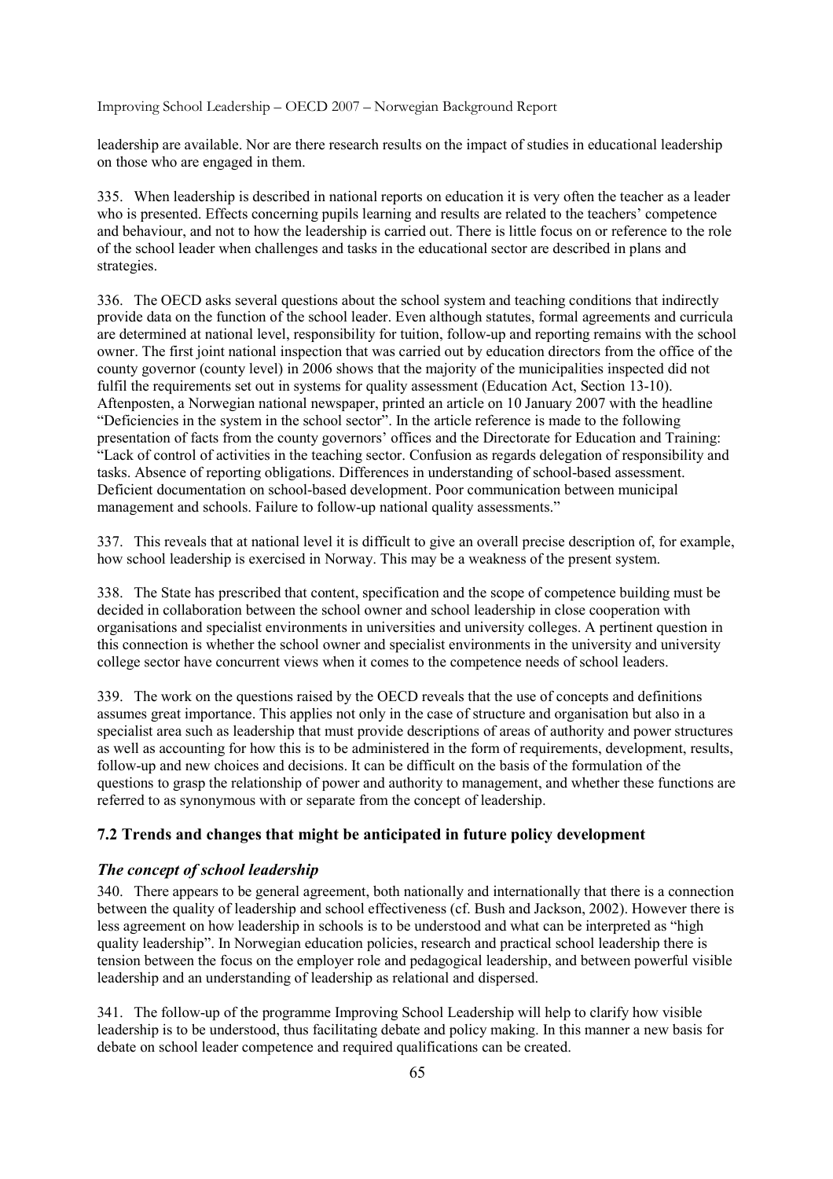leadership are available. Nor are there research results on the impact of studies in educational leadership on those who are engaged in them.

335. When leadership is described in national reports on education it is very often the teacher as a leader who is presented. Effects concerning pupils learning and results are related to the teachers' competence and behaviour, and not to how the leadership is carried out. There is little focus on or reference to the role of the school leader when challenges and tasks in the educational sector are described in plans and strategies.

336. The OECD asks several questions about the school system and teaching conditions that indirectly provide data on the function of the school leader. Even although statutes, formal agreements and curricula are determined at national level, responsibility for tuition, follow-up and reporting remains with the school owner. The first joint national inspection that was carried out by education directors from the office of the county governor (county level) in 2006 shows that the majority of the municipalities inspected did not fulfil the requirements set out in systems for quality assessment (Education Act, Section 13-10). Aftenposten, a Norwegian national newspaper, printed an article on 10 January 2007 with the headline "Deficiencies in the system in the school sector". In the article reference is made to the following presentation of facts from the county governors' offices and the Directorate for Education and Training: "Lack of control of activities in the teaching sector. Confusion as regards delegation of responsibility and tasks. Absence of reporting obligations. Differences in understanding of school-based assessment. Deficient documentation on school-based development. Poor communication between municipal management and schools. Failure to follow-up national quality assessments."

337. This reveals that at national level it is difficult to give an overall precise description of, for example, how school leadership is exercised in Norway. This may be a weakness of the present system.

338. The State has prescribed that content, specification and the scope of competence building must be decided in collaboration between the school owner and school leadership in close cooperation with organisations and specialist environments in universities and university colleges. A pertinent question in this connection is whether the school owner and specialist environments in the university and university college sector have concurrent views when it comes to the competence needs of school leaders.

339. The work on the questions raised by the OECD reveals that the use of concepts and definitions assumes great importance. This applies not only in the case of structure and organisation but also in a specialist area such as leadership that must provide descriptions of areas of authority and power structures as well as accounting for how this is to be administered in the form of requirements, development, results, follow-up and new choices and decisions. It can be difficult on the basis of the formulation of the questions to grasp the relationship of power and authority to management, and whether these functions are referred to as synonymous with or separate from the concept of leadership.

## 7.2 Trends and changes that might be anticipated in future policy development

### *The concept of school leadership*

340. There appears to be general agreement, both nationally and internationally that there is a connection between the quality of leadership and school effectiveness (cf. Bush and Jackson, 2002). However there is less agreement on how leadership in schools is to be understood and what can be interpreted as "high quality leadership". In Norwegian education policies, research and practical school leadership there is tension between the focus on the employer role and pedagogical leadership, and between powerful visible leadership and an understanding of leadership as relational and dispersed.

341. The follow-up of the programme Improving School Leadership will help to clarify how visible leadership is to be understood, thus facilitating debate and policy making. In this manner a new basis for debate on school leader competence and required qualifications can be created.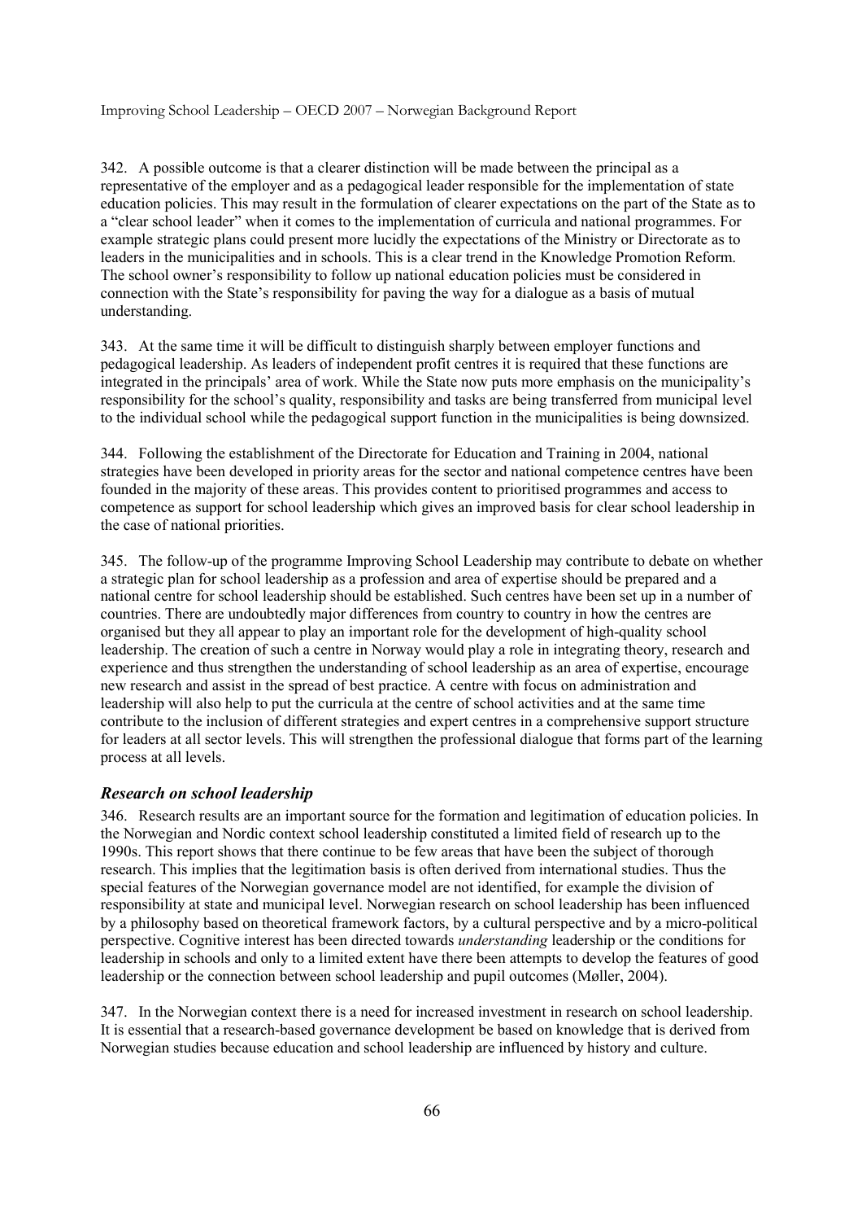342. A possible outcome is that a clearer distinction will be made between the principal as a representative of the employer and as a pedagogical leader responsible for the implementation of state education policies. This may result in the formulation of clearer expectations on the part of the State as to a "clear school leader" when it comes to the implementation of curricula and national programmes. For example strategic plans could present more lucidly the expectations of the Ministry or Directorate as to leaders in the municipalities and in schools. This is a clear trend in the Knowledge Promotion Reform. The school owner's responsibility to follow up national education policies must be considered in connection with the State's responsibility for paving the way for a dialogue as a basis of mutual understanding.

343. At the same time it will be difficult to distinguish sharply between employer functions and pedagogical leadership. As leaders of independent profit centres it is required that these functions are integrated in the principals' area of work. While the State now puts more emphasis on the municipality's responsibility for the school's quality, responsibility and tasks are being transferred from municipal level to the individual school while the pedagogical support function in the municipalities is being downsized.

344. Following the establishment of the Directorate for Education and Training in 2004, national strategies have been developed in priority areas for the sector and national competence centres have been founded in the majority of these areas. This provides content to prioritised programmes and access to competence as support for school leadership which gives an improved basis for clear school leadership in the case of national priorities.

345. The follow-up of the programme Improving School Leadership may contribute to debate on whether a strategic plan for school leadership as a profession and area of expertise should be prepared and a national centre for school leadership should be established. Such centres have been set up in a number of countries. There are undoubtedly major differences from country to country in how the centres are organised but they all appear to play an important role for the development of high-quality school leadership. The creation of such a centre in Norway would play a role in integrating theory, research and experience and thus strengthen the understanding of school leadership as an area of expertise, encourage new research and assist in the spread of best practice. A centre with focus on administration and leadership will also help to put the curricula at the centre of school activities and at the same time contribute to the inclusion of different strategies and expert centres in a comprehensive support structure for leaders at all sector levels. This will strengthen the professional dialogue that forms part of the learning process at all levels.

### *Research on school leadership*

346. Research results are an important source for the formation and legitimation of education policies. In the Norwegian and Nordic context school leadership constituted a limited field of research up to the 1990s. This report shows that there continue to be few areas that have been the subject of thorough research. This implies that the legitimation basis is often derived from international studies. Thus the special features of the Norwegian governance model are not identified, for example the division of responsibility at state and municipal level. Norwegian research on school leadership has been influenced by a philosophy based on theoretical framework factors, by a cultural perspective and by a micro-political perspective. Cognitive interest has been directed towards *understanding* leadership or the conditions for leadership in schools and only to a limited extent have there been attempts to develop the features of good leadership or the connection between school leadership and pupil outcomes (Møller, 2004).

347. In the Norwegian context there is a need for increased investment in research on school leadership. It is essential that a research-based governance development be based on knowledge that is derived from Norwegian studies because education and school leadership are influenced by history and culture.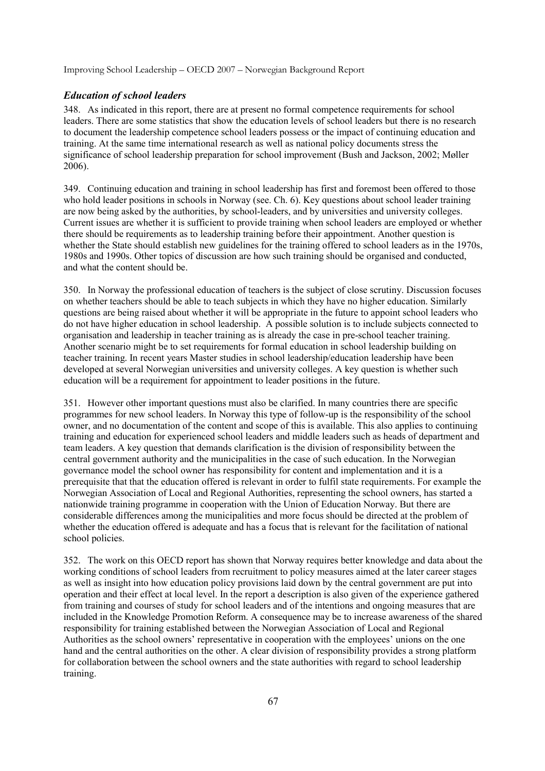### *Education of school leaders*

348. As indicated in this report, there are at present no formal competence requirements for school leaders. There are some statistics that show the education levels of school leaders but there is no research to document the leadership competence school leaders possess or the impact of continuing education and training. At the same time international research as well as national policy documents stress the significance of school leadership preparation for school improvement (Bush and Jackson, 2002; Møller 2006).

349. Continuing education and training in school leadership has first and foremost been offered to those who hold leader positions in schools in Norway (see. Ch. 6). Key questions about school leader training are now being asked by the authorities, by school-leaders, and by universities and university colleges. Current issues are whether it is sufficient to provide training when school leaders are employed or whether there should be requirements as to leadership training before their appointment. Another question is whether the State should establish new guidelines for the training offered to school leaders as in the 1970s, 1980s and 1990s. Other topics of discussion are how such training should be organised and conducted, and what the content should be.

350. In Norway the professional education of teachers is the subject of close scrutiny. Discussion focuses on whether teachers should be able to teach subjects in which they have no higher education. Similarly questions are being raised about whether it will be appropriate in the future to appoint school leaders who do not have higher education in school leadership. A possible solution is to include subjects connected to organisation and leadership in teacher training as is already the case in pre-school teacher training. Another scenario might be to set requirements for formal education in school leadership building on teacher training. In recent years Master studies in school leadership/education leadership have been developed at several Norwegian universities and university colleges. A key question is whether such education will be a requirement for appointment to leader positions in the future.

351. However other important questions must also be clarified. In many countries there are specific programmes for new school leaders. In Norway this type of follow-up is the responsibility of the school owner, and no documentation of the content and scope of this is available. This also applies to continuing training and education for experienced school leaders and middle leaders such as heads of department and team leaders. A key question that demands clarification is the division of responsibility between the central government authority and the municipalities in the case of such education. In the Norwegian governance model the school owner has responsibility for content and implementation and it is a prerequisite that that the education offered is relevant in order to fulfil state requirements. For example the Norwegian Association of Local and Regional Authorities, representing the school owners, has started a nationwide training programme in cooperation with the Union of Education Norway. But there are considerable differences among the municipalities and more focus should be directed at the problem of whether the education offered is adequate and has a focus that is relevant for the facilitation of national school policies.

352. The work on this OECD report has shown that Norway requires better knowledge and data about the working conditions of school leaders from recruitment to policy measures aimed at the later career stages as well as insight into how education policy provisions laid down by the central government are put into operation and their effect at local level. In the report a description is also given of the experience gathered from training and courses of study for school leaders and of the intentions and ongoing measures that are included in the Knowledge Promotion Reform. A consequence may be to increase awareness of the shared responsibility for training established between the Norwegian Association of Local and Regional Authorities as the school owners' representative in cooperation with the employees' unions on the one hand and the central authorities on the other. A clear division of responsibility provides a strong platform for collaboration between the school owners and the state authorities with regard to school leadership training.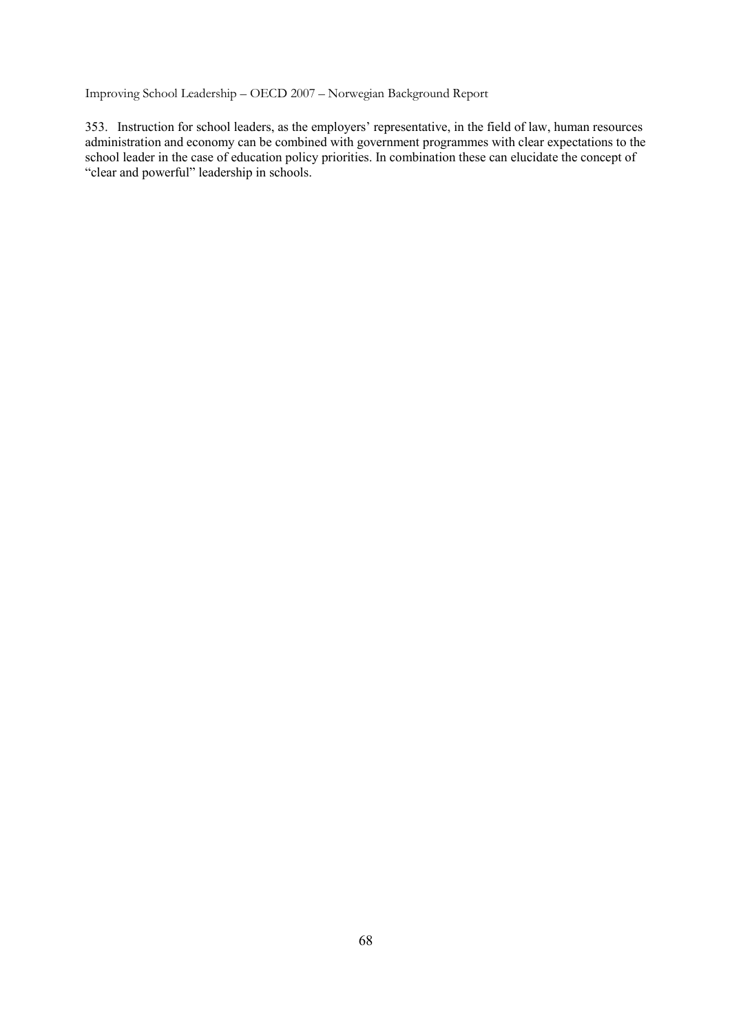353. Instruction for school leaders, as the employers' representative, in the field of law, human resources administration and economy can be combined with government programmes with clear expectations to the school leader in the case of education policy priorities. In combination these can elucidate the concept of "clear and powerful" leadership in schools.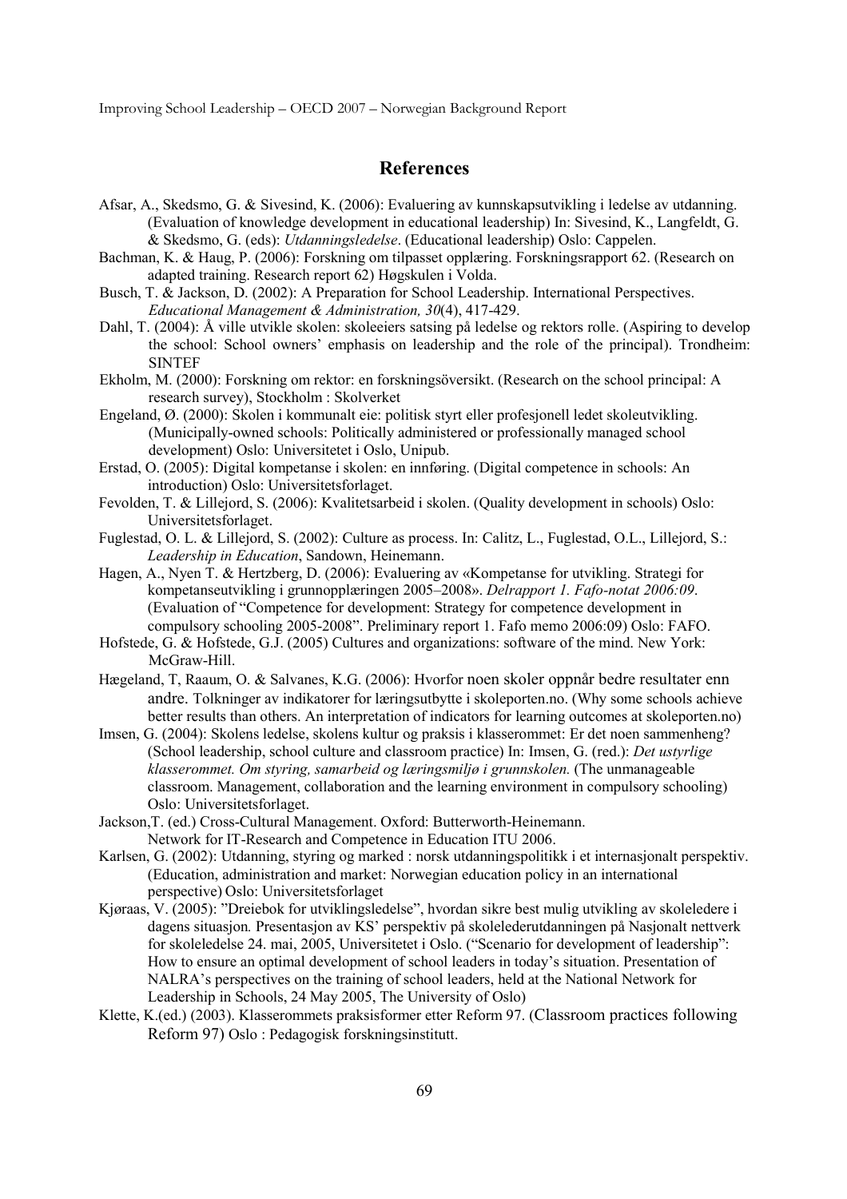## References

Afsar, A., Skedsmo, G. & Sivesind, K. (2006): Evaluering av kunnskapsutvikling i ledelse av utdanning. (Evaluation of knowledge development in educational leadership) In: Sivesind, K., Langfeldt, G. & Skedsmo, G. (eds): *Utdanningsledelse*. (Educational leadership) Oslo: Cappelen.

Bachman, K. & Haug, P. (2006): Forskning om tilpasset opplæring. Forskningsrapport 62. (Research on adapted training. Research report 62) Høgskulen i Volda.

Busch, T. & Jackson, D. (2002): A Preparation for School Leadership. International Perspectives. *Educational Management & Administration, 30*(4), 417-429.

Dahl, T. (2004): Å ville utvikle skolen: skoleeiers satsing på ledelse og rektors rolle. (Aspiring to develop the school: School owners' emphasis on leadership and the role of the principal). Trondheim: SINTEF

Ekholm, M. (2000): Forskning om rektor: en forskningsöversikt. (Research on the school principal: A research survey), Stockholm : Skolverket

Engeland, Ø. (2000): Skolen i kommunalt eie: politisk styrt eller profesjonell ledet skoleutvikling. (Municipally-owned schools: Politically administered or professionally managed school development) Oslo: Universitetet i Oslo, Unipub.

Erstad, O. (2005): Digital kompetanse i skolen: en innføring. (Digital competence in schools: An introduction) Oslo: Universitetsforlaget.

Fevolden, T. & Lillejord, S. (2006): Kvalitetsarbeid i skolen. (Quality development in schools) Oslo: Universitetsforlaget.

Fuglestad, O. L. & Lillejord, S. (2002): Culture as process. In: Calitz, L., Fuglestad, O.L., Lillejord, S.: *Leadership in Education*, Sandown, Heinemann.

Hagen, A., Nyen T. & Hertzberg, D. (2006): Evaluering av «Kompetanse for utvikling. Strategi for kompetanseutvikling i grunnopplæringen 2005–2008». *Delrapport 1. Fafo-notat 2006:09*. (Evaluation of "Competence for development: Strategy for competence development in compulsory schooling 2005-2008". Preliminary report 1. Fafo memo 2006:09) Oslo: FAFO.

Hofstede, G. & Hofstede, G.J. (2005) Cultures and organizations: software of the mind. New York: McGraw-Hill.

Hægeland, T, Raaum, O. & Salvanes, K.G. (2006): Hvorfor noen skoler oppnår bedre resultater enn andre. Tolkninger av indikatorer for læringsutbytte i skoleporten.no. (Why some schools achieve better results than others. An interpretation of indicators for learning outcomes at skoleporten.no)

Imsen, G. (2004): Skolens ledelse, skolens kultur og praksis i klasserommet: Er det noen sammenheng? (School leadership, school culture and classroom practice) In: Imsen, G. (red.): *Det ustyrlige klasserommet. Om styring, samarbeid og læringsmiljø i grunnskolen.* (The unmanageable classroom. Management, collaboration and the learning environment in compulsory schooling) Oslo: Universitetsforlaget.

Jackson,T. (ed.) Cross-Cultural Management. Oxford: Butterworth-Heinemann.
Network for IT-Research and Competence in Education ITU 2006.

Karlsen, G. (2002): Utdanning, styring og marked : norsk utdanningspolitikk i et internasjonalt perspektiv. (Education, administration and market: Norwegian education policy in an international perspective) Oslo: Universitetsforlaget

Kjøraas, V. (2005): "Dreiebok for utviklingsledelse", hvordan sikre best mulig utvikling av skoleledere i dagens situasjon*.* Presentasjon av KS' perspektiv på skolelederutdanningen på Nasjonalt nettverk for skoleledelse 24. mai, 2005, Universitetet i Oslo. ("Scenario for development of leadership": How to ensure an optimal development of school leaders in today's situation. Presentation of NALRA's perspectives on the training of school leaders, held at the National Network for Leadership in Schools, 24 May 2005, The University of Oslo)

Klette, K.(ed.) (2003). Klasserommets praksisformer etter Reform 97. (Classroom practices following Reform 97) Oslo : Pedagogisk forskningsinstituttet.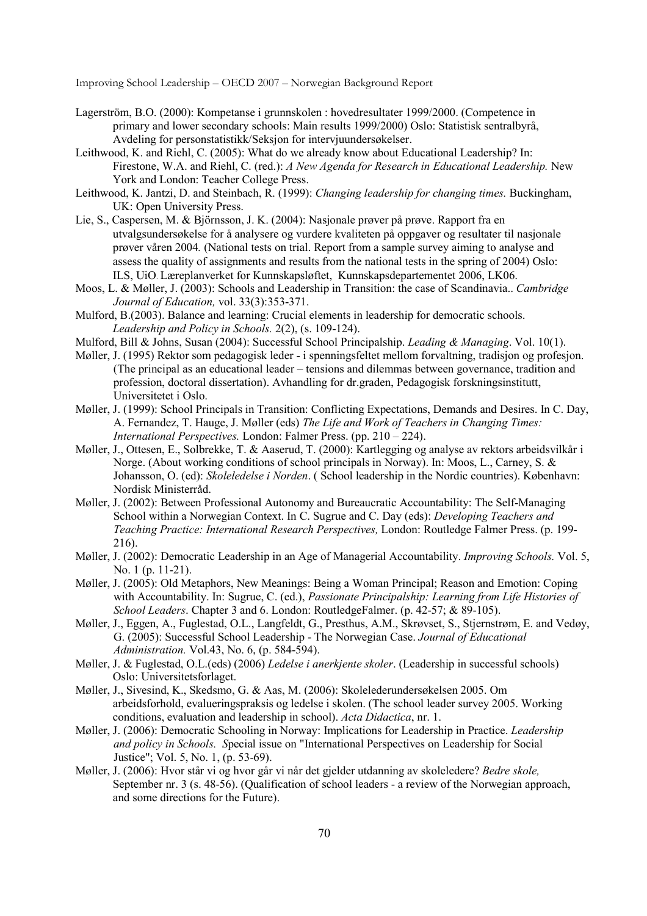Lagerström, B.O. (2000): Kompetanse i grunnskolen : hovedresultater 1999/2000. (Competence in primary and lower secondary schools: Main results 1999/2000) Oslo: Statistisk sentralbyrå, Avdeling for personstatistikk/Seksjon for intervjuundersøkelser.

Leithwood, K. and Riehl, C. (2005): What do we already know about Educational Leadership? In: Firestone, W.A. and Riehl, C. (red.): *A New Agenda for Research in Educational Leadership.* New York and London: Teacher College Press.

Leithwood, K. Jantzi, D. and Steinbach, R. (1999): *Changing leadership for changing times.* Buckingham, UK: Open University Press.

Lie, S., Caspersen, M. & Björnsson, J. K. (2004): Nasjonale prøver på prøve. Rapport fra en utvalgsundersøkelse for å analysere og vurdere kvaliteten på oppgaver og resultater til nasjonale prøver våren 2004*.* (National tests on trial. Report from a sample survey aiming to analyse and assess the quality of assignments and results from the national tests in the spring of 2004) Oslo: ILS, UiO. Læreplanverket for Kunnskapsløftet, Kunnskapsdepartementet 2006, LK06.

Moos, L. & Møller, J. (2003): Schools and Leadership in Transition: the case of Scandinavia.. *Cambridge Journal of Education,* vol. 33(3):353-371.

Mulford, B.(2003). Balance and learning: Crucial elements in leadership for democratic schools. *Leadership and Policy in Schools.* 2(2), (s. 109-124).

Mulford, Bill & Johns, Susan (2004): Successful School Principalship. *Leading & Managing*. Vol. 10(1).

Møller, J. (1995) Rektor som pedagogisk leder - i spenningsfeltet mellom forvaltning, tradisjon og profesjon. (The principal as an educational leader – tensions and dilemmas between governance, tradition and profession, doctoral dissertation). Avhandling for dr.graden, Pedagogisk forskningsinstitutt, Universitetet i Oslo.

Møller, J. (1999): School Principals in Transition: Conflicting Expectations, Demands and Desires. In C. Day, A. Fernandez, T. Hauge, J. Møller (eds) *The Life and Work of Teachers in Changing Times: International Perspectives.* London: Falmer Press. (pp. 210 – 224).

Møller, J., Ottesen, E., Solbrekke, T. & Aaserud, T. (2000): Kartlegging og analyse av rektors arbeidsvilkår i Norge. (About working conditions of school principals in Norway). In: Moos, L., Carney, S. & Johansson, O. (ed): *Skoleledelse i Norden*. ( School leadership in the Nordic countries). København: Nordisk Ministerråd.

Møller, J. (2002): Between Professional Autonomy and Bureaucratic Accountability: The Self-Managing School within a Norwegian Context. In C. Sugrue and C. Day (eds): *Developing Teachers and Teaching Practice: International Research Perspectives,* London: Routledge Falmer Press. (p. 199-216).

Møller, J. (2002): Democratic Leadership in an Age of Managerial Accountability. *Improving Schools.* Vol. 5, No. 1 (p. 11-21).

Møller, J. (2005): Old Metaphors, New Meanings: Being a Woman Principal; Reason and Emotion: Coping with Accountability. In: Sugrue, C. (ed.), *Passionate Principalship: Learning from Life Histories of School Leaders*. Chapter 3 and 6. London: RoutledgeFalmer. (p. 42-57; & 89-105).

Møller, J., Eggen, A., Fuglestad, O.L., Langfeldt, G., Presthus, A.M., Skrøvset, S., Stjernstrøm, E. and Vedøy, G. (2005): Successful School Leadership - The Norwegian Case. *Journal of Educational Administration.* Vol.43, No. 6, (p. 584-594).

Møller, J. & Fuglestad, O.L.(eds) (2006) *Ledelse i anerkjente skoler*. (Leadership in successful schools) Oslo: Universitetsforlaget.

Møller, J., Sivesind, K., Skedsmo, G. & Aas, M. (2006): Skolelederundersøkelsen 2005. Om arbeidsforhold, evalueringspraksis og ledelse i skolen. (The school leader survey 2005. Working conditions, evaluation and leadership in school). *Acta Didactica*, nr. 1.

Møller, J. (2006): Democratic Schooling in Norway: Implications for Leadership in Practice. *Leadership and policy in Schools. S*pecial issue on "International Perspectives on Leadership for Social Justice"; Vol. 5, No. 1, (p. 53-69).

Møller, J. (2006): Hvor står vi og hvor går vi når det gjelder utdanning av skoleledere? *Bedre skole,* September nr. 3 (s. 48-56). (Qualification of school leaders - a review of the Norwegian approach, and some directions for the Future).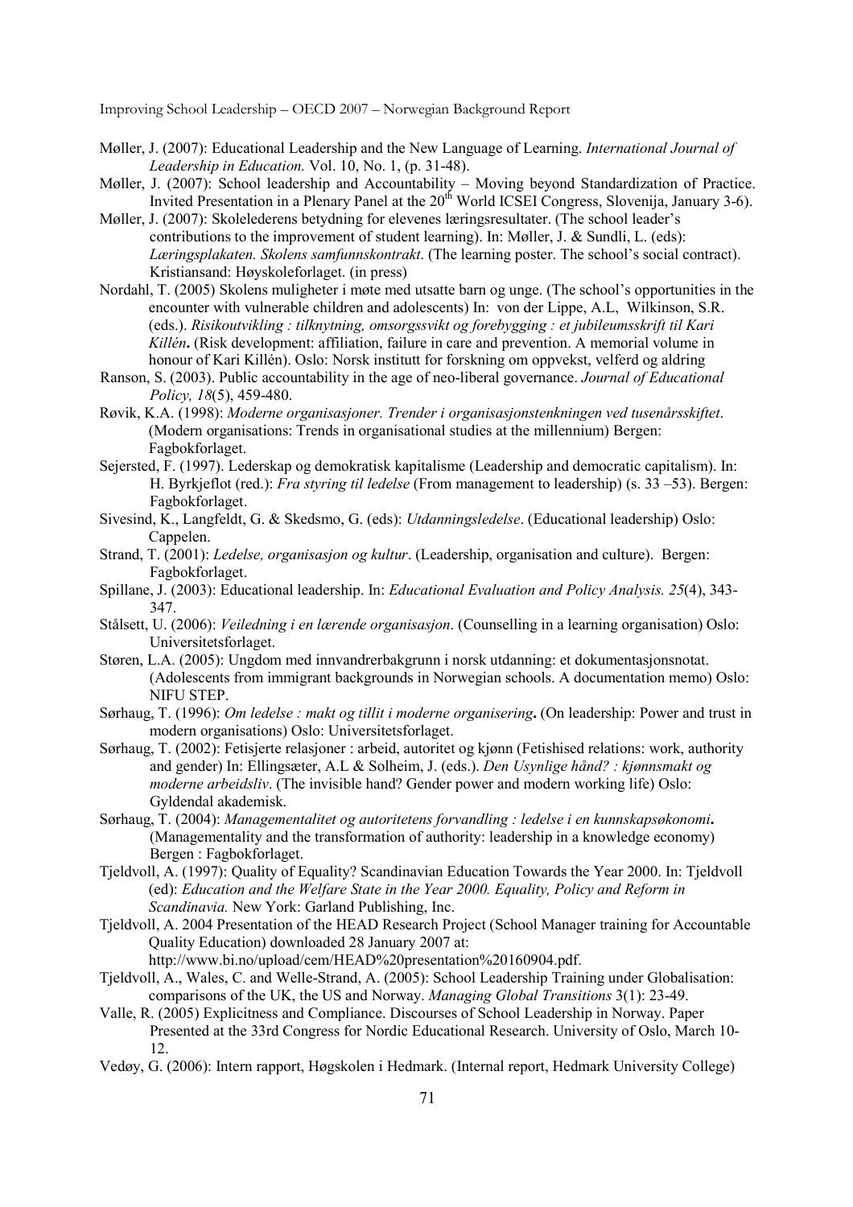Møller, J. (2007): Educational Leadership and the New Language of Learning. *International Journal of Leadership in Education.* Vol. 10, No. 1, (p. 31-48).

Møller, J. (2007): School leadership and Accountability – Moving beyond Standardization of Practice. Invited Presentation in a Plenary Panel at the 20th World ICSEI Congress, Slovenija, January 3-6).

Møller, J. (2007): Skolelederens betydning for elevenes læringsresultater. (The school leader's contributions to the improvement of student learning). In: Møller, J. & Sundli, L. (eds): *Læringsplakaten. Skolens samfunnskontrakt.* (The learning poster. The school's social contract). Kristiansand: Høyskoleforlaget. (in press)

Nordahl, T. (2005) Skolens muligheter i møte med utsatte barn og unge. (The school's opportunities in the encounter with vulnerable children and adolescents) In: von der Lippe, A.L, Wilkinson, S.R. (eds.). *Risikoutvikling : tilknytning, omsorgssvikt og forebygging : et jubileumsskrift til Kari Killén***.** (Risk development: affiliation, failure in care and prevention. A memorial volume in honour of Kari Killén). Oslo: Norsk institutt for forskning om oppvekst, velferd og aldring

Ranson, S. (2003). Public accountability in the age of neo-liberal governance. *Journal of Educational Policy, 18*(5), 459-480.

Røvik, K.A. (1998): *Moderne organisasjoner. Trender i organisasjonstenkningen ved tusenårsskiftet*. (Modern organisations: Trends in organisational studies at the millennium) Bergen: Fagbokforlaget.

Sejersted, F. (1997). Lederskap og demokratisk kapitalisme (Leadership and democratic capitalism). In: H. Byrkjeflot (red.): *Fra styring til ledelse* (From management to leadership) (s. 33 –53). Bergen: Fagbokforlaget.

Sivesind, K., Langfeldt, G. & Skedsmo, G. (eds): *Utdanningsledelse*. (Educational leadership) Oslo: Cappelen.

Strand, T. (2001): *Ledelse, organisasjon og kultur*. (Leadership, organisation and culture). Bergen: Fagbokforlaget.

Spillane, J. (2003): Educational leadership. In: *Educational Evaluation and Policy Analysis. 25*(4), 343-347.

Stålsett, U. (2006): *Veiledning i en lærende organisasjon*. (Counselling in a learning organisation) Oslo: Universitetsforlaget.

Støren, L.A. (2005): Ungdom med innvandrerbakgrunn i norsk utdanning: et dokumentasjonsnotat. (Adolescents from immigrant backgrounds in Norwegian schools. A documentation memo) Oslo: NIFU STEP.

Sørhaug, T. (1996): *Om ledelse : makt og tillit i moderne organisering***.** (On leadership: Power and trust in modern organisations) Oslo: Universitetsforlaget.

Sørhaug, T. (2002): Fetisjerte relasjoner : arbeid, autoritet og kjønn (Fetishised relations: work, authority and gender) In: Ellingsæter, A.L & Solheim, J. (eds.). *Den Usynlige hånd? : kjønnsmakt og moderne arbeidsliv*. (The invisible hand? Gender power and modern working life) Oslo: Gyldendal akademisk.

Sørhaug, T. (2004): *Managementalitet og autoritetens forvandling : ledelse i en kunnskapsøkonomi***.** (Managementality and the transformation of authority: leadership in a knowledge economy) Bergen : Fagbokforlaget.

Tjeldvoll, A. (1997): Quality of Equality? Scandinavian Education Towards the Year 2000. In: Tjeldvoll (ed): *Education and the Welfare State in the Year 2000. Equality, Policy and Reform in Scandinavia.* New York: Garland Publishing, Inc.

Tjeldvoll, A. 2004 Presentation of the HEAD Research Project (School Manager training for Accountable Quality Education) downloaded 28 January 2007 at: http://www.bi.no/upload/cem/HEAD%20presentation%20160904.pdf.

Tjeldvoll, A., Wales, C. and Welle-Strand, A. (2005): School Leadership Training under Globalisation: comparisons of the UK, the US and Norway. *Managing Global Transitions* 3(1): 23-49.

Valle, R. (2005) Explicitness and Compliance. Discourses of School Leadership in Norway. Paper Presented at the 33rd Congress for Nordic Educational Research. University of Oslo, March 10-12.

Vedøy, G. (2006): Intern rapport, Høgskolen i Hedmark. (Internal report, Hedmark University College)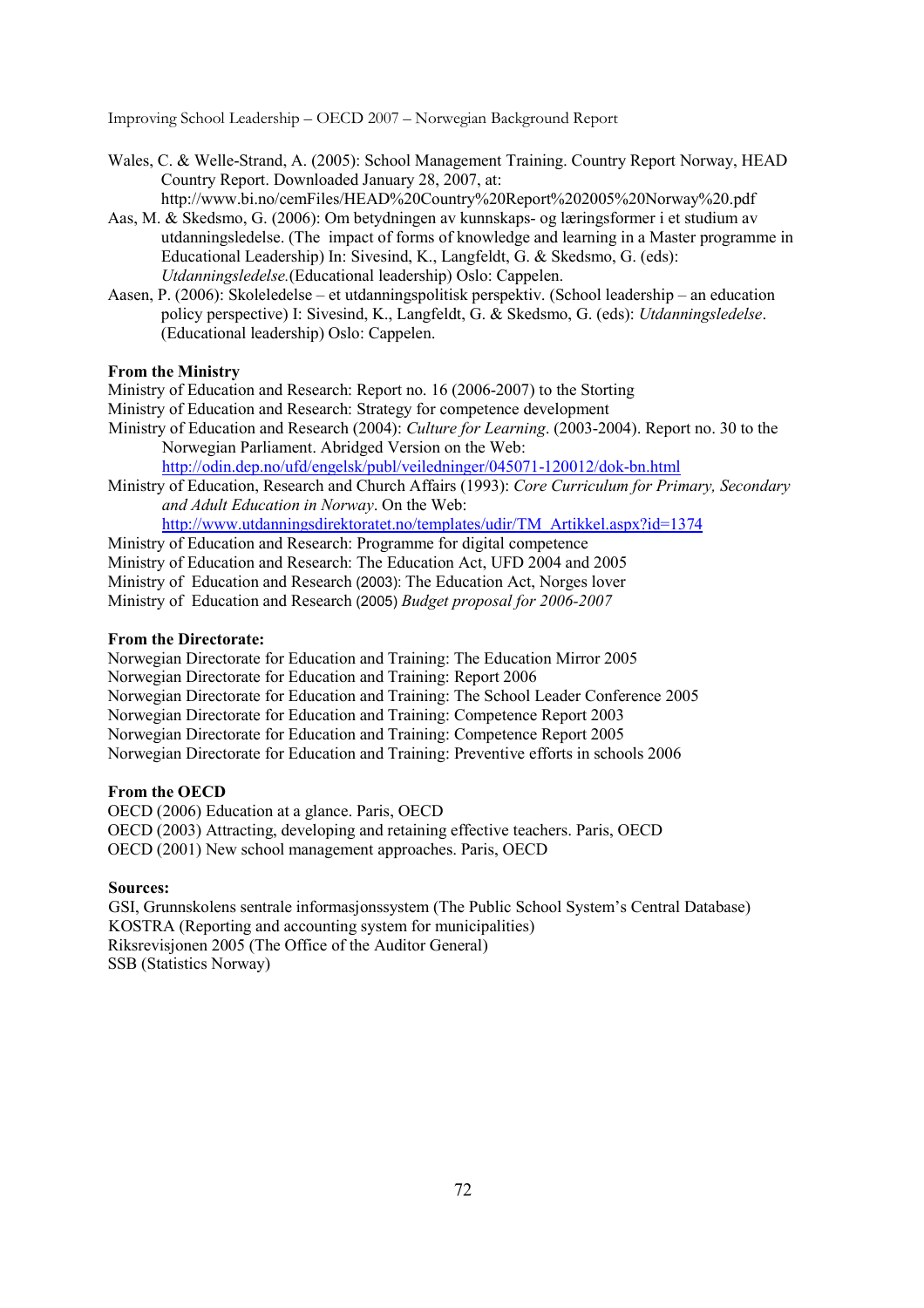Wales, C. & Welle-Strand, A. (2005): School Management Training. Country Report Norway, HEAD Country Report. Downloaded January 28, 2007, at: http://www.bi.no/cemFiles/HEAD%20Country%20Report%202005%20Norway%20.pdf

Aas, M. & Skedsmo, G. (2006): Om betydningen av kunnskaps- og læringsformer i et studium av utdanningsledelse. (The impact of forms of knowledge and learning in a Master programme in Educational Leadership) In: Sivesind, K., Langfeldt, G. & Skedsmo, G. (eds): *Utdanningsledelse.*(Educational leadership) Oslo: Cappelen.

Aasen, P. (2006): Skoleledelse – et utdanningspolitisk perspektiv. (School leadership – an education policy perspective) I: Sivesind, K., Langfeldt, G. & Skedsmo, G. (eds): *Utdanningsledelse*. (Educational leadership) Oslo: Cappelen.

**From the Ministry**

Ministry of Education and Research: Report no. 16 (2006-2007) to the Storting

Ministry of Education and Research: Strategy for competence development

Ministry of Education and Research (2004): *Culture for Learning*. (2003-2004). Report no. 30 to the Norwegian Parliament. Abridged Version on the Web: http://odin.dep.no/ufd/engelsk/publ/veiledninger/045071-120012/dok-bn.html

Ministry of Education, Research and Church Affairs (1993): *Core Curriculum for Primary, Secondary and Adult Education in Norway*. On the Web: http://www.utdanningsdirektoratet.no/templates/udir/TM_Artikkel.aspx?id=1374

Ministry of Education and Research: Programme for digital competence

Ministry of Education and Research: The Education Act, UFD 2004 and 2005

Ministry of Education and Research (2003): The Education Act, Norges lover

Ministry of Education and Research (2005) *Budget proposal for 2006-2007*

**From the Directorate:**

Norwegian Directorate for Education and Training: The Education Mirror 2005

Norwegian Directorate for Education and Training: Report 2006

Norwegian Directorate for Education and Training: The School Leader Conference 2005

Norwegian Directorate for Education and Training: Competence Report 2003

Norwegian Directorate for Education and Training: Competence Report 2005

Norwegian Directorate for Education and Training: Preventive efforts in schools 2006

**From the OECD**

OECD (2006) Education at a glance. Paris, OECD

OECD (2003) Attracting, developing and retaining effective teachers. Paris, OECD

OECD (2001) New school management approaches. Paris, OECD

**Sources:**

GSI, Grunnskolens sentrale informasjonssystem (The Public School System's Central Database)

KOSTRA (Reporting and accounting system for municipalities)

Riksrevisjonen 2005 (The Office of the Auditor General)

SSB (Statistics Norway)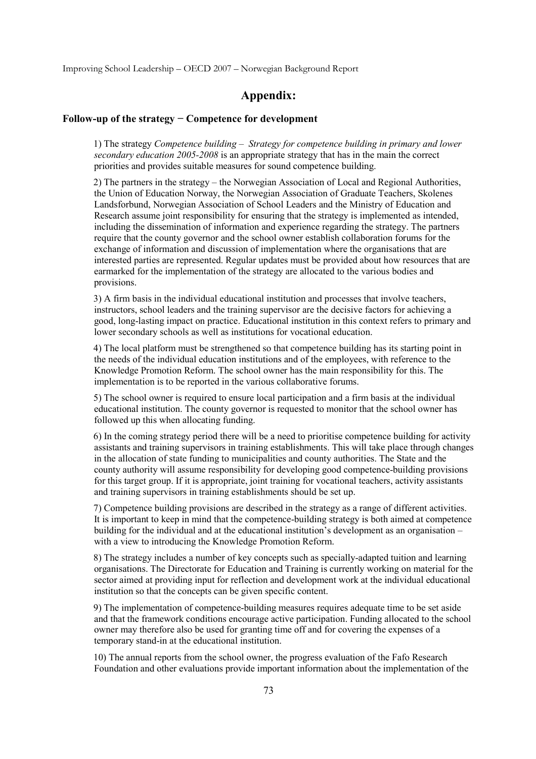# Appendix:

### Follow-up of the strategy − Competence for development

1) The strategy *Competence building – Strategy for competence building in primary and lower secondary education 2005-2008* is an appropriate strategy that has in the main the correct priorities and provides suitable measures for sound competence building.

2) The partners in the strategy – the Norwegian Association of Local and Regional Authorities, the Union of Education Norway, the Norwegian Association of Graduate Teachers, Skolenes Landsforbund, Norwegian Association of School Leaders and the Ministry of Education and Research assume joint responsibility for ensuring that the strategy is implemented as intended, including the dissemination of information and experience regarding the strategy. The partners require that the county governor and the school owner establish collaboration forums for the exchange of information and discussion of implementation where the organisations that are interested parties are represented. Regular updates must be provided about how resources that are earmarked for the implementation of the strategy are allocated to the various bodies and provisions.

3) A firm basis in the individual educational institution and processes that involve teachers, instructors, school leaders and the training supervisor are the decisive factors for achieving a good, long-lasting impact on practice. Educational institution in this context refers to primary and lower secondary schools as well as institutions for vocational education.

4) The local platform must be strengthened so that competence building has its starting point in the needs of the individual education institutions and of the employees, with reference to the Knowledge Promotion Reform. The school owner has the main responsibility for this. The implementation is to be reported in the various collaborative forums.

5) The school owner is required to ensure local participation and a firm basis at the individual educational institution. The county governor is requested to monitor that the school owner has followed up this when allocating funding.

6) In the coming strategy period there will be a need to prioritise competence building for activity assistants and training supervisors in training establishments. This will take place through changes in the allocation of state funding to municipalities and county authorities. The State and the county authority will assume responsibility for developing good competence-building provisions for this target group. If it is appropriate, joint training for vocational teachers, activity assistants and training supervisors in training establishments should be set up.

7) Competence building provisions are described in the strategy as a range of different activities. It is important to keep in mind that the competence-building strategy is both aimed at competence building for the individual and at the educational institution's development as an organisation – with a view to introducing the Knowledge Promotion Reform.

8) The strategy includes a number of key concepts such as specially-adapted tuition and learning organisations. The Directorate for Education and Training is currently working on material for the sector aimed at providing input for reflection and development work at the individual educational institution so that the concepts can be given specific content.

9) The implementation of competence-building measures requires adequate time to be set aside and that the framework conditions encourage active participation. Funding allocated to the school owner may therefore also be used for granting time off and for covering the expenses of a temporary stand-in at the educational institution.

10) The annual reports from the school owner, the progress evaluation of the Fafo Research Foundation and other evaluations provide important information about the implementation of the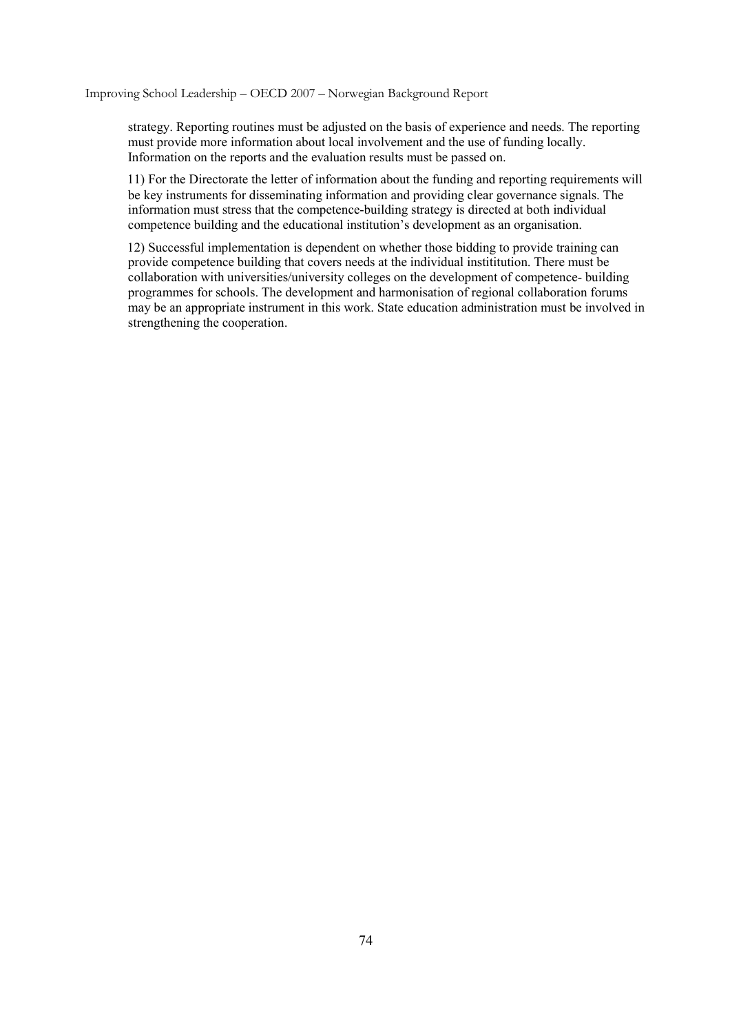strategy. Reporting routines must be adjusted on the basis of experience and needs. The reporting must provide more information about local involvement and the use of funding locally. Information on the reports and the evaluation results must be passed on.

11) For the Directorate the letter of information about the funding and reporting requirements will be key instruments for disseminating information and providing clear governance signals. The information must stress that the competence-building strategy is directed at both individual competence building and the educational institution's development as an organisation.

12) Successful implementation is dependent on whether those bidding to provide training can provide competence building that covers needs at the individual instititution. There must be collaboration with universities/university colleges on the development of competence- building programmes for schools. The development and harmonisation of regional collaboration forums may be an appropriate instrument in this work. State education administration must be involved in strengthening the cooperation.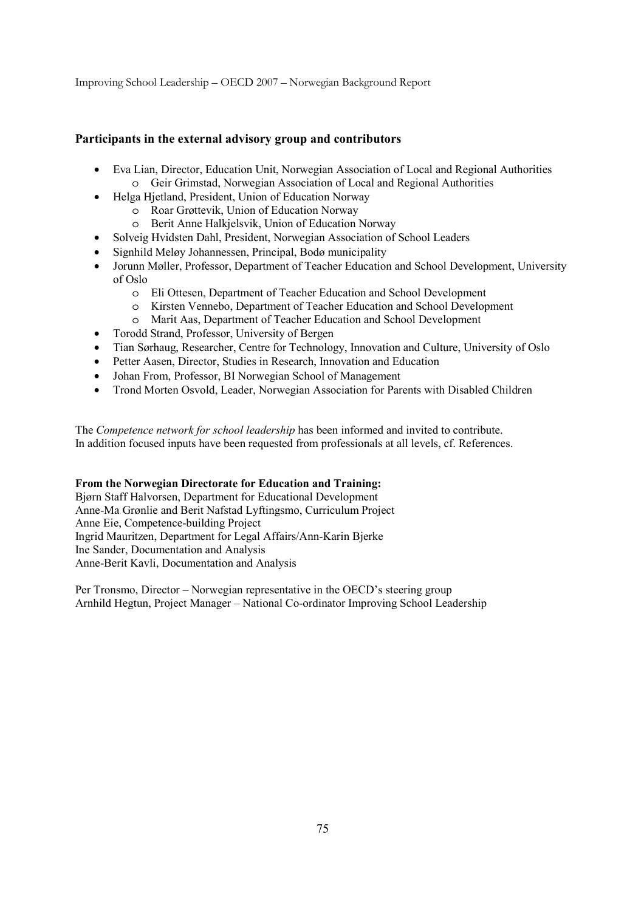## Participants in the external advisory group and contributors

- Eva Lian, Director, Education Unit, Norwegian Association of Local and Regional Authorities
  - Geir Grimstad, Norwegian Association of Local and Regional Authorities
- Helga Hjetland, President, Union of Education Norway
  - Roar Grøttevik, Union of Education Norway
  - Berit Anne Halkjelsvik, Union of Education Norway
- Solveig Hvidsten Dahl, President, Norwegian Association of School Leaders
- Signhild Meløy Johannessen, Principal, Bodø municipality
- Jorunn Møller, Professor, Department of Teacher Education and School Development, University of Oslo
  - Eli Ottesen, Department of Teacher Education and School Development
  - Kirsten Vennebo, Department of Teacher Education and School Development
  - Marit Aas, Department of Teacher Education and School Development
- Torodd Strand, Professor, University of Bergen
- Tian Sørhaug, Researcher, Centre for Technology, Innovation and Culture, University of Oslo
- Petter Aasen, Director, Studies in Research, Innovation and Education
- Johan From, Professor, BI Norwegian School of Management
- Trond Morten Osvold, Leader, Norwegian Association for Parents with Disabled Children

The *Competence network for school leadership* has been informed and invited to contribute.
In addition focused inputs have been requested from professionals at all levels, cf. References.

**From the Norwegian Directorate for Education and Training:**
Bjørn Staff Halvorsen, Department for Educational Development
Anne-Ma Grønlie and Berit Nafstad Lyftingsmo, Curriculum Project
Anne Eie, Competence-building Project
Ingrid Mauritzen, Department for Legal Affairs/Ann-Karin Bjerke
Ine Sander, Documentation and Analysis
Anne-Berit Kavli, Documentation and Analysis

Per Tronsmo, Director – Norwegian representative in the OECD's steering group
Arnhild Hegtun, Project Manager – National Co-ordinator Improving School Leadership